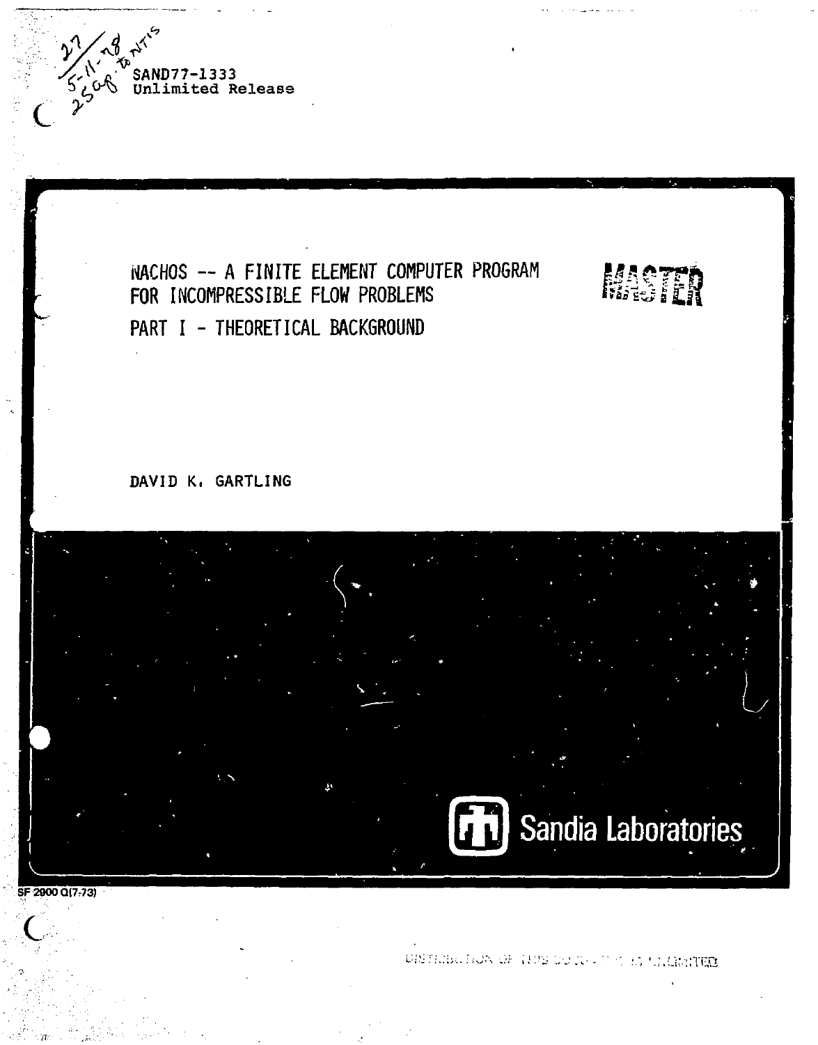SAND77-1333
Unlimited Release

# NACHOS -- A FINITE ELEMENT COMPUTER PROGRAM FOR INCOMPRESSIBLE FLOW PROBLEMS

## PART I - THEORETICAL BACKGROUND

MASTER

DAVID K. GARTLING

Sandia Laboratories

SF 2900 Q(7-73)

DISTRIBUTION OF THIS DOCUMENT IS UNLIMITED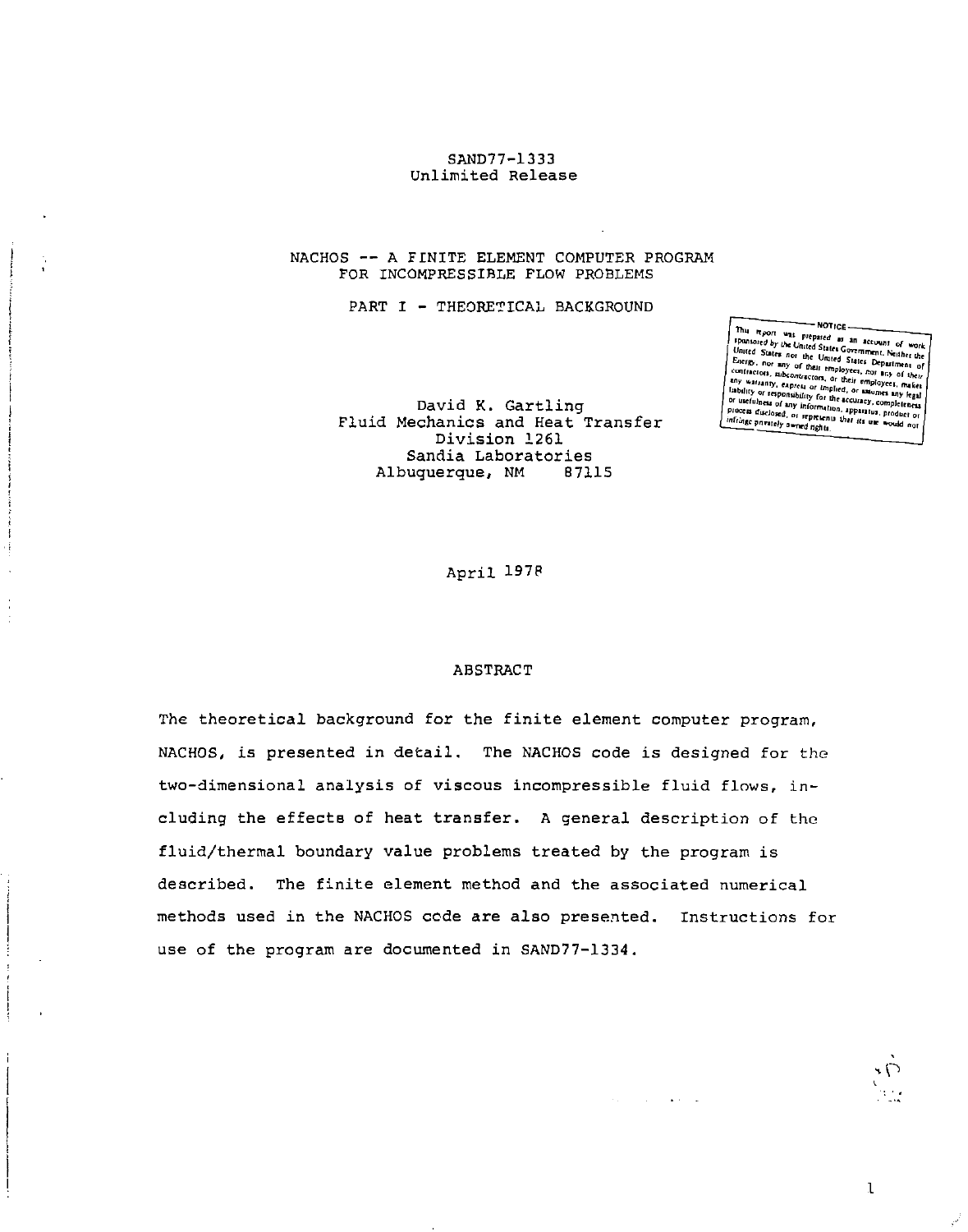SAND77-1333
Unlimited Release

# NACHOS -- A FINITE ELEMENT COMPUTER PROGRAM FOR INCOMPRESSIBLE FLOW PROBLEMS

## PART I - THEORETICAL BACKGROUND

NOTICE

This report was prepared as an account of work sponsored by the United States Government. Neither the United States nor the United States Department of Energy, nor any of their employees, nor any of their contractors, subcontractors, or their employees, makes any warranty, express or implied, or assumes any legal liability or responsibility for the accuracy, completeness or usefulness of any information, apparatus, product or process disclosed, or represents that its use would not infringe privately owned rights.

David K. Gartling
Fluid Mechanics and Heat Transfer
Division 1261
Sandia Laboratories
Albuquerque, NM 87115

April 1978

## ABSTRACT

The theoretical background for the finite element computer program, NACHOS, is presented in detail. The NACHOS code is designed for the two-dimensional analysis of viscous incompressible fluid flows, including the effects of heat transfer. A general description of the fluid/thermal boundary value problems treated by the program is described. The finite element method and the associated numerical methods used in the NACHOS code are also presented. Instructions for use of the program are documented in SAND77-1334.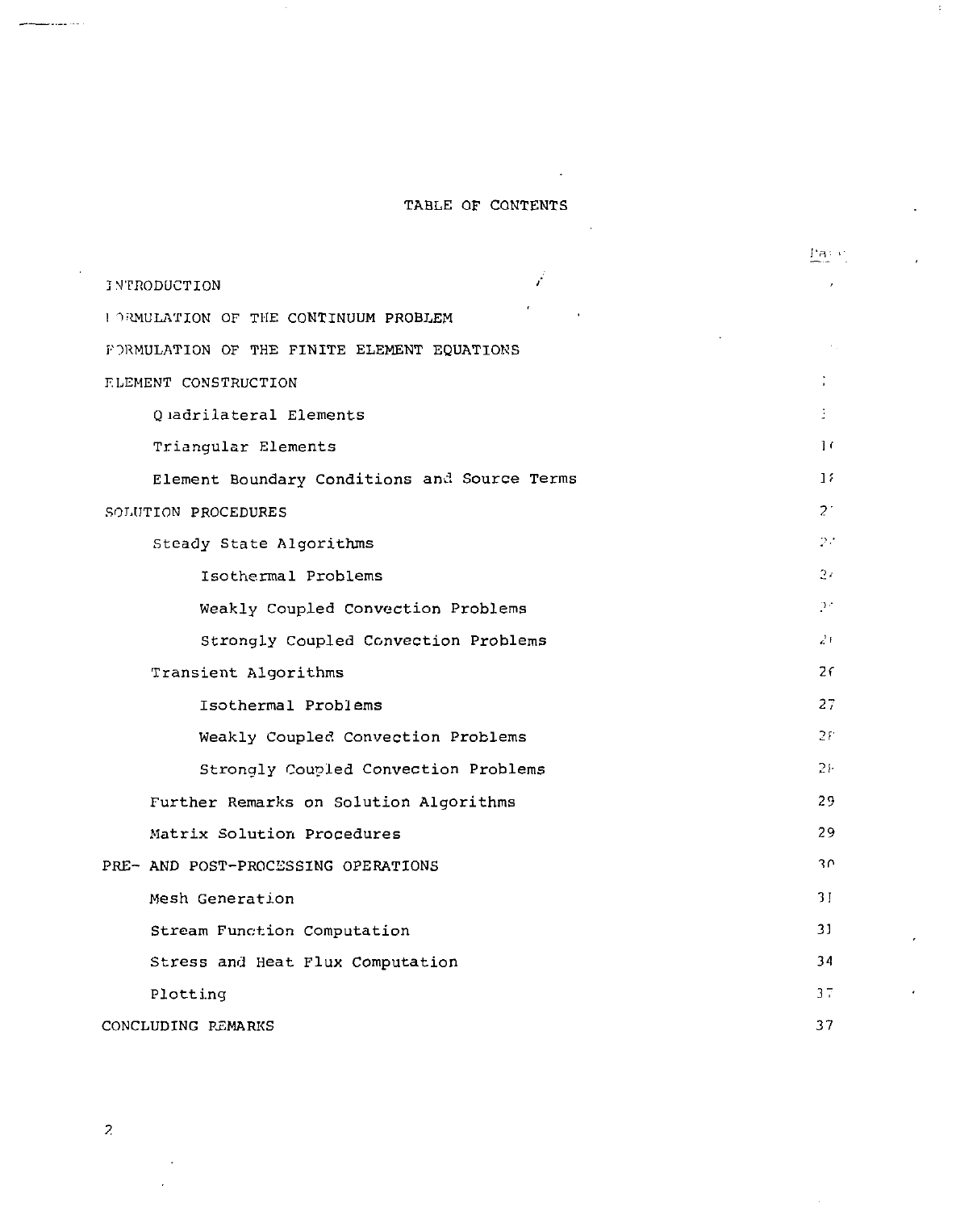# TABLE OF CONTENTS

| | Page |
|---|---|
| INTRODUCTION | |
| FORMULATION OF THE CONTINUUM PROBLEM | |
| FORMULATION OF THE FINITE ELEMENT EQUATIONS | |
| ELEMENT CONSTRUCTION | |
| Quadrilateral Elements | |
| Triangular Elements | 1 |
| Element Boundary Conditions and Source Terms | 1 |
| SOLUTION PROCEDURES | 2 |
| Steady State Algorithms | 2 |
| Isothermal Problems | 2 |
| Weakly Coupled Convection Problems | 2 |
| Strongly Coupled Convection Problems | 2 |
| Transient Algorithms | 26 |
| Isothermal Problems | 27 |
| Weakly Coupled Convection Problems | 2 |
| Strongly Coupled Convection Problems | 2 |
| Further Remarks on Solution Algorithms | 29 |
| Matrix Solution Procedures | 29 |
| PRE- AND POST-PROCESSING OPERATIONS | 30 |
| Mesh Generation | 31 |
| Stream Function Computation | 31 |
| Stress and Heat Flux Computation | 34 |
| Plotting | 37 |
| CONCLUDING REMARKS | 37 |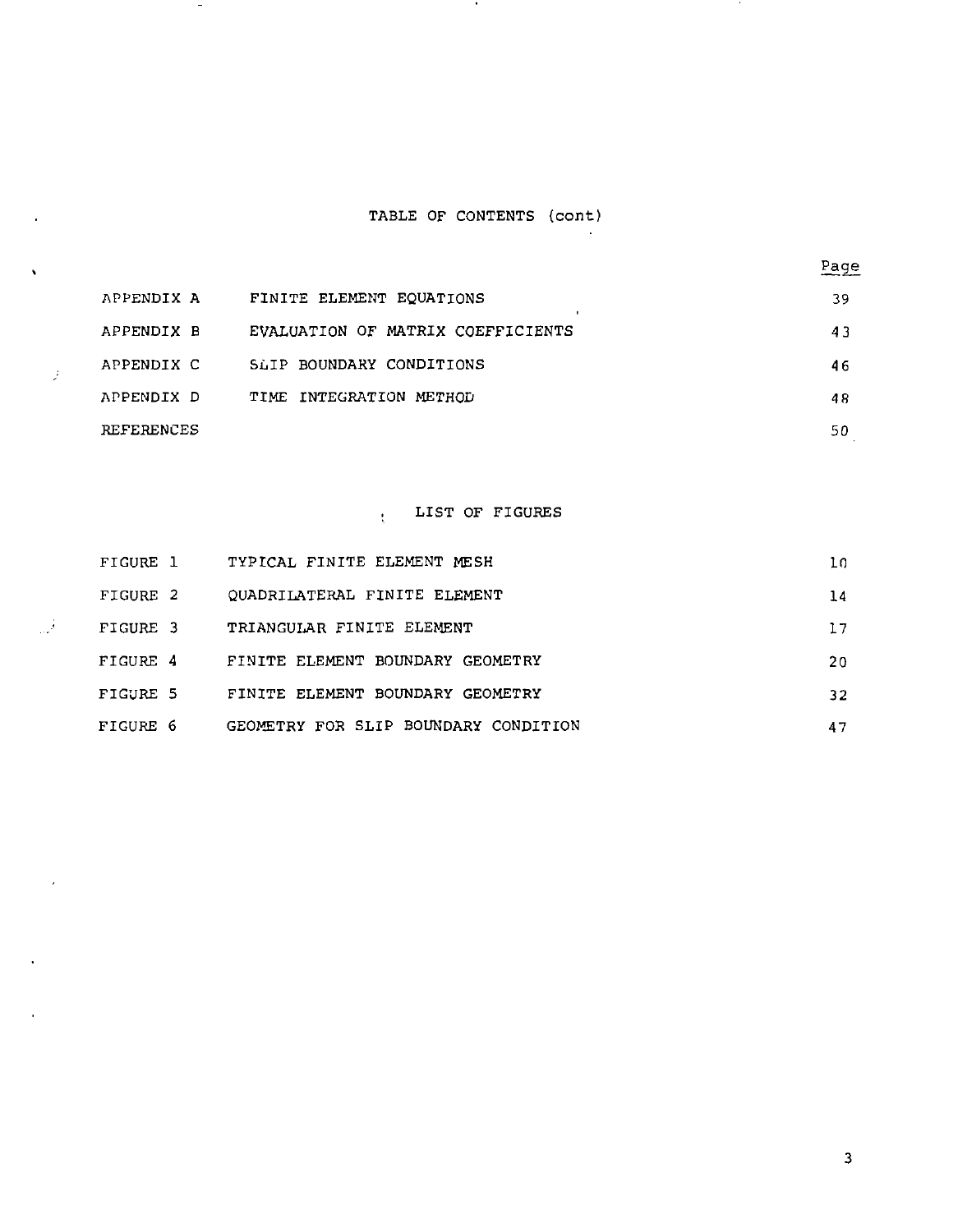# TABLE OF CONTENTS (cont)

| | | Page |
|---|---|---|
| APPENDIX A | FINITE ELEMENT EQUATIONS | 39 |
| APPENDIX B | EVALUATION OF MATRIX COEFFICIENTS | 43 |
| APPENDIX C | SLIP BOUNDARY CONDITIONS | 46 |
| APPENDIX D | TIME INTEGRATION METHOD | 48 |
| REFERENCES | | 50 |

## LIST OF FIGURES

| | | |
|---|---|---|
| FIGURE 1 | TYPICAL FINITE ELEMENT MESH | 10 |
| FIGURE 2 | QUADRILATERAL FINITE ELEMENT | 14 |
| FIGURE 3 | TRIANGULAR FINITE ELEMENT | 17 |
| FIGURE 4 | FINITE ELEMENT BOUNDARY GEOMETRY | 20 |
| FIGURE 5 | FINITE ELEMENT BOUNDARY GEOMETRY | 32 |
| FIGURE 6 | GEOMETRY FOR SLIP BOUNDARY CONDITION | 47 |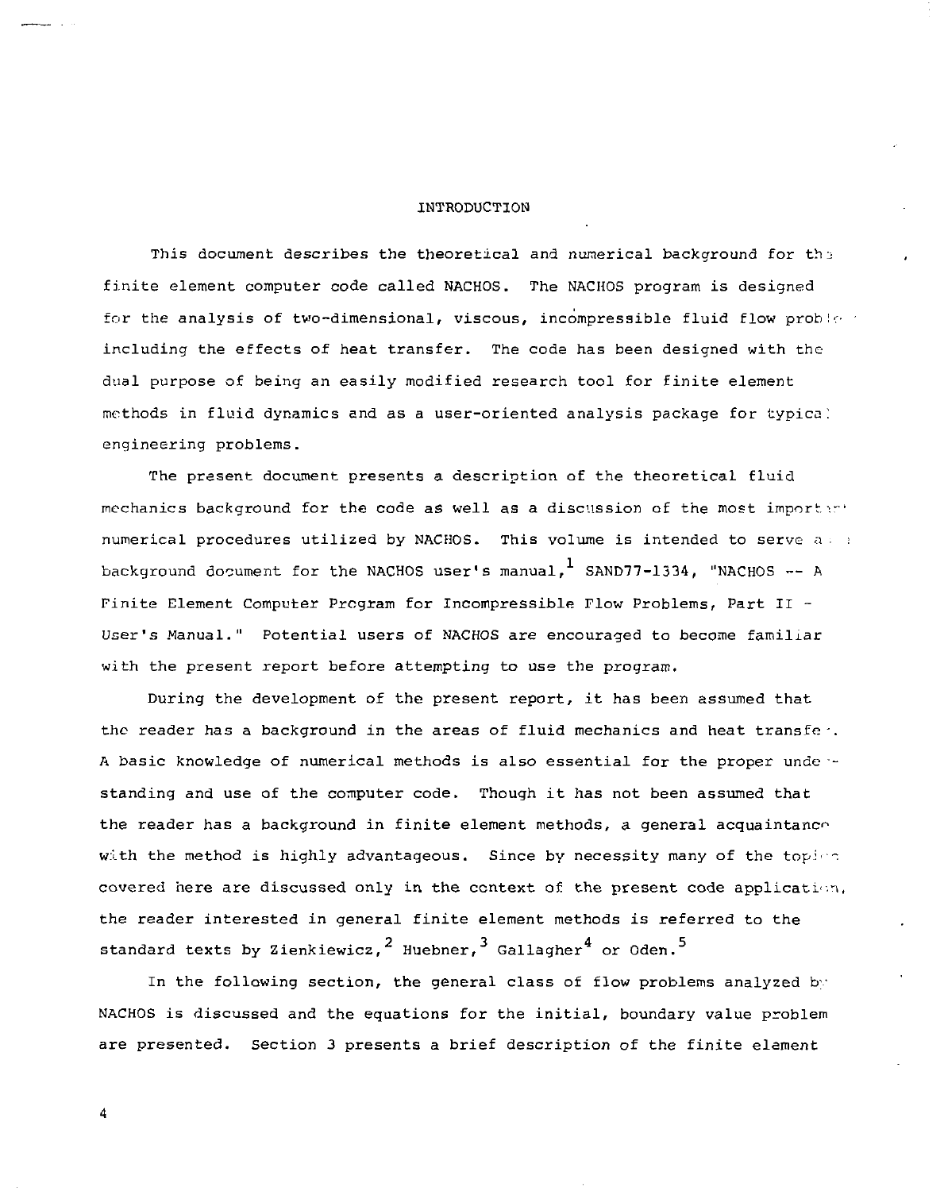# INTRODUCTION

This document describes the theoretical and numerical background for the finite element computer code called NACHOS. The NACHOS program is designed for the analysis of two-dimensional, viscous, incompressible fluid flow problems including the effects of heat transfer. The code has been designed with the dual purpose of being an easily modified research tool for finite element methods in fluid dynamics and as a user-oriented analysis package for typical engineering problems.

The present document presents a description of the theoretical fluid mechanics background for the code as well as a discussion of the most important numerical procedures utilized by NACHOS. This volume is intended to serve as a background document for the NACHOS user's manual,[1] SAND77-1334, "NACHOS -- A Finite Element Computer Program for Incompressible Flow Problems, Part II - User's Manual." Potential users of NACHOS are encouraged to become familiar with the present report before attempting to use the program.

During the development of the present report, it has been assumed that the reader has a background in the areas of fluid mechanics and heat transfer. A basic knowledge of numerical methods is also essential for the proper understanding and use of the computer code. Though it has not been assumed that the reader has a background in finite element methods, a general acquaintance with the method is highly advantageous. Since by necessity many of the topics covered here are discussed only in the context of the present code application, the reader interested in general finite element methods is referred to the standard texts by Zienkiewicz,[2] Huebner,[3] Gallagher[4] or Oden.[5]

In the following section, the general class of flow problems analyzed by NACHOS is discussed and the equations for the initial, boundary value problem are presented. Section 3 presents a brief description of the finite element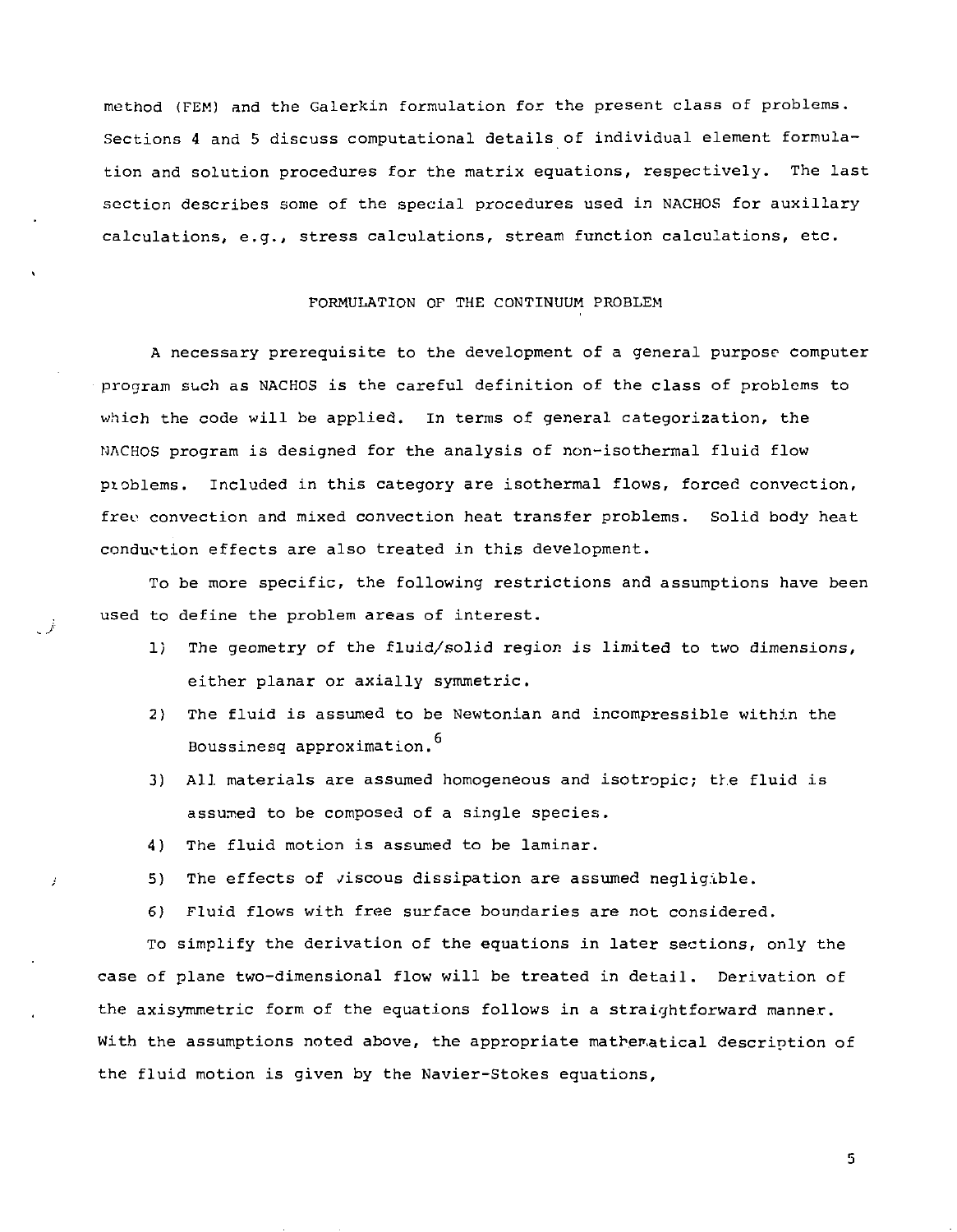method (FEM) and the Galerkin formulation for the present class of problems. Sections 4 and 5 discuss computational details of individual element formulation and solution procedures for the matrix equations, respectively. The last section describes some of the special procedures used in NACHOS for auxillary calculations, e.g., stress calculations, stream function calculations, etc.

## FORMULATION OF THE CONTINUUM PROBLEM

A necessary prerequisite to the development of a general purpose computer program such as NACHOS is the careful definition of the class of problems to which the code will be applied. In terms of general categorization, the NACHOS program is designed for the analysis of non-isothermal fluid flow problems. Included in this category are isothermal flows, forced convection, free convection and mixed convection heat transfer problems. Solid body heat conduction effects are also treated in this development.

To be more specific, the following restrictions and assumptions have been used to define the problem areas of interest.

1) The geometry of the fluid/solid region is limited to two dimensions, either planar or axially symmetric.
2) The fluid is assumed to be Newtonian and incompressible within the Boussinesq approximation.[6]
3) All materials are assumed homogeneous and isotropic; the fluid is assumed to be composed of a single species.
4) The fluid motion is assumed to be laminar.
5) The effects of viscous dissipation are assumed negligible.
6) Fluid flows with free surface boundaries are not considered.

To simplify the derivation of the equations in later sections, only the case of plane two-dimensional flow will be treated in detail. Derivation of the axisymmetric form of the equations follows in a straightforward manner. With the assumptions noted above, the appropriate mathematical description of the fluid motion is given by the Navier-Stokes equations,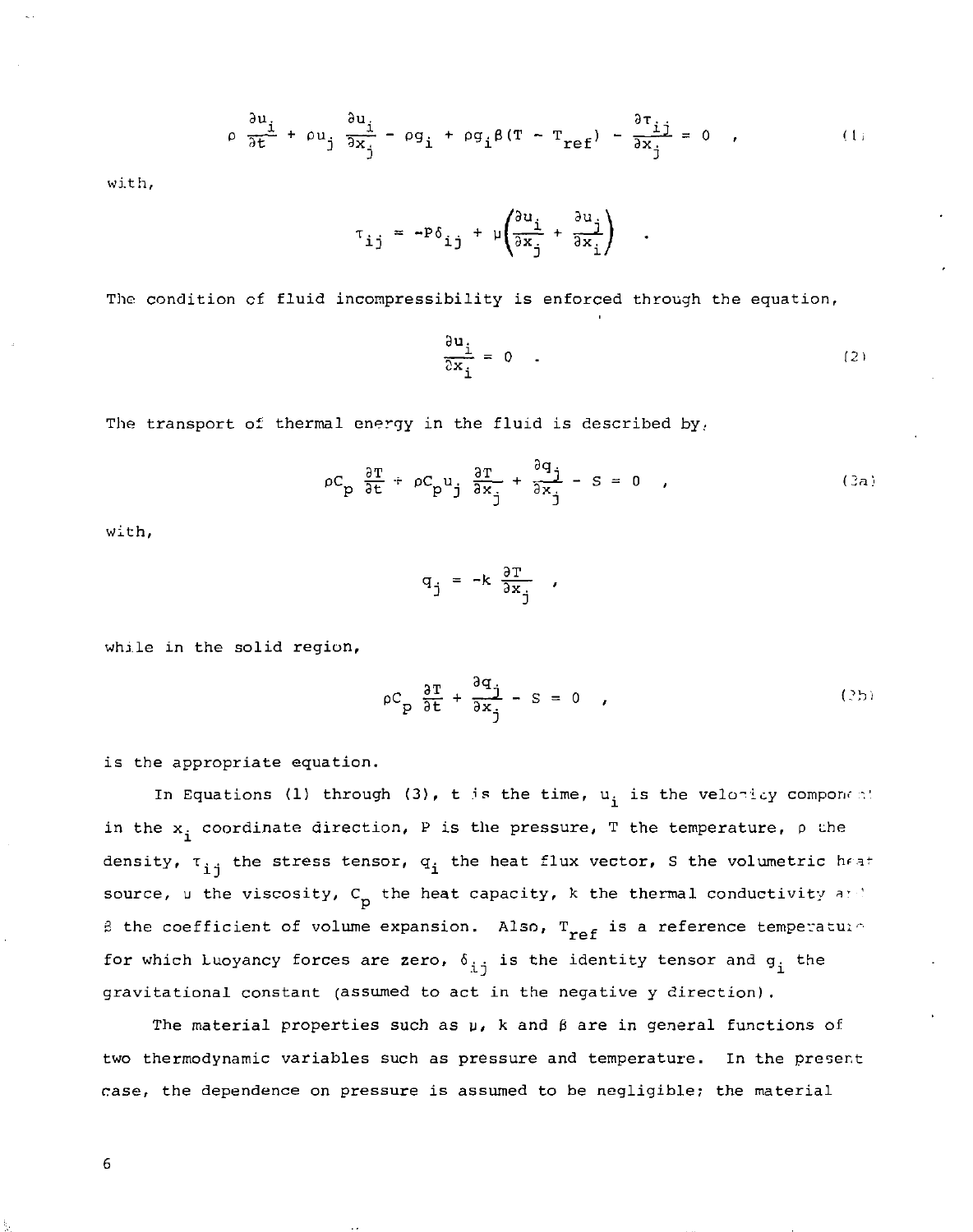$$\rho \frac{\partial u_i}{\partial t} + \rho u_j \frac{\partial u_i}{\partial x_j} - \rho g_i + \rho g_i \beta (T - T_{ref}) - \frac{\partial \tau_{ij}}{\partial x_j} = 0 \quad , \tag{1}$$

with,

$$\tau_{ij} = -P\delta_{ij} + \mu \left( \frac{\partial u_i}{\partial x_j} + \frac{\partial u_j}{\partial x_i} \right) \quad .$$

The condition of fluid incompressibility is enforced through the equation,

$$\frac{\partial u_i}{\partial x_i} = 0 \quad . \tag{2}$$

The transport of thermal energy in the fluid is described by,

$$\rho C_p \frac{\partial T}{\partial t} + \rho C_p u_j \frac{\partial T}{\partial x_j} + \frac{\partial q_j}{\partial x_j} - S = 0 \quad , \tag{3a}$$

with,

$$q_j = -k \frac{\partial T}{\partial x_j} \quad ,$$

while in the solid region,

$$\rho C_p \frac{\partial T}{\partial t} + \frac{\partial q_j}{\partial x_j} - S = 0 \quad , \tag{3b}$$

is the appropriate equation.

In Equations (1) through (3), $t$ is the time, $u_i$ is the velocity component in the $x_i$ coordinate direction, $P$ is the pressure, $T$ the temperature, $\rho$ the density, $\tau_{ij}$ the stress tensor, $q_i$ the heat flux vector, $S$ the volumetric heat source, $\mu$ the viscosity, $C_p$ the heat capacity, $k$ the thermal conductivity and $\beta$ the coefficient of volume expansion. Also, $T_{ref}$ is a reference temperature for which buoyancy forces are zero, $\delta_{ij}$ is the identity tensor and $g_i$ the gravitational constant (assumed to act in the negative y direction).

The material properties such as $\mu$, $k$ and $\beta$ are in general functions of two thermodynamic variables such as pressure and temperature. In the present case, the dependence on pressure is assumed to be negligible; the material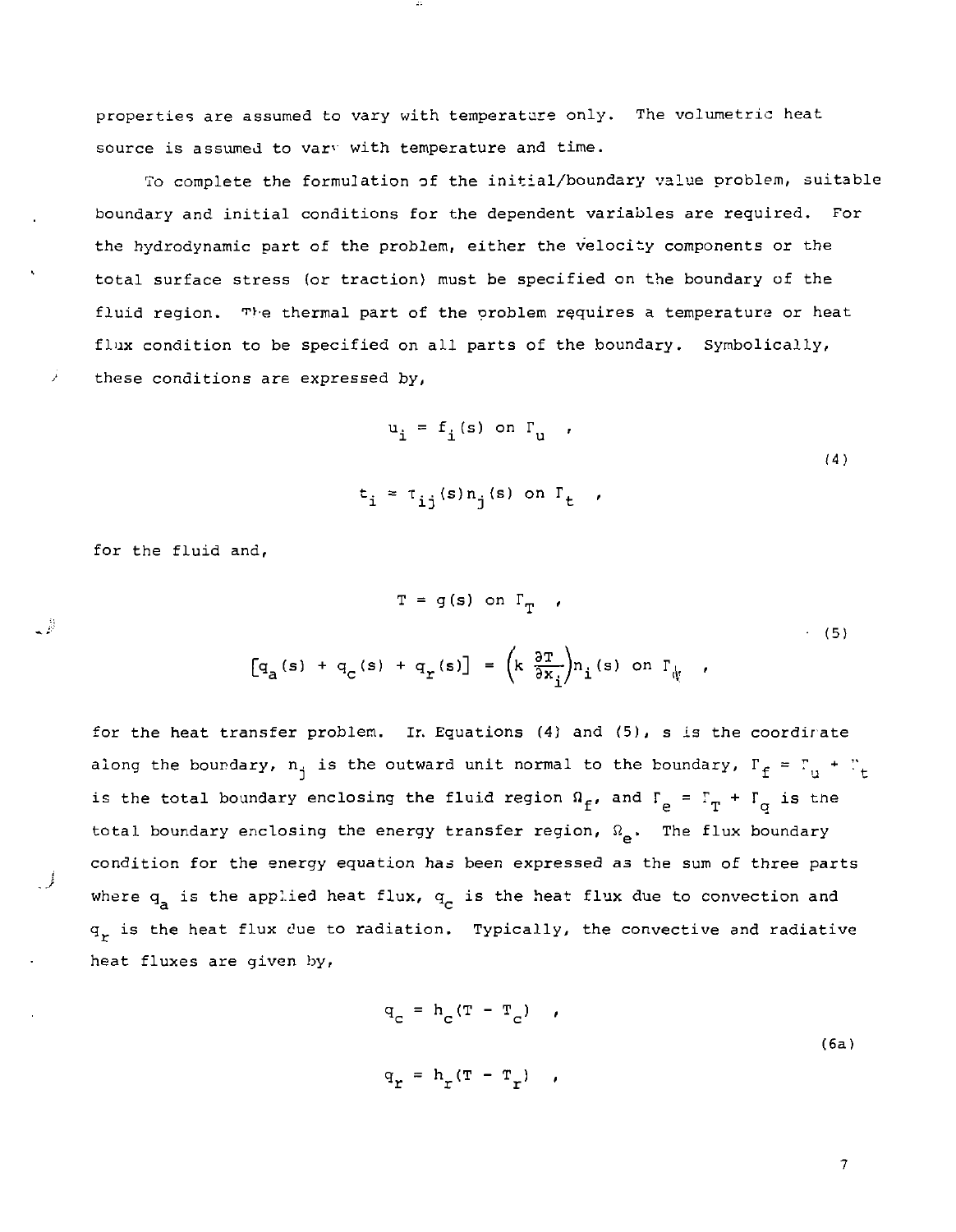properties are assumed to vary with temperature only. The volumetric heat source is assumed to vary with temperature and time.

To complete the formulation of the initial/boundary value problem, suitable boundary and initial conditions for the dependent variables are required. For the hydrodynamic part of the problem, either the velocity components or the total surface stress (or traction) must be specified on the boundary of the fluid region. The thermal part of the problem requires a temperature or heat flux condition to be specified on all parts of the boundary. Symbolically, these conditions are expressed by,

$$u_i = f_i(s) \text{ on } \Gamma_u \quad ,$$
$$t_i = \tau_{ij}(s) n_j(s) \text{ on } \Gamma_t \quad , \tag{4}$$

for the fluid and,

$$T = g(s) \text{ on } \Gamma_T \quad ,$$
$$\left[q_a(s) + q_c(s) + q_r(s)\right] = \left(k \frac{\partial T}{\partial x_i}\right) n_i(s) \text{ on } \Gamma_q \quad , \tag{5}$$

for the heat transfer problem. In Equations (4) and (5), s is the coordinate along the boundary, $n_j$ is the outward unit normal to the boundary, $\Gamma_f = \Gamma_u + \Gamma_t$ is the total boundary enclosing the fluid region $\Omega_f$, and $\Gamma_e = \Gamma_T + \Gamma_q$ is the total boundary enclosing the energy transfer region, $\Omega_e$. The flux boundary condition for the energy equation has been expressed as the sum of three parts where $q_a$ is the applied heat flux, $q_c$ is the heat flux due to convection and $q_r$ is the heat flux due to radiation. Typically, the convective and radiative heat fluxes are given by,

$$q_c = h_c(T - T_c) \quad ,$$
$$q_r = h_r(T - T_r) \quad , \tag{6a}$$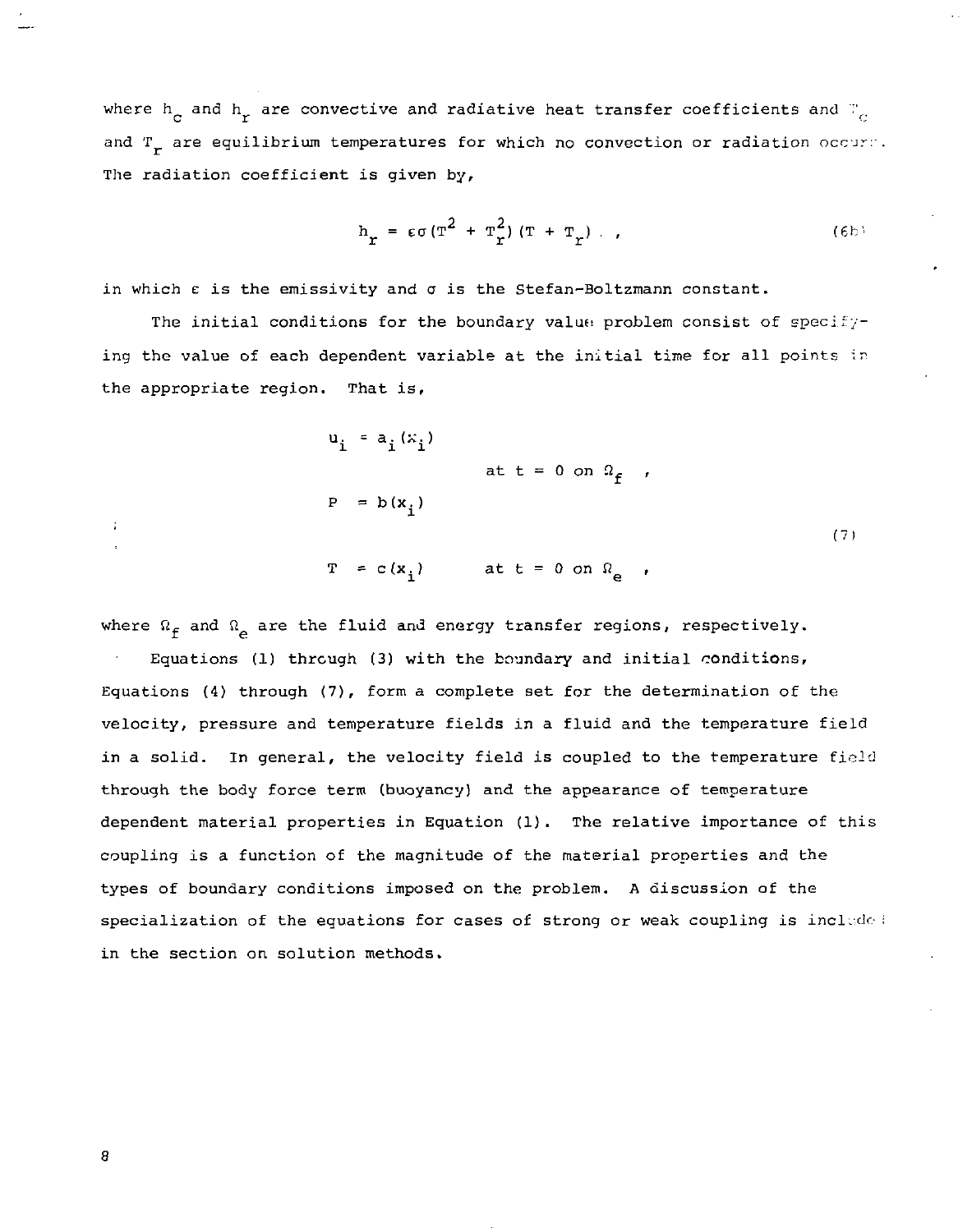where $h_c$ and $h_r$ are convective and radiative heat transfer coefficients and $T_c$ and $T_r$ are equilibrium temperatures for which no convection or radiation occurs. The radiation coefficient is given by,

$$h_r = \varepsilon\sigma(T^2 + T_r^2)(T + T_r) \quad , \tag{6b}$$

in which $\varepsilon$ is the emissivity and $\sigma$ is the Stefan-Boltzmann constant.

The initial conditions for the boundary value problem consist of specifying the value of each dependent variable at the initial time for all points in the appropriate region. That is,

$$\left.\begin{aligned} u_i &= a_i(x_i) \\ P &= b(x_i) \end{aligned}\right\} \quad \text{at } t = 0 \text{ on } \Omega_f \quad ,$$

$$T = c(x_i) \qquad \text{at } t = 0 \text{ on } \Omega_e \quad , \tag{7}$$

where $\Omega_f$ and $\Omega_e$ are the fluid and energy transfer regions, respectively.

Equations (1) through (3) with the boundary and initial conditions, Equations (4) through (7), form a complete set for the determination of the velocity, pressure and temperature fields in a fluid and the temperature field in a solid. In general, the velocity field is coupled to the temperature field through the body force term (buoyancy) and the appearance of temperature dependent material properties in Equation (1). The relative importance of this coupling is a function of the magnitude of the material properties and the types of boundary conditions imposed on the problem. A discussion of the specialization of the equations for cases of strong or weak coupling is included in the section on solution methods.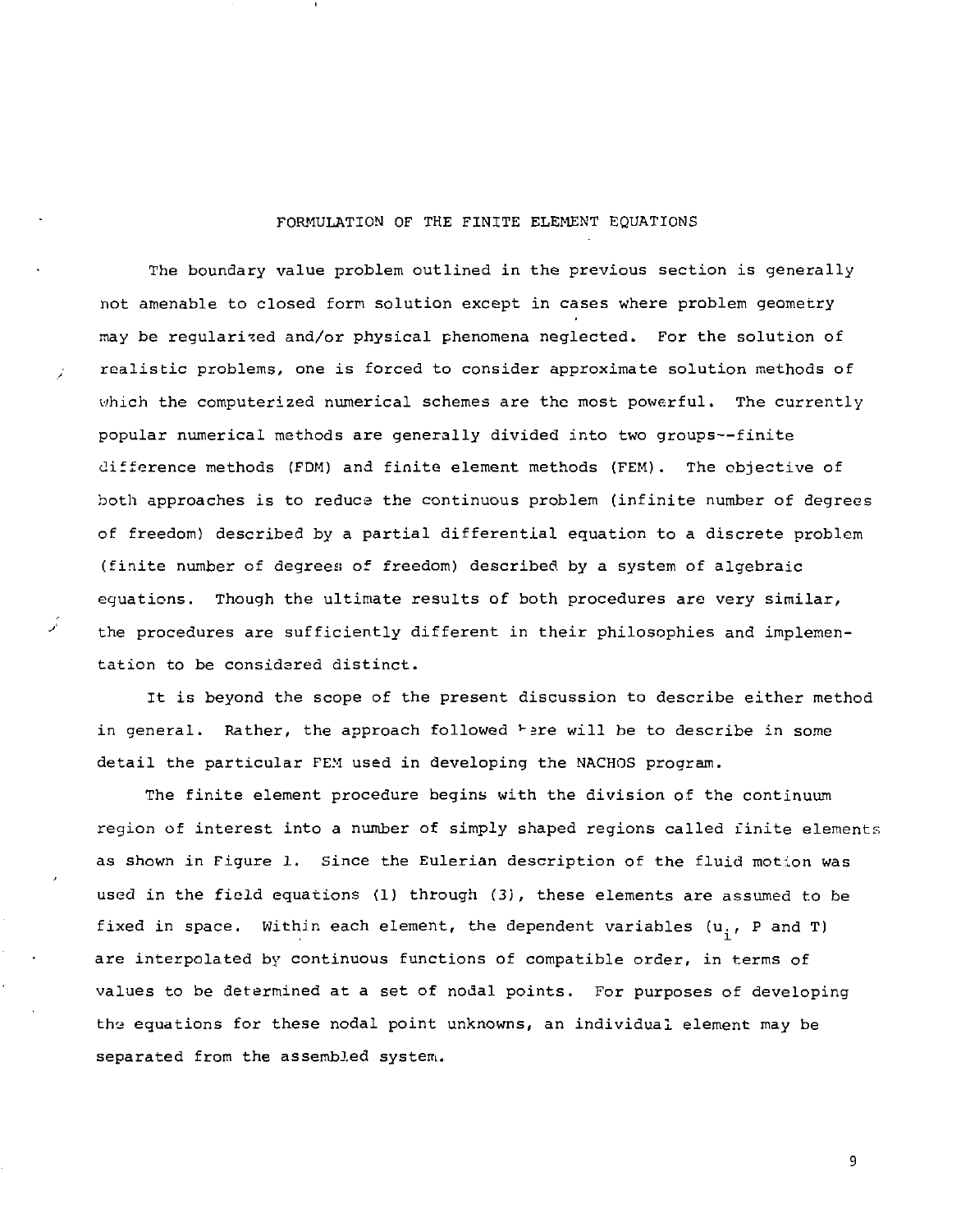# FORMULATION OF THE FINITE ELEMENT EQUATIONS

The boundary value problem outlined in the previous section is generally not amenable to closed form solution except in cases where problem geometry may be regularized and/or physical phenomena neglected. For the solution of realistic problems, one is forced to consider approximate solution methods of which the computerized numerical schemes are the most powerful. The currently popular numerical methods are generally divided into two groups--finite difference methods (FDM) and finite element methods (FEM). The objective of both approaches is to reduce the continuous problem (infinite number of degrees of freedom) described by a partial differential equation to a discrete problem (finite number of degrees of freedom) described by a system of algebraic equations. Though the ultimate results of both procedures are very similar, the procedures are sufficiently different in their philosophies and implementation to be considered distinct.

It is beyond the scope of the present discussion to describe either method in general. Rather, the approach followed here will be to describe in some detail the particular FEM used in developing the NACHOS program.

The finite element procedure begins with the division of the continuum region of interest into a number of simply shaped regions called finite elements as shown in Figure 1. Since the Eulerian description of the fluid motion was used in the field equations (1) through (3), these elements are assumed to be fixed in space. Within each element, the dependent variables ($u_i$, P and T) are interpolated by continuous functions of compatible order, in terms of values to be determined at a set of nodal points. For purposes of developing the equations for these nodal point unknowns, an individual element may be separated from the assembled system.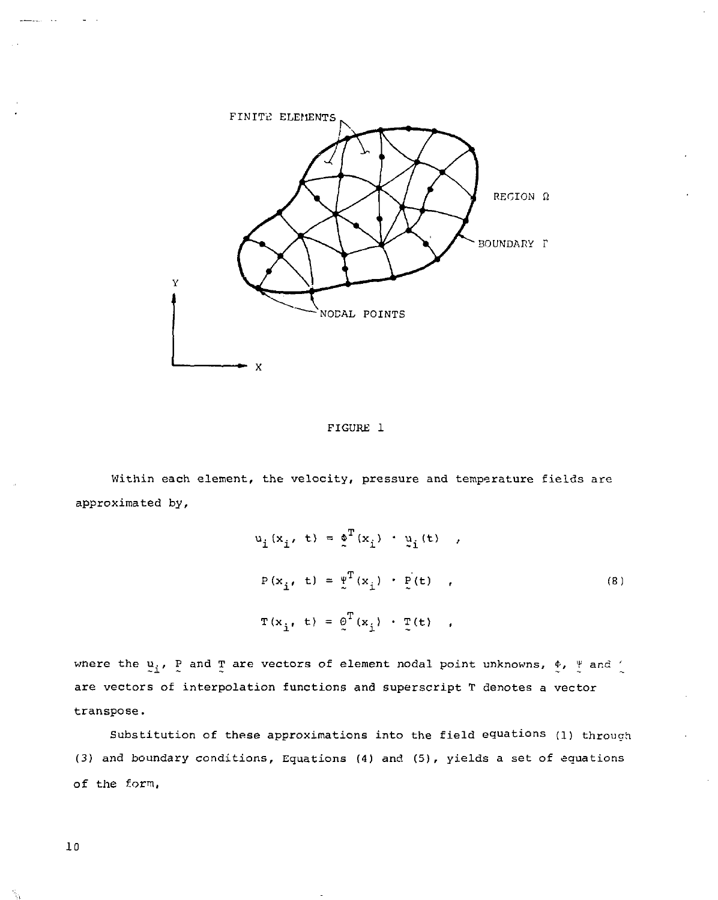FIGURE 1

Within each element, the velocity, pressure and temperature fields are approximated by,

$$
\begin{aligned}
u_i(x_i,\ t) &= \underset{\sim}{\Phi}^T(x_i) \cdot \underset{\sim}{u}_i(t) \quad , \\
P(x_i,\ t) &= \underset{\sim}{\Psi}^T(x_i) \cdot \underset{\sim}{P}(t) \quad , \\
T(x_i,\ t) &= \underset{\sim}{\Theta}^T(x_i) \cdot \underset{\sim}{T}(t) \quad ,
\end{aligned}
\tag{8}
$$

where the $\underset{\sim}{u}_i$, $\underset{\sim}{P}$ and $\underset{\sim}{T}$ are vectors of element nodal point unknowns, $\underset{\sim}{\Phi}$, $\underset{\sim}{\Psi}$ and $\underset{\sim}{\Theta}$ are vectors of interpolation functions and superscript T denotes a vector transpose.

Substitution of these approximations into the field equations (1) through (3) and boundary conditions, Equations (4) and (5), yields a set of equations of the form,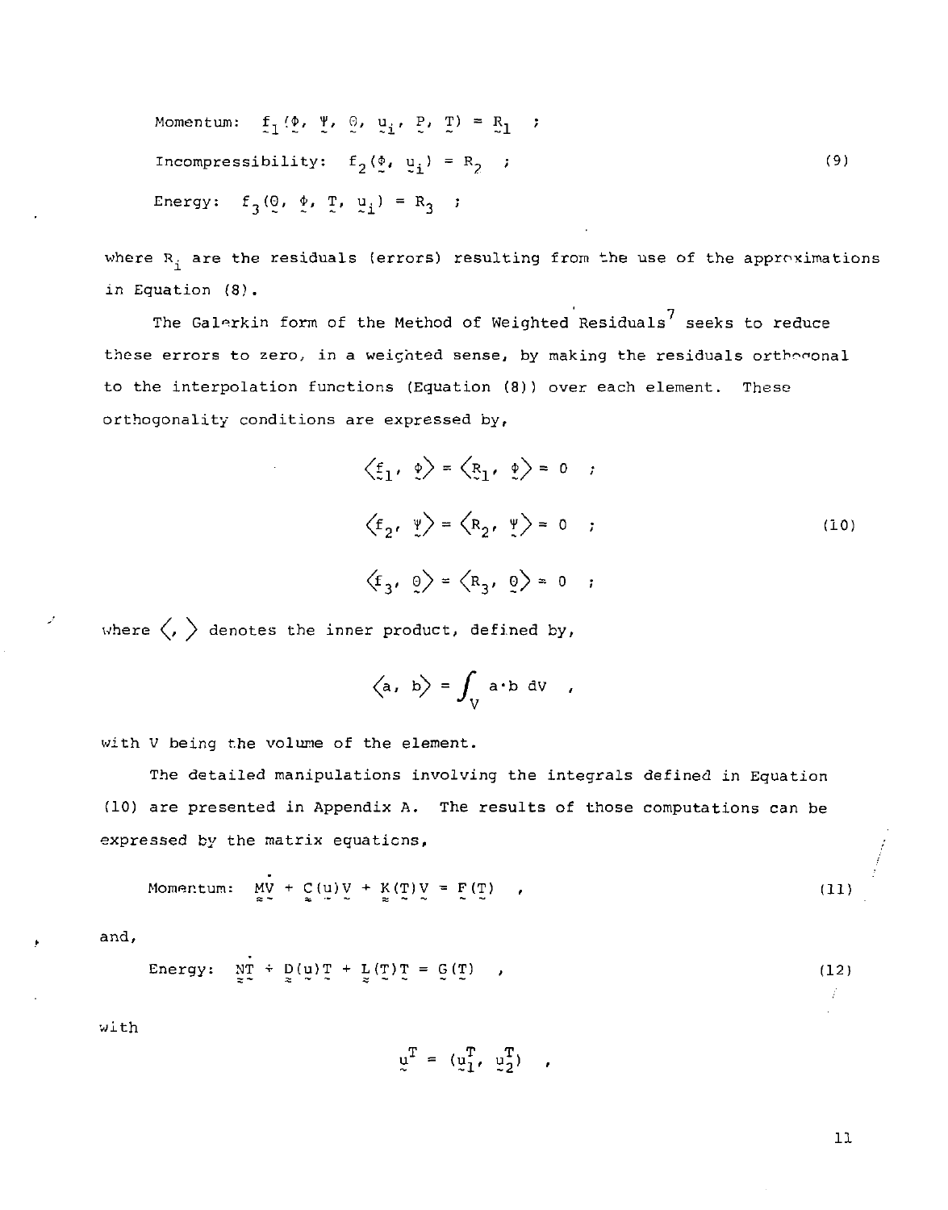$$
\begin{aligned}
&\text{Momentum:} \quad f_1(\underset{\sim}{\Phi}, \underset{\sim}{\Psi}, \underset{\sim}{\Theta}, \underset{\sim}{u}_i, \underset{\sim}{P}, \underset{\sim}{T}) = \underset{\sim}{R}_1 \quad ; \\
&\text{Incompressibility:} \quad f_2(\underset{\sim}{\Phi}, \underset{\sim}{u}_i) = R_2 \quad ; \\
&\text{Energy:} \quad f_3(\underset{\sim}{\Theta}, \underset{\sim}{\Phi}, \underset{\sim}{T}, \underset{\sim}{u}_i) = R_3 \quad ;
\end{aligned}
\tag{9}
$$

where $R_i$ are the residuals (errors) resulting from the use of the approximations in Equation (8).

The Galerkin form of the Method of Weighted Residuals[7] seeks to reduce these errors to zero, in a weighted sense, by making the residuals orthogonal to the interpolation functions (Equation (8)) over each element. These orthogonality conditions are expressed by,

$$
\begin{aligned}
&\langle \underset{\sim}{f}_1, \underset{\sim}{\Phi} \rangle = \langle \underset{\sim}{R}_1, \underset{\sim}{\Phi} \rangle = 0 \quad ; \\
&\langle f_2, \underset{\sim}{\Psi} \rangle = \langle R_2, \underset{\sim}{\Psi} \rangle = 0 \quad ; \\
&\langle f_3, \underset{\sim}{\Theta} \rangle = \langle R_3, \underset{\sim}{\Theta} \rangle = 0 \quad ;
\end{aligned}
\tag{10}
$$

where $\langle , \rangle$ denotes the inner product, defined by,

$$
\langle a, b \rangle = \int_V a \cdot b \, dV \quad ,
$$

with V being the volume of the element.

The detailed manipulations involving the integrals defined in Equation (10) are presented in Appendix A. The results of those computations can be expressed by the matrix equations,

$$
\text{Momentum:} \quad \underset{\approx}{M}\dot{\underset{\sim}{V}} + \underset{\approx}{C}(\underset{\sim}{u})\underset{\sim}{V} + \underset{\approx}{K}(\underset{\sim}{T})\underset{\sim}{V} = \underset{\sim}{F}(\underset{\sim}{T}) \quad , \tag{11}
$$

and,

$$
\text{Energy:} \quad \underset{\approx}{N}\dot{\underset{\sim}{T}} + \underset{\approx}{D}(\underset{\sim}{u})\underset{\sim}{T} + \underset{\approx}{L}(\underset{\sim}{T})\underset{\sim}{T} = \underset{\sim}{G}(\underset{\sim}{T}) \quad , \tag{12}
$$

with

$$
\underset{\sim}{u}^T = (\underset{\sim}{u}_1^T, \underset{\sim}{u}_2^T) \quad ,
$$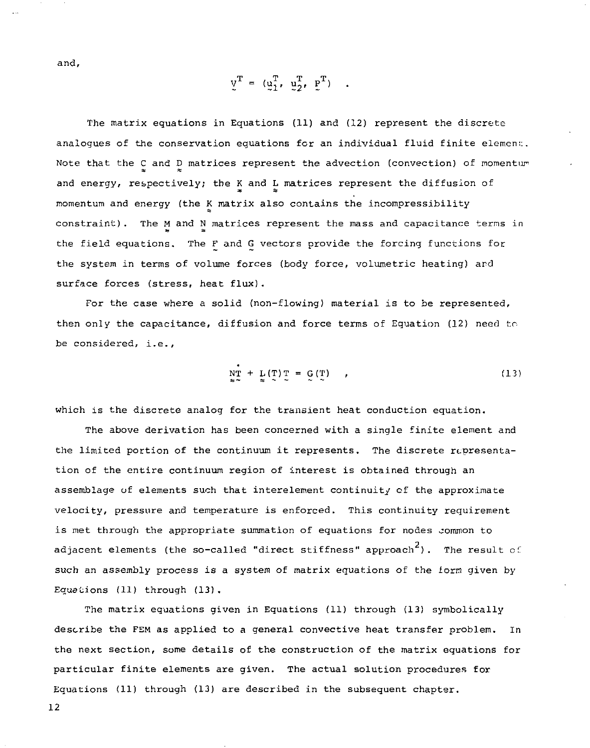and,

$$\underset{\sim}{V}^T = (\underset{\sim}{u}_1^T, \underset{\sim}{u}_2^T, \underset{\sim}{P}^T) \quad .$$

The matrix equations in Equations (11) and (12) represent the discrete analogues of the conservation equations for an individual fluid finite element. Note that the $\underset{\approx}{C}$ and $\underset{\approx}{D}$ matrices represent the advection (convection) of momentum and energy, respectively; the $\underset{\approx}{K}$ and $\underset{\approx}{L}$ matrices represent the diffusion of momentum and energy (the $\underset{\approx}{K}$ matrix also contains the incompressibility constraint). The $\underset{\approx}{M}$ and $\underset{\approx}{N}$ matrices represent the mass and capacitance terms in the field equations. The $\underset{\sim}{F}$ and $\underset{\sim}{G}$ vectors provide the forcing functions for the system in terms of volume forces (body force, volumetric heating) and surface forces (stress, heat flux).

For the case where a solid (non-flowing) material is to be represented, then only the capacitance, diffusion and force terms of Equation (12) need to be considered, i.e.,

$$\underset{\approx}{N}\dot{\underset{\sim}{T}} + \underset{\approx}{L}(\underset{\sim}{T})\underset{\sim}{T} = \underset{\sim}{G}(\underset{\sim}{T}) \quad , \tag{13}$$

which is the discrete analog for the transient heat conduction equation.

The above derivation has been concerned with a single finite element and the limited portion of the continuum it represents. The discrete representation of the entire continuum region of interest is obtained through an assemblage of elements such that interelement continuity of the approximate velocity, pressure and temperature is enforced. This continuity requirement is met through the appropriate summation of equations for nodes common to adjacent elements (the so-called "direct stiffness" approach[2]). The result of such an assembly process is a system of matrix equations of the form given by Equations (11) through (13).

The matrix equations given in Equations (11) through (13) symbolically describe the FEM as applied to a general convective heat transfer problem. In the next section, some details of the construction of the matrix equations for particular finite elements are given. The actual solution procedures for Equations (11) through (13) are described in the subsequent chapter.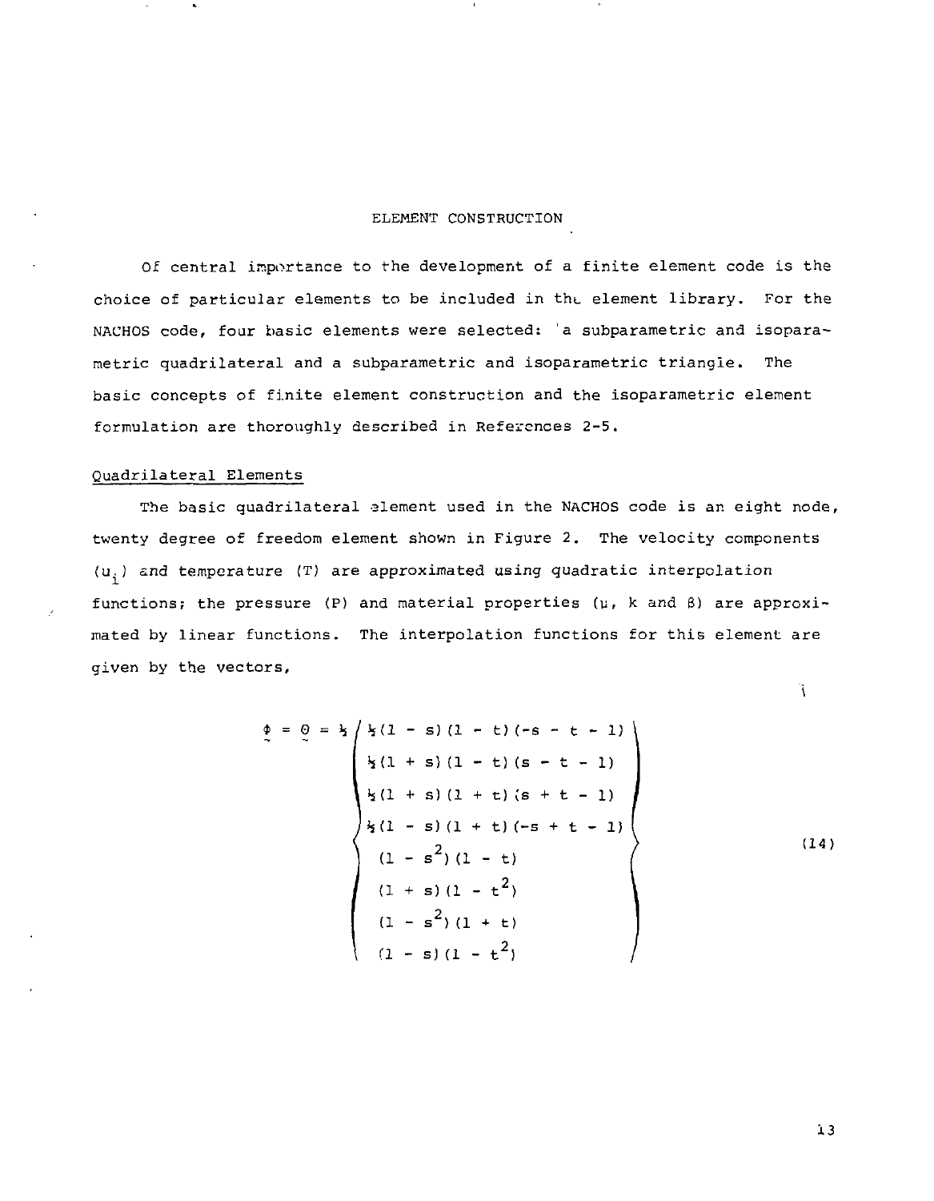# ELEMENT CONSTRUCTION

Of central importance to the development of a finite element code is the choice of particular elements to be included in the element library. For the NACHOS code, four basic elements were selected: a subparametric and isoparametric quadrilateral and a subparametric and isoparametric triangle. The basic concepts of finite element construction and the isoparametric element formulation are thoroughly described in References 2-5.

## Quadrilateral Elements

The basic quadrilateral element used in the NACHOS code is an eight node, twenty degree of freedom element shown in Figure 2. The velocity components ($u_i$) and temperature ($T$) are approximated using quadratic interpolation functions; the pressure ($P$) and material properties ($\mu$, $k$ and $\beta$) are approximated by linear functions. The interpolation functions for this element are given by the vectors,

$$\underset{\sim}{\Phi} = \underset{\sim}{\Theta} = \frac{1}{2} \left\{ \begin{array}{l} \frac{1}{2}(1 - s)(1 - t)(-s - t - 1) \\ \frac{1}{2}(1 + s)(1 - t)(s - t - 1) \\ \frac{1}{2}(1 + s)(1 + t)(s + t - 1) \\ \frac{1}{2}(1 - s)(1 + t)(-s + t - 1) \\ (1 - s^2)(1 - t) \\ (1 + s)(1 - t^2) \\ (1 - s^2)(1 + t) \\ (1 - s)(1 - t^2) \end{array} \right\} \tag{14}$$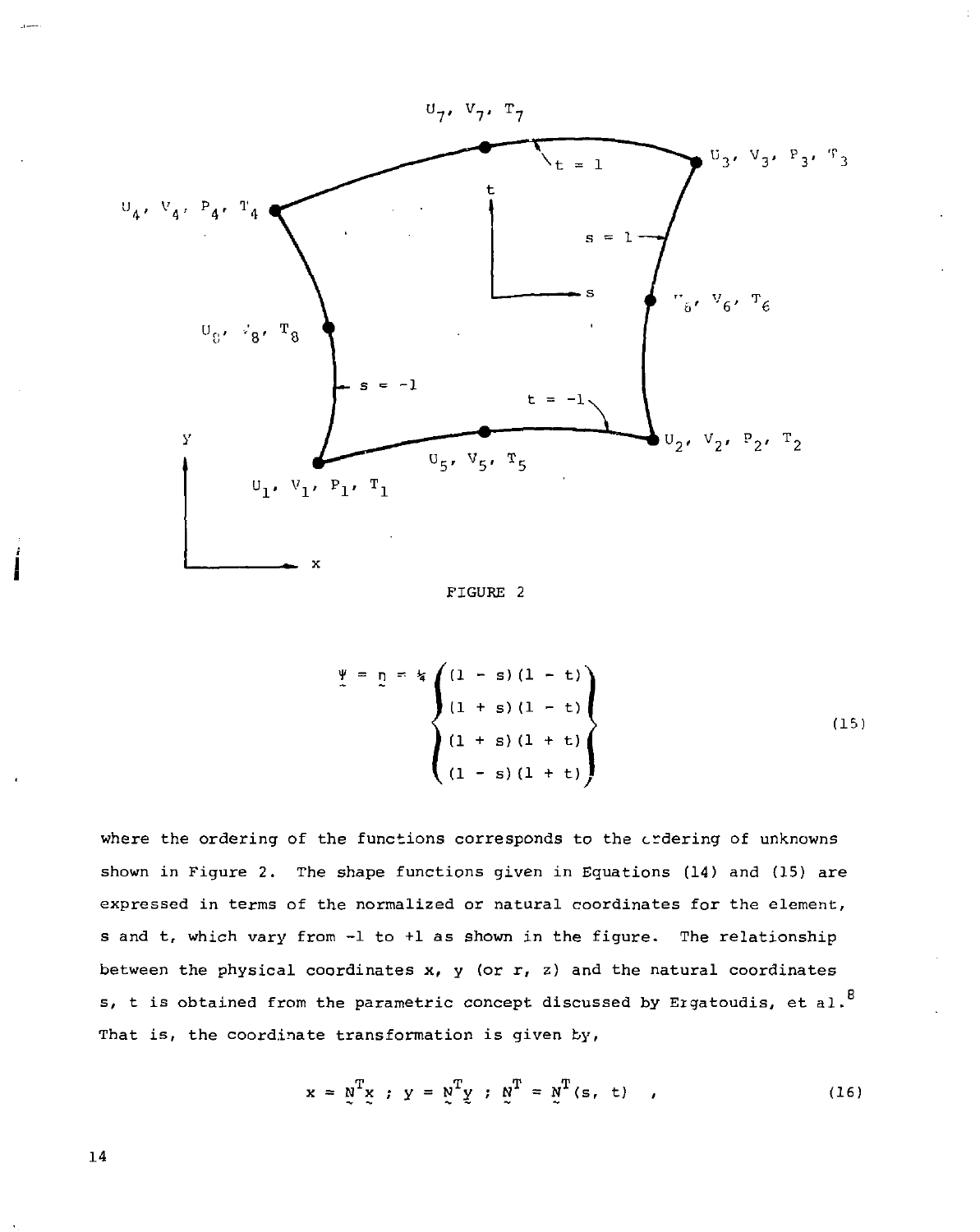FIGURE 2

$$
\underset{\sim}{\psi} = \underset{\sim}{\eta} = \tfrac{1}{4} \begin{Bmatrix} (1 - s)(1 - t) \\ (1 + s)(1 - t) \\ (1 + s)(1 + t) \\ (1 - s)(1 + t) \end{Bmatrix} \tag{15}
$$

where the ordering of the functions corresponds to the ordering of unknowns shown in Figure 2. The shape functions given in Equations (14) and (15) are expressed in terms of the normalized or natural coordinates for the element, s and t, which vary from -1 to +1 as shown in the figure. The relationship between the physical coordinates x, y (or r, z) and the natural coordinates s, t is obtained from the parametric concept discussed by Ergatoudis, et al.[8] That is, the coordinate transformation is given by,

$$
x = \underset{\sim}{N}^T \underset{\sim}{x} \; ; \; y = \underset{\sim}{N}^T \underset{\sim}{y} \; ; \; \underset{\sim}{N}^T = \underset{\sim}{N}^T(s, t) \quad , \tag{16}
$$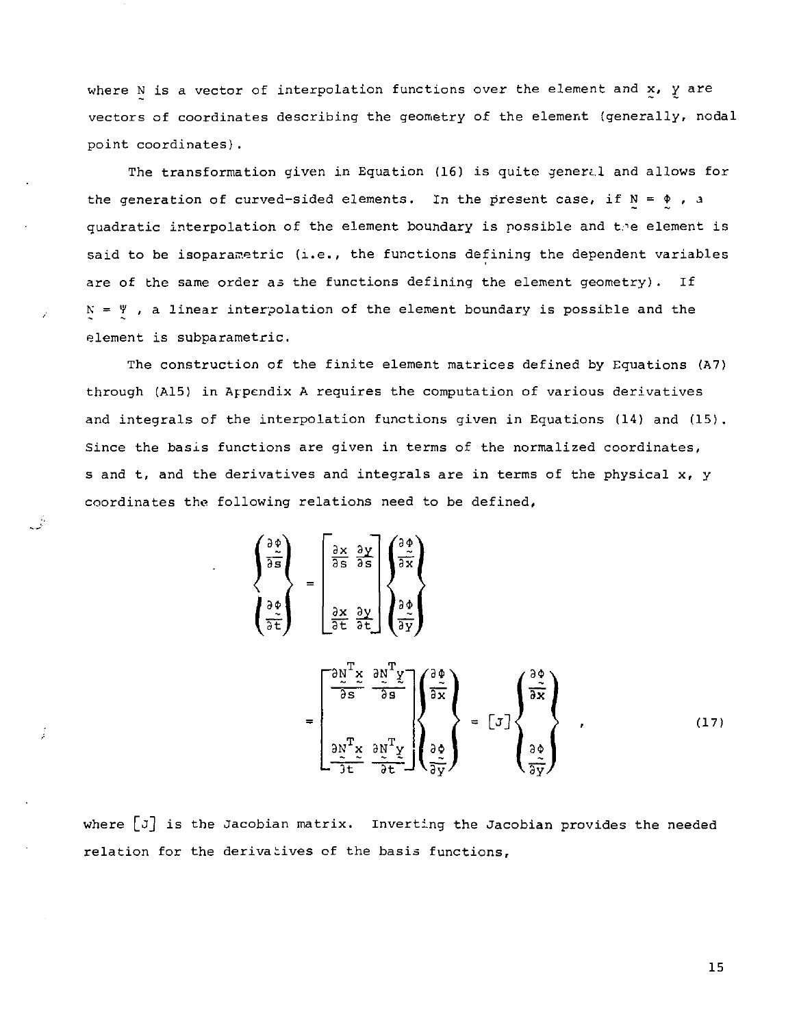where $\underset{\sim}{N}$ is a vector of interpolation functions over the element and $\underset{\sim}{x}$, $\underset{\sim}{y}$ are vectors of coordinates describing the geometry of the element (generally, nodal point coordinates).

The transformation given in Equation (16) is quite general and allows for the generation of curved-sided elements. In the present case, if $\underset{\sim}{N} = \underset{\sim}{\Phi}$, a quadratic interpolation of the element boundary is possible and the element is said to be isoparametric (i.e., the functions defining the dependent variables are of the same order as the functions defining the element geometry). If $\underset{\sim}{N} = \underset{\sim}{\Psi}$, a linear interpolation of the element boundary is possible and the element is subparametric.

The construction of the finite element matrices defined by Equations (A7) through (A15) in Appendix A requires the computation of various derivatives and integrals of the interpolation functions given in Equations (14) and (15). Since the basis functions are given in terms of the normalized coordinates, s and t, and the derivatives and integrals are in terms of the physical x, y coordinates the following relations need to be defined,

$$
\begin{Bmatrix} \dfrac{\partial \underset{\sim}{\Phi}}{\partial s} \\ \\ \dfrac{\partial \underset{\sim}{\Phi}}{\partial t} \end{Bmatrix} = \begin{bmatrix} \dfrac{\partial x}{\partial s} & \dfrac{\partial y}{\partial s} \\ \\ \dfrac{\partial x}{\partial t} & \dfrac{\partial y}{\partial t} \end{bmatrix} \begin{Bmatrix} \dfrac{\partial \underset{\sim}{\Phi}}{\partial x} \\ \\ \dfrac{\partial \underset{\sim}{\Phi}}{\partial y} \end{Bmatrix}
$$

$$
= \begin{bmatrix} \dfrac{\partial \underset{\sim}{N}^T \underset{\sim}{x}}{\partial s} & \dfrac{\partial \underset{\sim}{N}^T \underset{\sim}{y}}{\partial s} \\ \\ \dfrac{\partial \underset{\sim}{N}^T \underset{\sim}{x}}{\partial t} & \dfrac{\partial \underset{\sim}{N}^T \underset{\sim}{y}}{\partial t} \end{bmatrix} \begin{Bmatrix} \dfrac{\partial \underset{\sim}{\Phi}}{\partial x} \\ \\ \dfrac{\partial \underset{\sim}{\Phi}}{\partial y} \end{Bmatrix} = \left[ J \right] \begin{Bmatrix} \dfrac{\partial \underset{\sim}{\Phi}}{\partial x} \\ \\ \dfrac{\partial \underset{\sim}{\Phi}}{\partial y} \end{Bmatrix} , \tag{17}
$$

where $\left[ J \right]$ is the Jacobian matrix. Inverting the Jacobian provides the needed relation for the derivatives of the basis functions,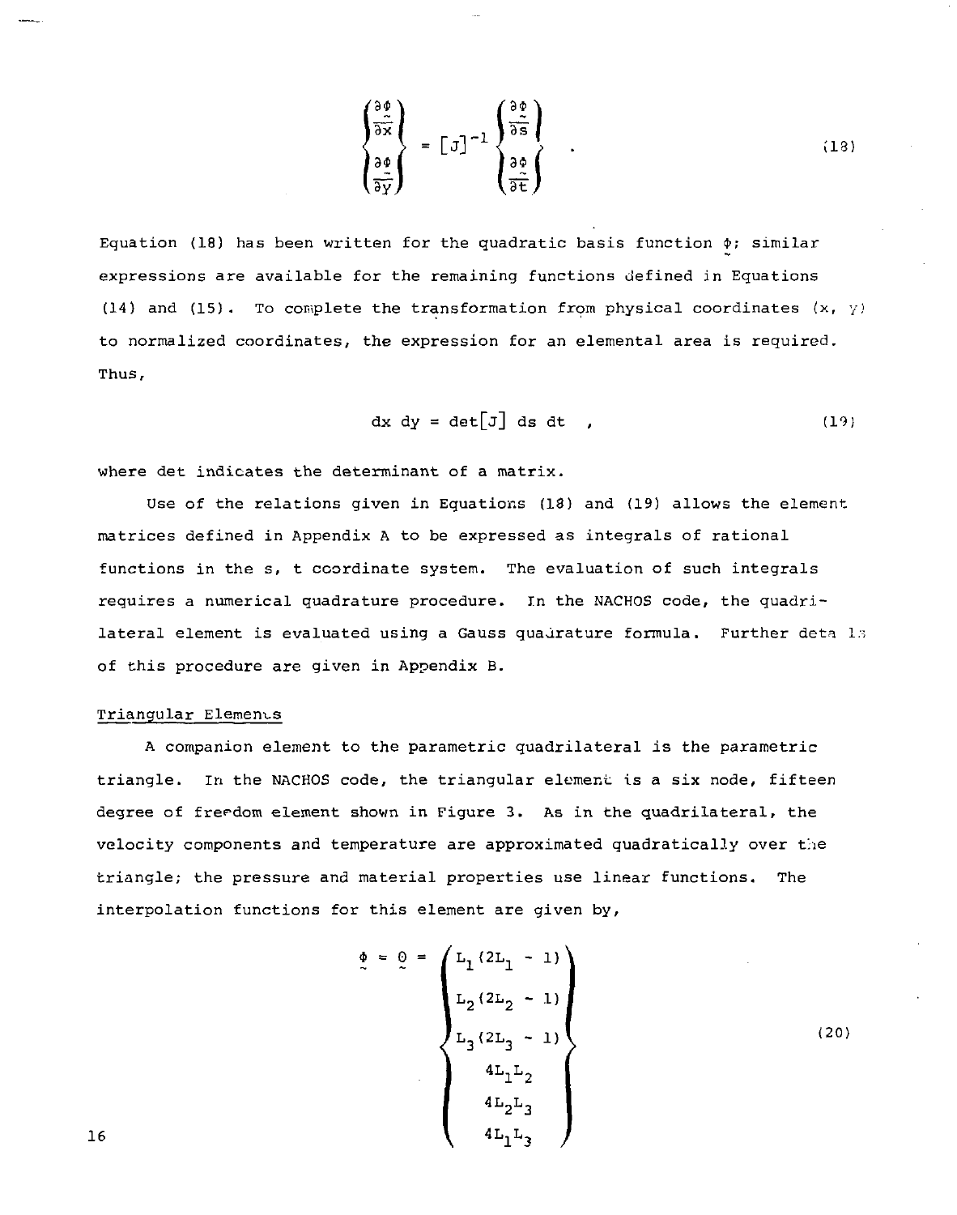$$
\begin{Bmatrix} \frac{\partial \phi}{\partial x} \\ \frac{\partial \phi}{\partial y} \end{Bmatrix} = [J]^{-1} \begin{Bmatrix} \frac{\partial \phi}{\partial s} \\ \frac{\partial \phi}{\partial t} \end{Bmatrix} \quad . \tag{18}
$$

Equation (18) has been written for the quadratic basis function $\underset{\sim}{\phi}$; similar expressions are available for the remaining functions defined in Equations (14) and (15). To complete the transformation from physical coordinates $(x, y)$ to normalized coordinates, the expression for an elemental area is required. Thus,

$$
dx\ dy = \det[J]\ ds\ dt \quad , \tag{19}
$$

where det indicates the determinant of a matrix.

Use of the relations given in Equations (18) and (19) allows the element matrices defined in Appendix A to be expressed as integrals of rational functions in the s, t coordinate system. The evaluation of such integrals requires a numerical quadrature procedure. In the NACHOS code, the quadrilateral element is evaluated using a Gauss quadrature formula. Further details of this procedure are given in Appendix B.

## Triangular Elements

A companion element to the parametric quadrilateral is the parametric triangle. In the NACHOS code, the triangular element is a six node, fifteen degree of freedom element shown in Figure 3. As in the quadrilateral, the velocity components and temperature are approximated quadratically over the triangle; the pressure and material properties use linear functions. The interpolation functions for this element are given by,

$$
\underset{\sim}{\phi} = \underset{\sim}{\theta} = \begin{Bmatrix} L_1(2L_1 - 1) \\ L_2(2L_2 - 1) \\ L_3(2L_3 - 1) \\ 4L_1L_2 \\ 4L_2L_3 \\ 4L_1L_3 \end{Bmatrix} \tag{20}
$$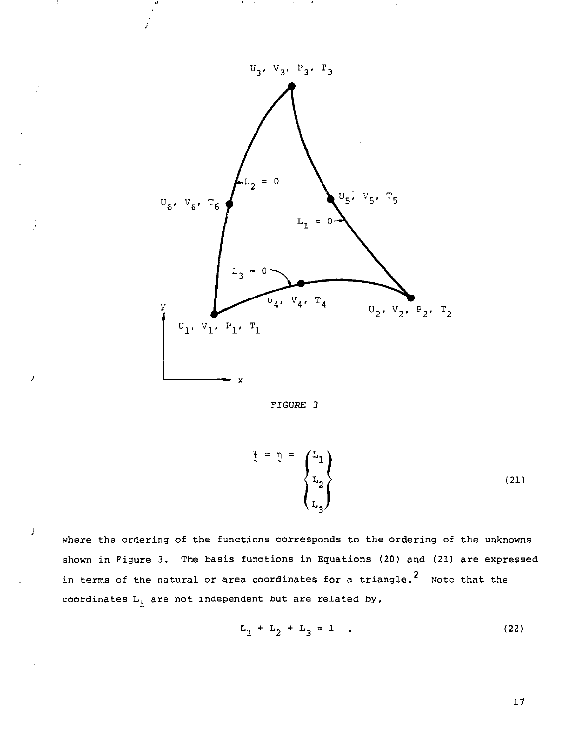FIGURE 3

$$\underset{\sim}{\Psi} = \underset{\sim}{\eta} = \begin{Bmatrix} L_1 \\ L_2 \\ L_3 \end{Bmatrix} \tag{21}$$

where the ordering of the functions corresponds to the ordering of the unknowns shown in Figure 3. The basis functions in Equations (20) and (21) are expressed in terms of the natural or area coordinates for a triangle.[2] Note that the coordinates $L_i$ are not independent but are related by,

$$L_1 + L_2 + L_3 = 1 \quad . \tag{22}$$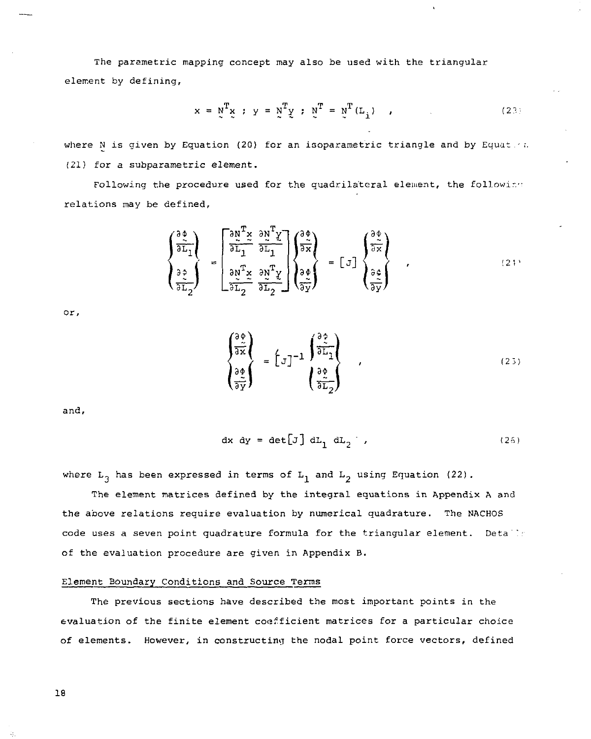The parametric mapping concept may also be used with the triangular element by defining,

$$x = \underset{\sim}{N}^T \underset{\sim}{x} \; ; \; y = \underset{\sim}{N}^T \underset{\sim}{y} \; ; \; \underset{\sim}{N}^T = \underset{\sim}{N}^T(L_i) \quad , \tag{23}$$

where $\underset{\sim}{N}$ is given by Equation (20) for an isoparametric triangle and by Equation (21) for a subparametric element.

Following the procedure used for the quadrilateral element, the following relations may be defined,

$$\begin{Bmatrix} \dfrac{\partial \underset{\sim}{\phi}}{\partial L_1} \\ \dfrac{\partial \underset{\sim}{\phi}}{\partial L_2} \end{Bmatrix} = \begin{bmatrix} \dfrac{\partial \underset{\sim}{N}^T \underset{\sim}{x}}{\partial L_1} & \dfrac{\partial \underset{\sim}{N}^T \underset{\sim}{y}}{\partial L_1} \\ \dfrac{\partial \underset{\sim}{N}^T \underset{\sim}{x}}{\partial L_2} & \dfrac{\partial \underset{\sim}{N}^T \underset{\sim}{y}}{\partial L_2} \end{bmatrix} \begin{Bmatrix} \dfrac{\partial \underset{\sim}{\phi}}{\partial x} \\ \dfrac{\partial \underset{\sim}{\phi}}{\partial y} \end{Bmatrix} = [J] \begin{Bmatrix} \dfrac{\partial \underset{\sim}{\phi}}{\partial x} \\ \dfrac{\partial \underset{\sim}{\phi}}{\partial y} \end{Bmatrix} \quad , \tag{24}$$

or,

$$\begin{Bmatrix} \dfrac{\partial \underset{\sim}{\phi}}{\partial x} \\ \dfrac{\partial \underset{\sim}{\phi}}{\partial y} \end{Bmatrix} = [J]^{-1} \begin{Bmatrix} \dfrac{\partial \underset{\sim}{\phi}}{\partial L_1} \\ \dfrac{\partial \underset{\sim}{\phi}}{\partial L_2} \end{Bmatrix} \quad , \tag{25}$$

and,

$$dx \; dy = \det[J] \; dL_1 \; dL_2 \quad , \tag{26}$$

where $L_3$ has been expressed in terms of $L_1$ and $L_2$ using Equation (22).

The element matrices defined by the integral equations in Appendix A and the above relations require evaluation by numerical quadrature. The NACHOS code uses a seven point quadrature formula for the triangular element. Details of the evaluation procedure are given in Appendix B.

## Element Boundary Conditions and Source Terms

The previous sections have described the most important points in the evaluation of the finite element coefficient matrices for a particular choice of elements. However, in constructing the nodal point force vectors, defined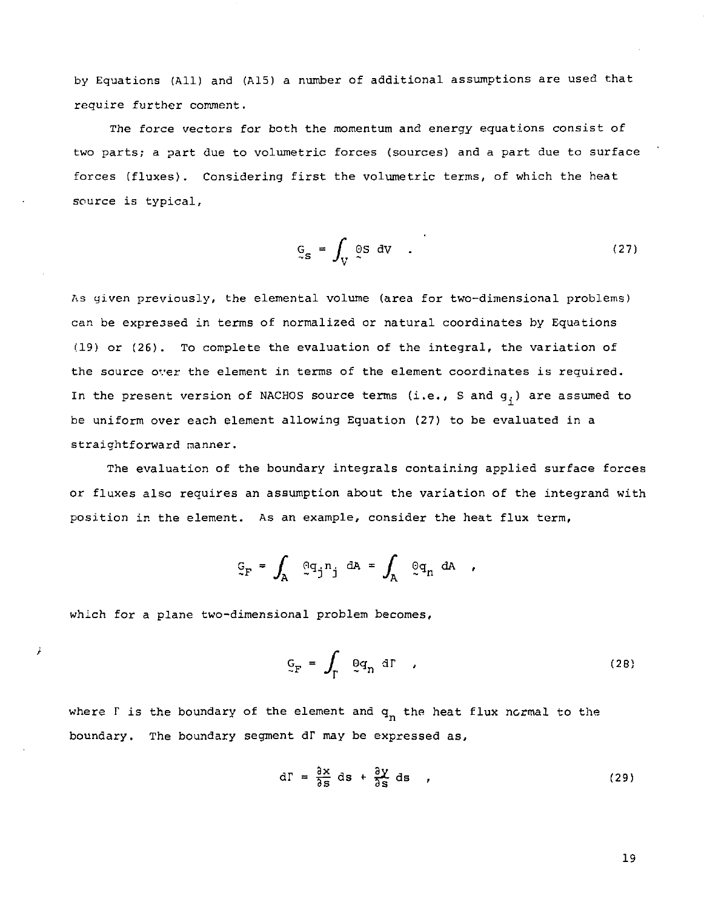by Equations (A11) and (A15) a number of additional assumptions are used that require further comment.

The force vectors for both the momentum and energy equations consist of two parts; a part due to volumetric forces (sources) and a part due to surface forces (fluxes). Considering first the volumetric terms, of which the heat source is typical,

$$\underset{\sim}{G}_S = \int_V \underset{\sim}{\Theta} S \, dV \quad . \tag{27}$$

As given previously, the elemental volume (area for two-dimensional problems) can be expressed in terms of normalized or natural coordinates by Equations (19) or (26). To complete the evaluation of the integral, the variation of the source over the element in terms of the element coordinates is required. In the present version of NACHOS source terms (i.e., S and $q_i$) are assumed to be uniform over each element allowing Equation (27) to be evaluated in a straightforward manner.

The evaluation of the boundary integrals containing applied surface forces or fluxes also requires an assumption about the variation of the integrand with position in the element. As an example, consider the heat flux term,

$$\underset{\sim}{G}_F = \int_A \underset{\sim}{\Theta} q_j n_j \, dA = \int_A \underset{\sim}{\Theta} q_n \, dA \quad ,$$

which for a plane two-dimensional problem becomes,

$$\underset{\sim}{G}_F = \int_\Gamma \underset{\sim}{\Theta} q_n \, d\Gamma \quad , \tag{28}$$

where $\Gamma$ is the boundary of the element and $q_n$ the heat flux normal to the boundary. The boundary segment $d\Gamma$ may be expressed as,

$$d\Gamma = \frac{\partial x}{\partial s} ds + \frac{\partial y}{\partial s} ds \quad , \tag{29}$$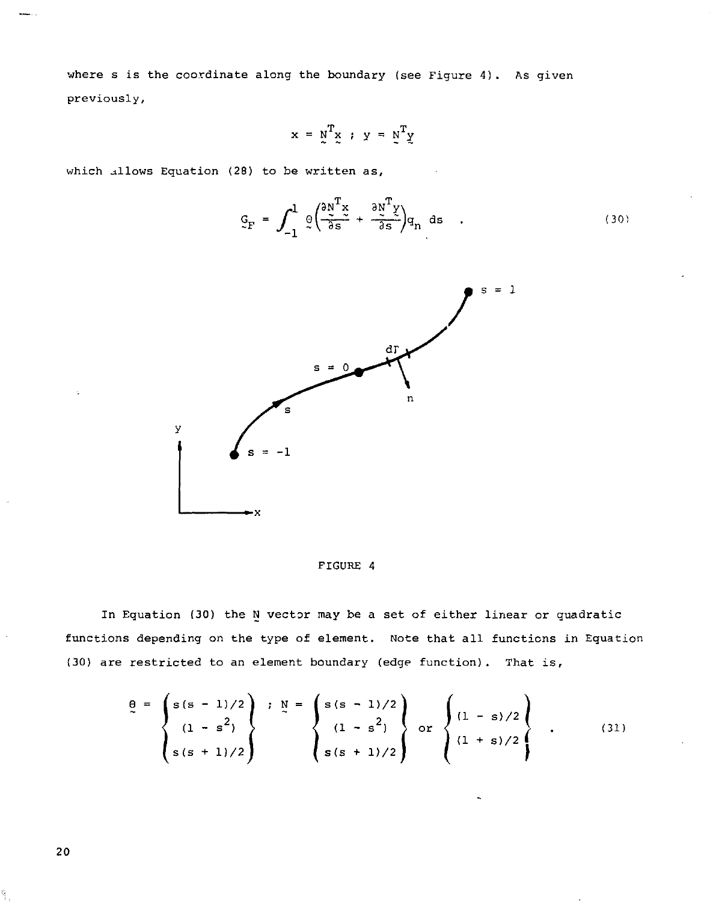where s is the coordinate along the boundary (see Figure 4). As given previously,

$$x = \underset{\sim}{N}^T \underset{\sim}{x} \; ; \; y = \underset{\sim}{N}^T \underset{\sim}{y}$$

which allows Equation (28) to be written as,

$$\underset{\sim}{G}_F = \int_{-1}^{1} \underset{\sim}{\theta} \left( \frac{\partial \underset{\sim}{N}^T \underset{\sim}{x}}{\partial s} + \frac{\partial \underset{\sim}{N}^T \underset{\sim}{y}}{\partial s} \right) q_n \, ds \quad . \tag{30}$$

FIGURE 4

In Equation (30) the $\underset{\sim}{N}$ vector may be a set of either linear or quadratic functions depending on the type of element. Note that all functions in Equation (30) are restricted to an element boundary (edge function). That is,

$$\underset{\sim}{\theta} = \begin{Bmatrix} s(s-1)/2 \\ (1-s^2) \\ s(s+1)/2 \end{Bmatrix} \; ; \; \underset{\sim}{N} = \begin{Bmatrix} s(s-1)/2 \\ (1-s^2) \\ s(s+1)/2 \end{Bmatrix} \text{ or } \begin{Bmatrix} (1-s)/2 \\ (1+s)/2 \end{Bmatrix} \quad . \tag{31}$$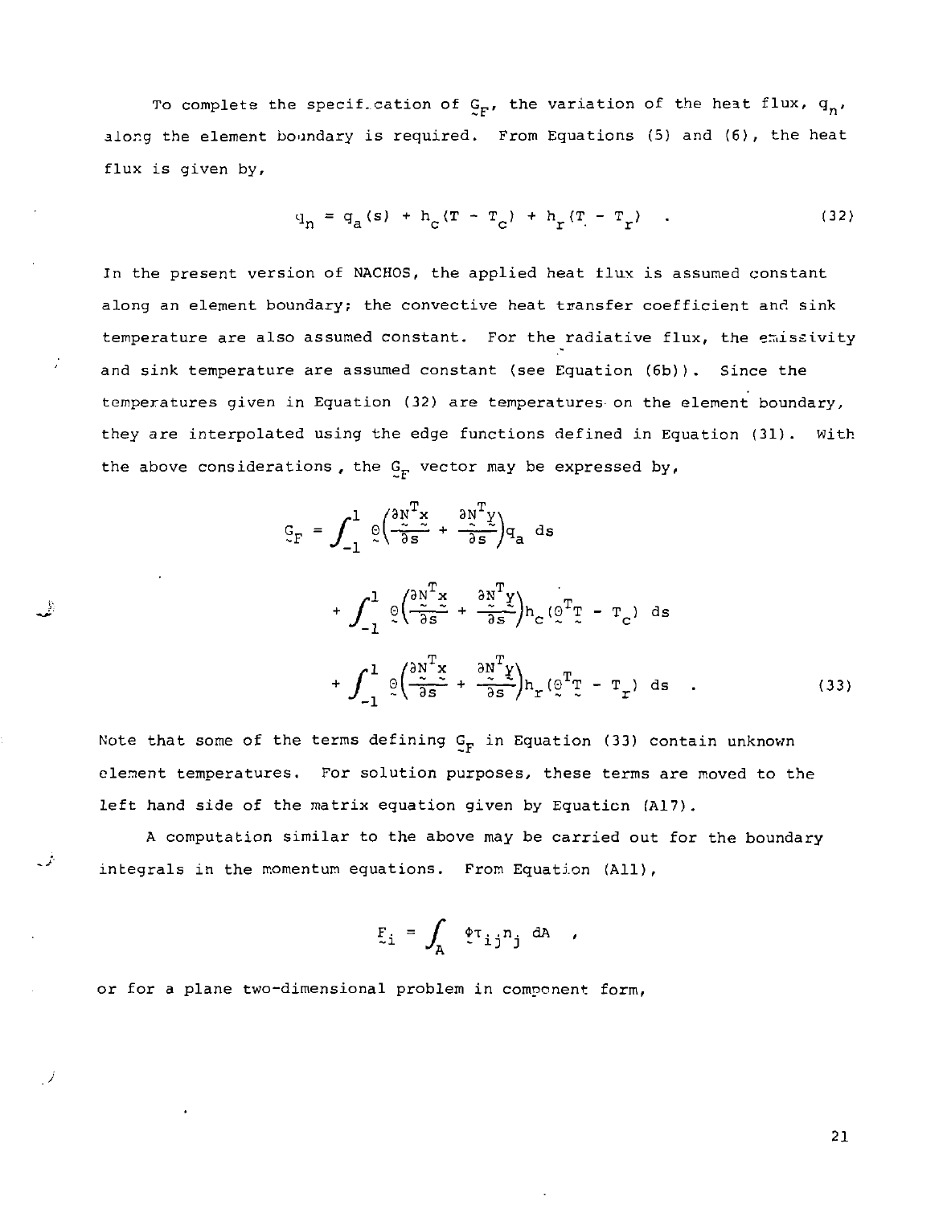To complete the specification of $\underset{\sim}{G}_F$, the variation of the heat flux, $q_n$, along the element boundary is required. From Equations (5) and (6), the heat flux is given by,

$$q_n = q_a(s) + h_c(T - T_c) + h_r(T - T_r) \quad . \tag{32}$$

In the present version of NACHOS, the applied heat flux is assumed constant along an element boundary; the convective heat transfer coefficient and sink temperature are also assumed constant. For the radiative flux, the emissivity and sink temperature are assumed constant (see Equation (6b)). Since the temperatures given in Equation (32) are temperatures on the element boundary, they are interpolated using the edge functions defined in Equation (31). With the above considerations, the $\underset{\sim}{G}_F$ vector may be expressed by,

$$\begin{aligned}
\underset{\sim}{G}_F = & \int_{-1}^{1} \underset{\sim}{\Theta}\left(\frac{\partial \underset{\sim}{N}^T\underset{\sim}{x}}{\partial s} + \frac{\partial \underset{\sim}{N}^T\underset{\sim}{y}}{\partial s}\right) q_a \, ds \\
& + \int_{-1}^{1} \underset{\sim}{\Theta}\left(\frac{\partial \underset{\sim}{N}^T\underset{\sim}{x}}{\partial s} + \frac{\partial \underset{\sim}{N}^T\underset{\sim}{y}}{\partial s}\right) h_c(\underset{\sim}{\Theta}^T\underset{\sim}{T} - T_c) \, ds \\
& + \int_{-1}^{1} \underset{\sim}{\Theta}\left(\frac{\partial \underset{\sim}{N}^T\underset{\sim}{x}}{\partial s} + \frac{\partial \underset{\sim}{N}^T\underset{\sim}{y}}{\partial s}\right) h_r(\underset{\sim}{\Theta}^T\underset{\sim}{T} - T_r) \, ds \quad .
\end{aligned} \tag{33}$$

Note that some of the terms defining $\underset{\sim}{G}_F$ in Equation (33) contain unknown element temperatures. For solution purposes, these terms are moved to the left hand side of the matrix equation given by Equation (A17).

A computation similar to the above may be carried out for the boundary integrals in the momentum equations. From Equation (A11),

$$\underset{\sim}{F}_i = \int_A \underset{\sim}{\phi} \tau_{ij} n_j \, dA \quad ,$$

or for a plane two-dimensional problem in component form,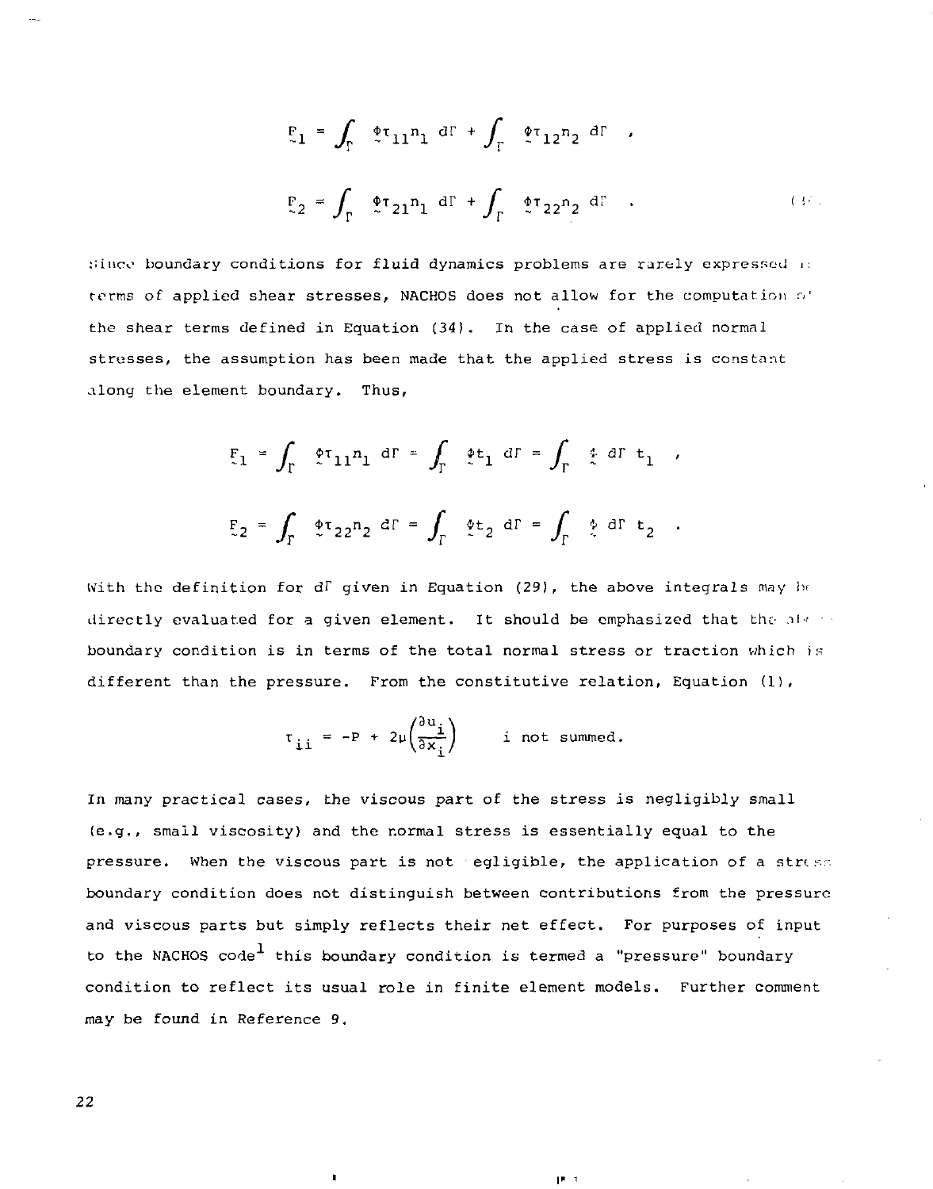$$F_1 = \int_\Gamma \phi\tau_{11}n_1 \, d\Gamma + \int_\Gamma \phi\tau_{12}n_2 \, d\Gamma \quad ,$$

$$F_2 = \int_\Gamma \phi\tau_{21}n_1 \, d\Gamma + \int_\Gamma \phi\tau_{22}n_2 \, d\Gamma \quad . \qquad (34)$$

Since boundary conditions for fluid dynamics problems are rarely expressed in terms of applied shear stresses, NACHOS does not allow for the computation of the shear terms defined in Equation (34). In the case of applied normal stresses, the assumption has been made that the applied stress is constant along the element boundary. Thus,

$$F_1 = \int_\Gamma \phi\tau_{11}n_1 \, d\Gamma = \int_\Gamma \phi t_1 \, d\Gamma = \int_\Gamma \phi \, d\Gamma \, t_1 \quad ,$$

$$F_2 = \int_\Gamma \phi\tau_{22}n_2 \, d\Gamma = \int_\Gamma \phi t_2 \, d\Gamma = \int_\Gamma \phi \, d\Gamma \, t_2 \quad .$$

With the definition for $d\Gamma$ given in Equation (29), the above integrals may be directly evaluated for a given element. It should be emphasized that the above boundary condition is in terms of the total normal stress or traction which is different than the pressure. From the constitutive relation, Equation (1),

$$\tau_{ii} = -P + 2\mu\left(\frac{\partial u_i}{\partial x_i}\right) \qquad \text{i not summed.}$$

In many practical cases, the viscous part of the stress is negligibly small (e.g., small viscosity) and the normal stress is essentially equal to the pressure. When the viscous part is not negligible, the application of a stress boundary condition does not distinguish between contributions from the pressure and viscous parts but simply reflects their net effect. For purposes of input to the NACHOS code[1] this boundary condition is termed a "pressure" boundary condition to reflect its usual role in finite element models. Further comment may be found in Reference 9.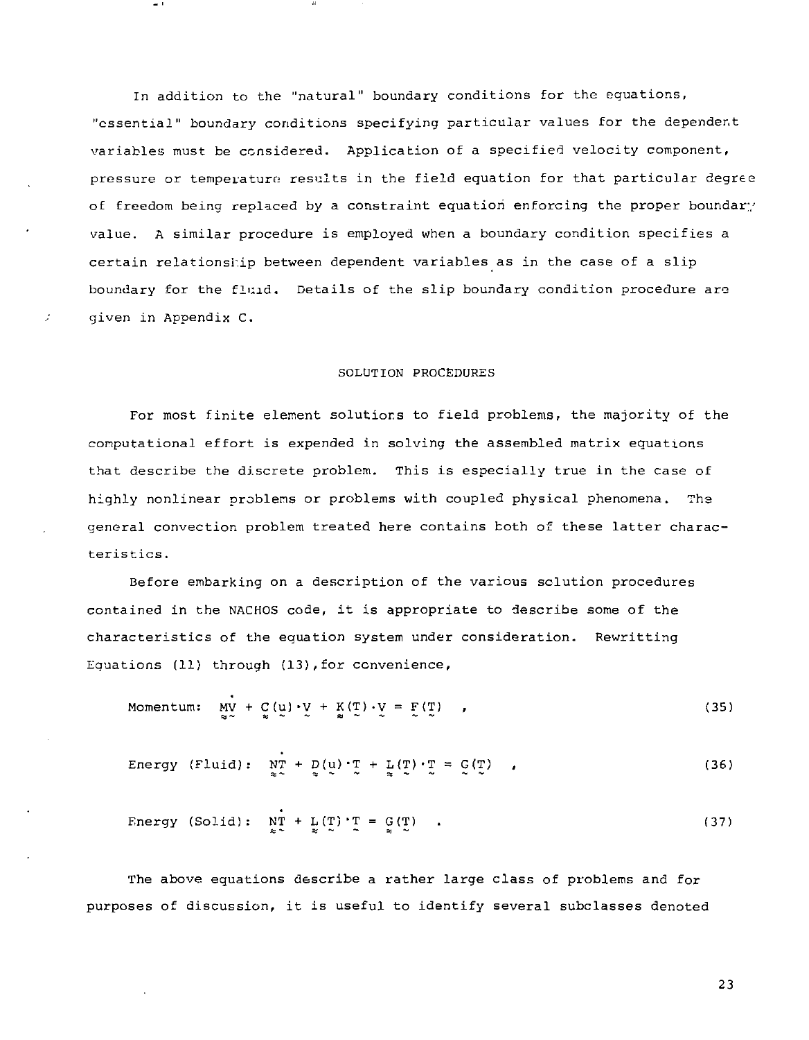In addition to the "natural" boundary conditions for the equations, "essential" boundary conditions specifying particular values for the dependent variables must be considered. Application of a specified velocity component, pressure or temperature results in the field equation for that particular degree of freedom being replaced by a constraint equation enforcing the proper boundary value. A similar procedure is employed when a boundary condition specifies a certain relationship between dependent variables as in the case of a slip boundary for the fluid. Details of the slip boundary condition procedure are given in Appendix C.

## SOLUTION PROCEDURES

For most finite element solutions to field problems, the majority of the computational effort is expended in solving the assembled matrix equations that describe the discrete problem. This is especially true in the case of highly nonlinear problems or problems with coupled physical phenomena. The general convection problem treated here contains both of these latter characteristics.

Before embarking on a description of the various solution procedures contained in the NACHOS code, it is appropriate to describe some of the characteristics of the equation system under consideration. Rewritting Equations (11) through (13), for convenience,

$$\text{Momentum:} \quad \underset{\approx}{M}\dot{\underset{\sim}{V}} + \underset{\approx}{C}(\underset{\sim}{u})\cdot\underset{\sim}{V} + \underset{\approx}{K}(\underset{\sim}{T})\cdot\underset{\sim}{V} = \underset{\sim}{F}(\underset{\sim}{T}) \quad , \tag{35}$$

$$\text{Energy (Fluid):} \quad \underset{\approx}{N}\dot{\underset{\sim}{T}} + \underset{\approx}{D}(\underset{\sim}{u})\cdot\underset{\sim}{T} + \underset{\approx}{L}(\underset{\sim}{T})\cdot\underset{\sim}{T} = \underset{\sim}{G}(\underset{\sim}{T}) \quad , \tag{36}$$

$$\text{Energy (Solid):} \quad \underset{\approx}{N}\dot{\underset{\sim}{T}} + \underset{\approx}{L}(\underset{\sim}{T})\cdot\underset{\sim}{T} = \underset{\approx}{G}(\underset{\sim}{T}) \quad . \tag{37}$$

The above equations describe a rather large class of problems and for purposes of discussion, it is useful to identify several subclasses denoted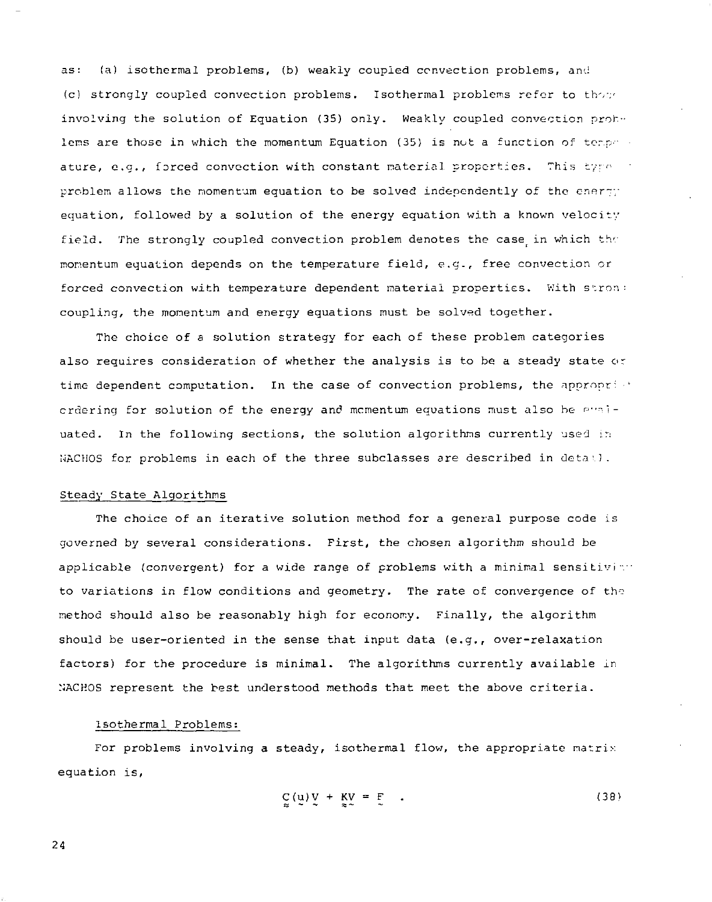as: (a) isothermal problems, (b) weakly coupled convection problems, and (c) strongly coupled convection problems. Isothermal problems refer to those involving the solution of Equation (35) only. Weakly coupled convection problems are those in which the momentum Equation (35) is not a function of temperature, e.g., forced convection with constant material properties. This type of problem allows the momentum equation to be solved independently of the energy equation, followed by a solution of the energy equation with a known velocity field. The strongly coupled convection problem denotes the case in which the momentum equation depends on the temperature field, e.g., free convection or forced convection with temperature dependent material properties. With strong coupling, the momentum and energy equations must be solved together.

The choice of a solution strategy for each of these problem categories also requires consideration of whether the analysis is to be a steady state or time dependent computation. In the case of convection problems, the appropriate ordering for solution of the energy and momentum equations must also be evaluated. In the following sections, the solution algorithms currently used in NACHOS for problems in each of the three subclasses are described in detail.

## Steady State Algorithms

The choice of an iterative solution method for a general purpose code is governed by several considerations. First, the chosen algorithm should be applicable (convergent) for a wide range of problems with a minimal sensitivity to variations in flow conditions and geometry. The rate of convergence of the method should also be reasonably high for economy. Finally, the algorithm should be user-oriented in the sense that input data (e.g., over-relaxation factors) for the procedure is minimal. The algorithms currently available in NACHOS represent the best understood methods that meet the above criteria.

### Isothermal Problems:

For problems involving a steady, isothermal flow, the appropriate matrix equation is,

$$\underset{\approx}{C}(\underset{\sim}{u})\underset{\sim}{V} + \underset{\approx}{K}\underset{\sim}{V} = \underset{\sim}{F} \quad . \tag{38}$$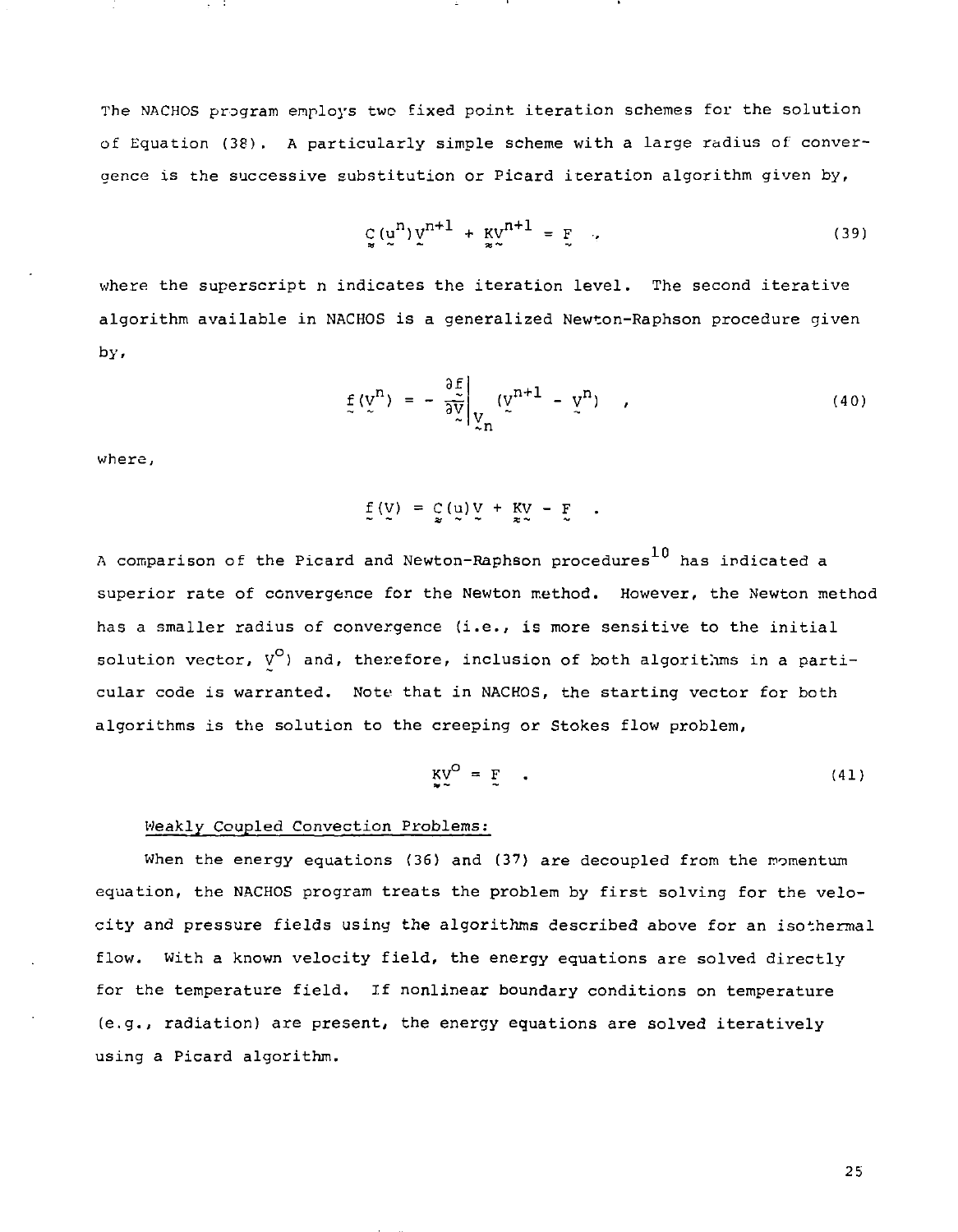The NACHOS program employs two fixed point iteration schemes for the solution of Equation (38). A particularly simple scheme with a large radius of convergence is the successive substitution or Picard iteration algorithm given by,

$$\underset{\approx}{C}(\underset{\sim}{u}^n)\underset{\sim}{V}^{n+1} + \underset{\approx}{K}\underset{\sim}{V}^{n+1} = \underset{\sim}{F} \quad , \tag{39}$$

where the superscript n indicates the iteration level. The second iterative algorithm available in NACHOS is a generalized Newton-Raphson procedure given by,

$$\underset{\sim}{f}(\underset{\sim}{V}^n) = - \left.\frac{\partial \underset{\sim}{f}}{\partial \underset{\sim}{V}}\right|_{\underset{\sim}{V}_n} (\underset{\sim}{V}^{n+1} - \underset{\sim}{V}^n) \quad , \tag{40}$$

where,

$$\underset{\sim}{f}(\underset{\sim}{V}) = \underset{\approx}{C}(\underset{\sim}{u})\underset{\sim}{V} + \underset{\approx}{K}\underset{\sim}{V} - \underset{\sim}{F} \quad .$$

A comparison of the Picard and Newton-Raphson procedures[10] has indicated a superior rate of convergence for the Newton method. However, the Newton method has a smaller radius of convergence (i.e., is more sensitive to the initial solution vector, $\underset{\sim}{V}^o$) and, therefore, inclusion of both algorithms in a particular code is warranted. Note that in NACHOS, the starting vector for both algorithms is the solution to the creeping or Stokes flow problem,

$$\underset{\approx}{K}\underset{\sim}{V}^o = \underset{\sim}{F} \quad . \tag{41}$$

Weakly Coupled Convection Problems:

When the energy equations (36) and (37) are decoupled from the momentum equation, the NACHOS program treats the problem by first solving for the velocity and pressure fields using the algorithms described above for an isothermal flow. With a known velocity field, the energy equations are solved directly for the temperature field. If nonlinear boundary conditions on temperature (e.g., radiation) are present, the energy equations are solved iteratively using a Picard algorithm.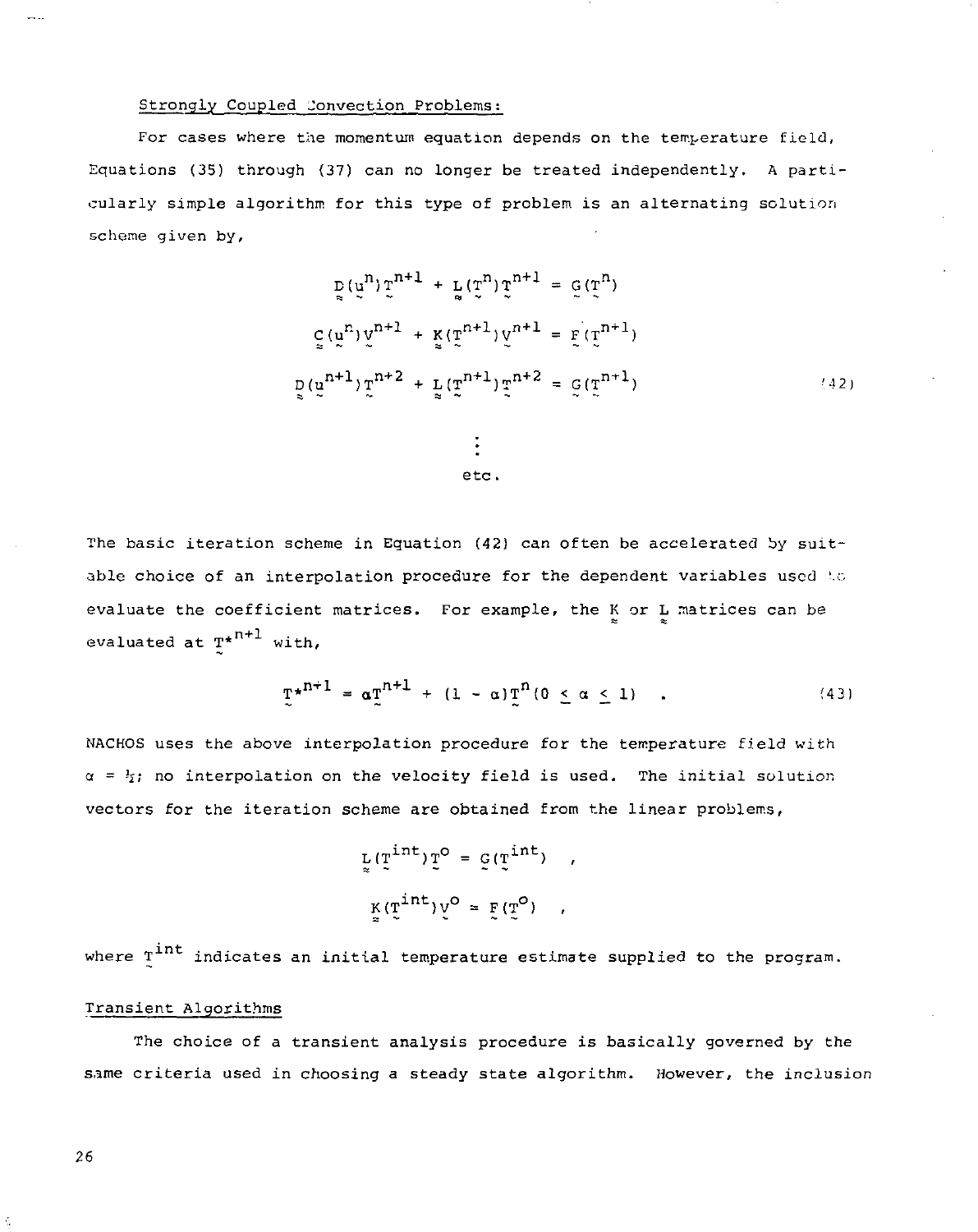Strongly Coupled Convection Problems:

For cases where the momentum equation depends on the temperature field, Equations (35) through (37) can no longer be treated independently. A particularly simple algorithm for this type of problem is an alternating solution scheme given by,

$$
\begin{aligned}
\underset{\approx}{D}(\underset{\sim}{u}^n)\underset{\sim}{T}^{n+1} + \underset{\approx}{L}(\underset{\sim}{T}^n)\underset{\sim}{T}^{n+1} &= \underset{\sim}{G}(\underset{\sim}{T}^n) \\
\underset{\approx}{C}(\underset{\sim}{u}^n)\underset{\sim}{V}^{n+1} + \underset{\approx}{K}(\underset{\sim}{T}^{n+1})\underset{\sim}{V}^{n+1} &= \underset{\sim}{F}(\underset{\sim}{T}^{n+1}) \\
\underset{\approx}{D}(\underset{\sim}{u}^{n+1})\underset{\sim}{T}^{n+2} + \underset{\approx}{L}(\underset{\sim}{T}^{n+1})\underset{\sim}{T}^{n+2} &= \underset{\sim}{G}(\underset{\sim}{T}^{n+1})
\end{aligned}
\tag{42}
$$

$$\vdots$$

etc.

The basic iteration scheme in Equation (42) can often be accelerated by suitable choice of an interpolation procedure for the dependent variables used to evaluate the coefficient matrices. For example, the $\underset{\approx}{K}$ or $\underset{\approx}{L}$ matrices can be evaluated at $\underset{\sim}{T}^{*n+1}$ with,

$$
\underset{\sim}{T}^{*n+1} = \alpha\underset{\sim}{T}^{n+1} + (1-\alpha)\underset{\sim}{T}^n \quad (0 \leq \alpha \leq 1) \quad . \tag{43}
$$

NACHOS uses the above interpolation procedure for the temperature field with $\alpha = \frac{1}{2}$; no interpolation on the velocity field is used. The initial solution vectors for the iteration scheme are obtained from the linear problems,

$$
\underset{\approx}{L}(\underset{\sim}{T}^{int})\underset{\sim}{T}^o = \underset{\sim}{G}(\underset{\sim}{T}^{int}) \quad ,
$$

$$
\underset{\approx}{K}(\underset{\sim}{T}^{int})\underset{\sim}{V}^o = \underset{\sim}{F}(\underset{\sim}{T}^o) \quad ,
$$

where $\underset{\sim}{T}^{int}$ indicates an initial temperature estimate supplied to the program.

Transient Algorithms

The choice of a transient analysis procedure is basically governed by the same criteria used in choosing a steady state algorithm. However, the inclusion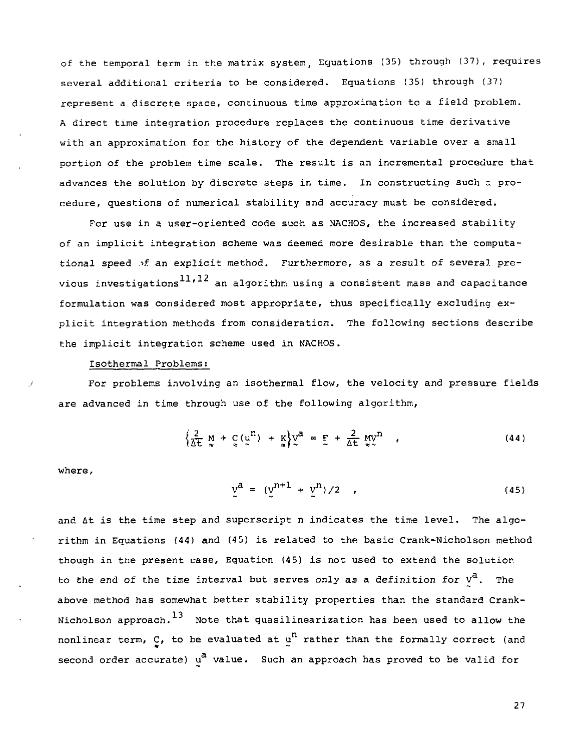of the temporal term in the matrix system, Equations (35) through (37), requires several additional criteria to be considered. Equations (35) through (37) represent a discrete space, continuous time approximation to a field problem. A direct time integration procedure replaces the continuous time derivative with an approximation for the history of the dependent variable over a small portion of the problem time scale. The result is an incremental procedure that advances the solution by discrete steps in time. In constructing such a procedure, questions of numerical stability and accuracy must be considered.

For use in a user-oriented code such as NACHOS, the increased stability of an implicit integration scheme was deemed more desirable than the computational speed of an explicit method. Furthermore, as a result of several previous investigations[11,12] an algorithm using a consistent mass and capacitance formulation was considered most appropriate, thus specifically excluding explicit integration methods from consideration. The following sections describe the implicit integration scheme used in NACHOS.

Isothermal Problems:

For problems involving an isothermal flow, the velocity and pressure fields are advanced in time through use of the following algorithm,

$$\left\{\frac{2}{\Delta t}\,\underset{\approx}{M} + \underset{\approx}{C}(\underset{\sim}{u}^n) + \underset{\approx}{K}\right\}\underset{\sim}{V}^a = \underset{\sim}{F} + \frac{2}{\Delta t}\,\underset{\approx}{M}\underset{\sim}{V}^n \quad , \tag{44}$$

where,

$$\underset{\sim}{V}^a = (\underset{\sim}{V}^{n+1} + \underset{\sim}{V}^n)/2 \quad , \tag{45}$$

and $\Delta t$ is the time step and superscript n indicates the time level. The algorithm in Equations (44) and (45) is related to the basic Crank-Nicholson method though in the present case, Equation (45) is not used to extend the solution to the end of the time interval but serves only as a definition for $\underset{\sim}{V}^a$. The above method has somewhat better stability properties than the standard Crank-Nicholson approach.[13] Note that quasilinearization has been used to allow the nonlinear term, $\underset{\approx}{C}$, to be evaluated at $\underset{\sim}{u}^n$ rather than the formally correct (and second order accurate) $\underset{\sim}{u}^a$ value. Such an approach has proved to be valid for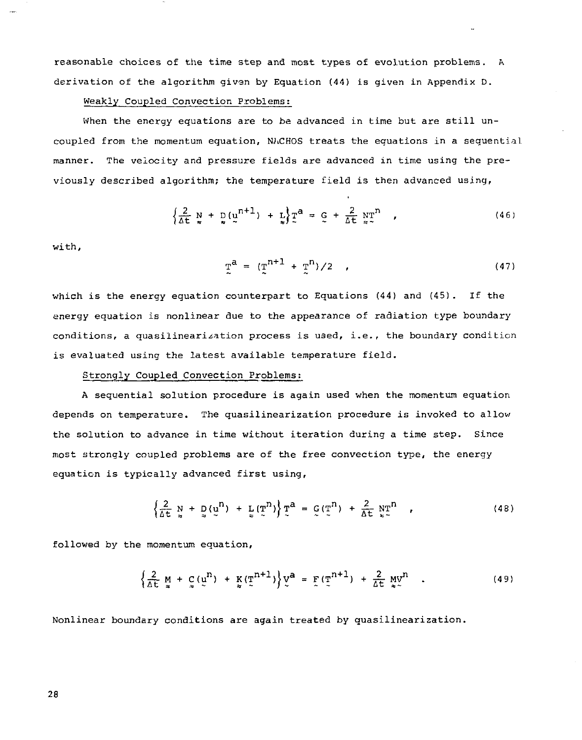reasonable choices of the time step and most types of evolution problems. A derivation of the algorithm given by Equation (44) is given in Appendix D.

Weakly Coupled Convection Problems:

When the energy equations are to be advanced in time but are still uncoupled from the momentum equation, NACHOS treats the equations in a sequential manner. The velocity and pressure fields are advanced in time using the previously described algorithm; the temperature field is then advanced using,

$$\left\{\frac{2}{\Delta t}\,\underset{\approx}{N} + \underset{\approx}{D}(\underset{\sim}{u}^{n+1}) + \underset{\approx}{L}\right\}\underset{\sim}{T}^{a} = \underset{\sim}{G} + \frac{2}{\Delta t}\,\underset{\approx}{N}\underset{\sim}{T}^{n} \quad , \tag{46}$$

with,

$$\underset{\sim}{T}^{a} = (\underset{\sim}{T}^{n+1} + \underset{\sim}{T}^{n})/2 \quad , \tag{47}$$

which is the energy equation counterpart to Equations (44) and (45). If the energy equation is nonlinear due to the appearance of radiation type boundary conditions, a quasilinearization process is used, i.e., the boundary condition is evaluated using the latest available temperature field.

Strongly Coupled Convection Problems:

A sequential solution procedure is again used when the momentum equation depends on temperature. The quasilinearization procedure is invoked to allow the solution to advance in time without iteration during a time step. Since most strongly coupled problems are of the free convection type, the energy equation is typically advanced first using,

$$\left\{\frac{2}{\Delta t}\,\underset{\approx}{N} + \underset{\approx}{D}(\underset{\sim}{u}^{n}) + \underset{\approx}{L}(\underset{\sim}{T}^{n})\right\}\underset{\sim}{T}^{a} = \underset{\sim}{G}(\underset{\sim}{T}^{n}) + \frac{2}{\Delta t}\,\underset{\approx}{N}\underset{\sim}{T}^{n} \quad , \tag{48}$$

followed by the momentum equation,

$$\left\{\frac{2}{\Delta t}\,\underset{\approx}{M} + \underset{\approx}{C}(\underset{\sim}{u}^{n}) + \underset{\approx}{K}(\underset{\sim}{T}^{n+1})\right\}\underset{\sim}{V}^{a} = \underset{\sim}{F}(\underset{\sim}{T}^{n+1}) + \frac{2}{\Delta t}\,\underset{\approx}{M}\underset{\sim}{V}^{n} \quad . \tag{49}$$

Nonlinear boundary conditions are again treated by quasilinearization.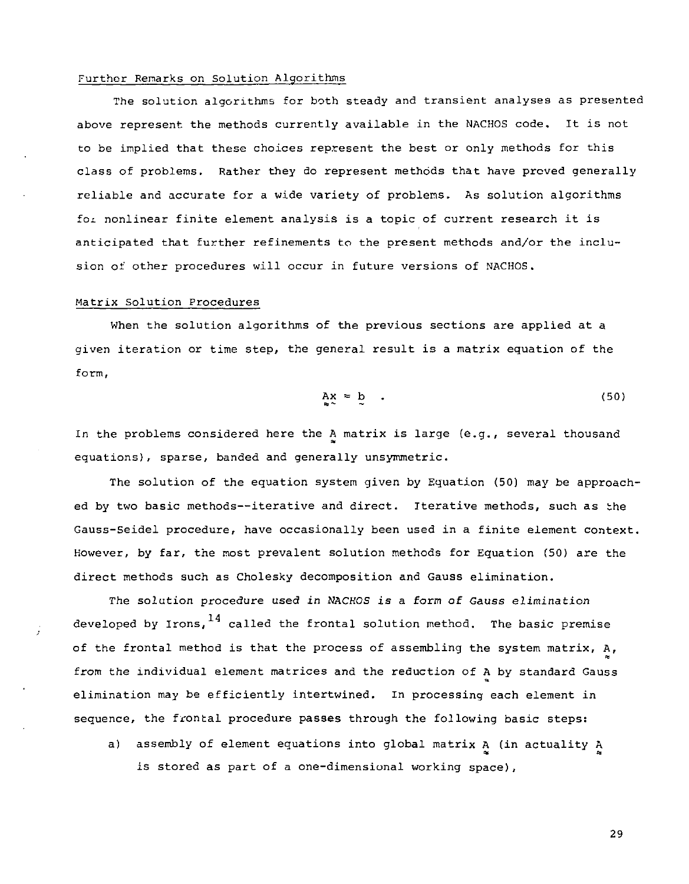Further Remarks on Solution Algorithms

The solution algorithms for both steady and transient analyses as presented above represent the methods currently available in the NACHOS code. It is not to be implied that these choices represent the best or only methods for this class of problems. Rather they do represent methods that have proved generally reliable and accurate for a wide variety of problems. As solution algorithms for nonlinear finite element analysis is a topic of current research it is anticipated that further refinements to the present methods and/or the inclusion of other procedures will occur in future versions of NACHOS.

Matrix Solution Procedures

When the solution algorithms of the previous sections are applied at a given iteration or time step, the general result is a matrix equation of the form,

$$\mathbf{A}\mathbf{x} = \mathbf{b} \quad . \tag{50}$$

In the problems considered here the $\mathbf{A}$ matrix is large (e.g., several thousand equations), sparse, banded and generally unsymmetric.

The solution of the equation system given by Equation (50) may be approached by two basic methods--iterative and direct. Iterative methods, such as the Gauss-Seidel procedure, have occasionally been used in a finite element context. However, by far, the most prevalent solution methods for Equation (50) are the direct methods such as Cholesky decomposition and Gauss elimination.

The solution procedure used in NACHOS is a form of Gauss elimination developed by Irons,[14] called the frontal solution method. The basic premise of the frontal method is that the process of assembling the system matrix, $\mathbf{A}$, from the individual element matrices and the reduction of $\mathbf{A}$ by standard Gauss elimination may be efficiently intertwined. In processing each element in sequence, the frontal procedure passes through the following basic steps:

a) assembly of element equations into global matrix $\mathbf{A}$ (in actuality $\mathbf{A}$ is stored as part of a one-dimensional working space),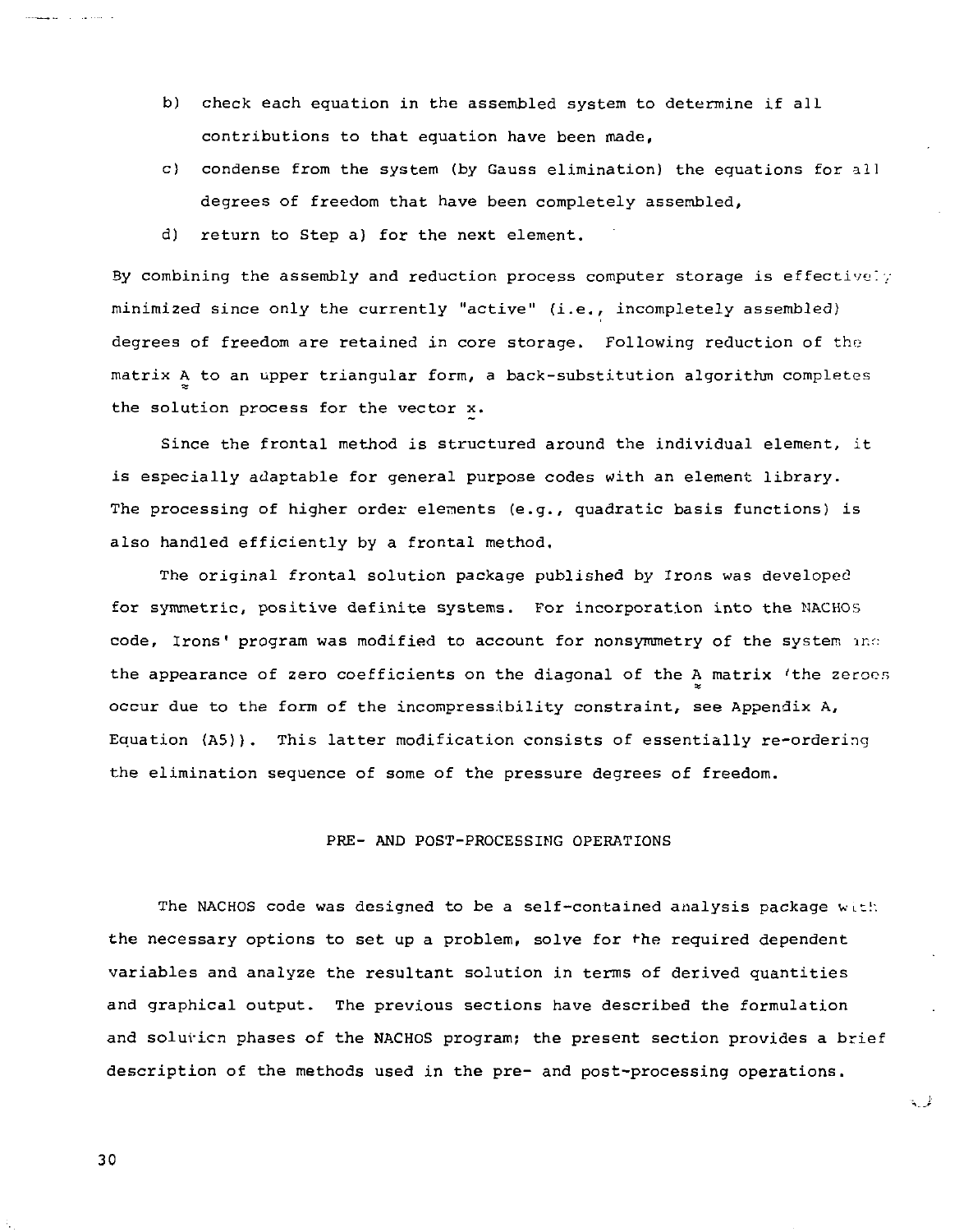b) check each equation in the assembled system to determine if all contributions to that equation have been made,

c) condense from the system (by Gauss elimination) the equations for all degrees of freedom that have been completely assembled,

d) return to Step a) for the next element.

By combining the assembly and reduction process computer storage is effectively minimized since only the currently "active" (i.e., incompletely assembled) degrees of freedom are retained in core storage. Following reduction of the matrix $\underset{\approx}{A}$ to an upper triangular form, a back-substitution algorithm completes the solution process for the vector $\underset{\sim}{x}$.

Since the frontal method is structured around the individual element, it is especially adaptable for general purpose codes with an element library. The processing of higher order elements (e.g., quadratic basis functions) is also handled efficiently by a frontal method.

The original frontal solution package published by Irons was developed for symmetric, positive definite systems. For incorporation into the NACHOS code, Irons' program was modified to account for nonsymmetry of the system and the appearance of zero coefficients on the diagonal of the $\underset{\approx}{A}$ matrix (the zeroes occur due to the form of the incompressibility constraint, see Appendix A, Equation (A5)). This latter modification consists of essentially re-ordering the elimination sequence of some of the pressure degrees of freedom.

## PRE- AND POST-PROCESSING OPERATIONS

The NACHOS code was designed to be a self-contained analysis package with the necessary options to set up a problem, solve for the required dependent variables and analyze the resultant solution in terms of derived quantities and graphical output. The previous sections have described the formulation and solution phases of the NACHOS program; the present section provides a brief description of the methods used in the pre- and post-processing operations.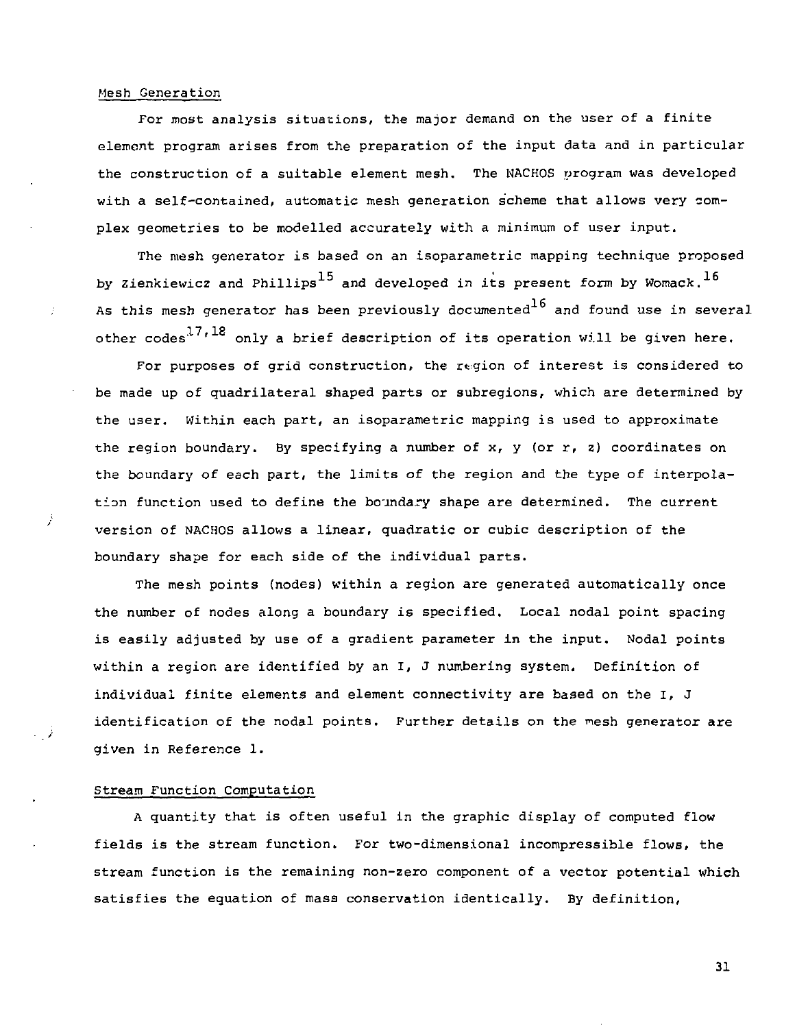## Mesh Generation

For most analysis situations, the major demand on the user of a finite element program arises from the preparation of the input data and in particular the construction of a suitable element mesh. The NACHOS program was developed with a self-contained, automatic mesh generation scheme that allows very complex geometries to be modelled accurately with a minimum of user input.

The mesh generator is based on an isoparametric mapping technique proposed by Zienkiewicz and Phillips[15] and developed in its present form by Womack.[16] As this mesh generator has been previously documented[16] and found use in several other codes[17,18] only a brief description of its operation will be given here.

For purposes of grid construction, the region of interest is considered to be made up of quadrilateral shaped parts or subregions, which are determined by the user. Within each part, an isoparametric mapping is used to approximate the region boundary. By specifying a number of x, y (or r, z) coordinates on the boundary of each part, the limits of the region and the type of interpolation function used to define the boundary shape are determined. The current version of NACHOS allows a linear, quadratic or cubic description of the boundary shape for each side of the individual parts.

The mesh points (nodes) within a region are generated automatically once the number of nodes along a boundary is specified. Local nodal point spacing is easily adjusted by use of a gradient parameter in the input. Nodal points within a region are identified by an I, J numbering system. Definition of individual finite elements and element connectivity are based on the I, J identification of the nodal points. Further details on the mesh generator are given in Reference 1.

## Stream Function Computation

A quantity that is often useful in the graphic display of computed flow fields is the stream function. For two-dimensional incompressible flows, the stream function is the remaining non-zero component of a vector potential which satisfies the equation of mass conservation identically. By definition,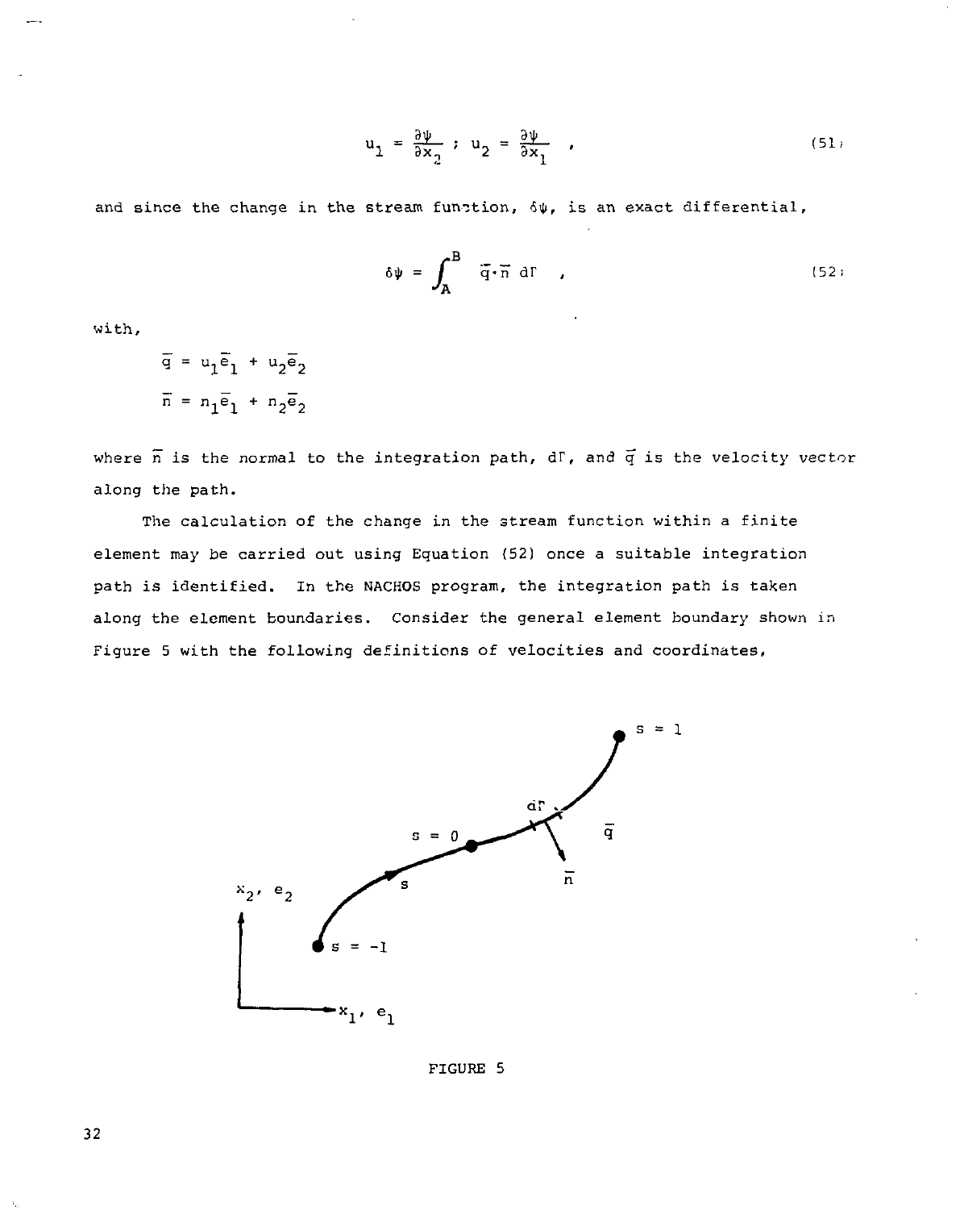$$u_1 = \frac{\partial \psi}{\partial x_2} \; ; \; u_2 = \frac{\partial \psi}{\partial x_1} \quad , \tag{51}$$

and since the change in the stream function, $\delta\psi$, is an exact differential,

$$\delta\psi = \int_A^B \bar{q} \cdot \bar{n} \; d\Gamma \quad , \tag{52}$$

with,

$$\bar{q} = u_1 \bar{e}_1 + u_2 \bar{e}_2$$

$$\bar{n} = n_1 \bar{e}_1 + n_2 \bar{e}_2$$

where $\bar{n}$ is the normal to the integration path, $d\Gamma$, and $\bar{q}$ is the velocity vector along the path.

The calculation of the change in the stream function within a finite element may be carried out using Equation (52) once a suitable integration path is identified. In the NACHOS program, the integration path is taken along the element boundaries. Consider the general element boundary shown in Figure 5 with the following definitions of velocities and coordinates,

FIGURE 5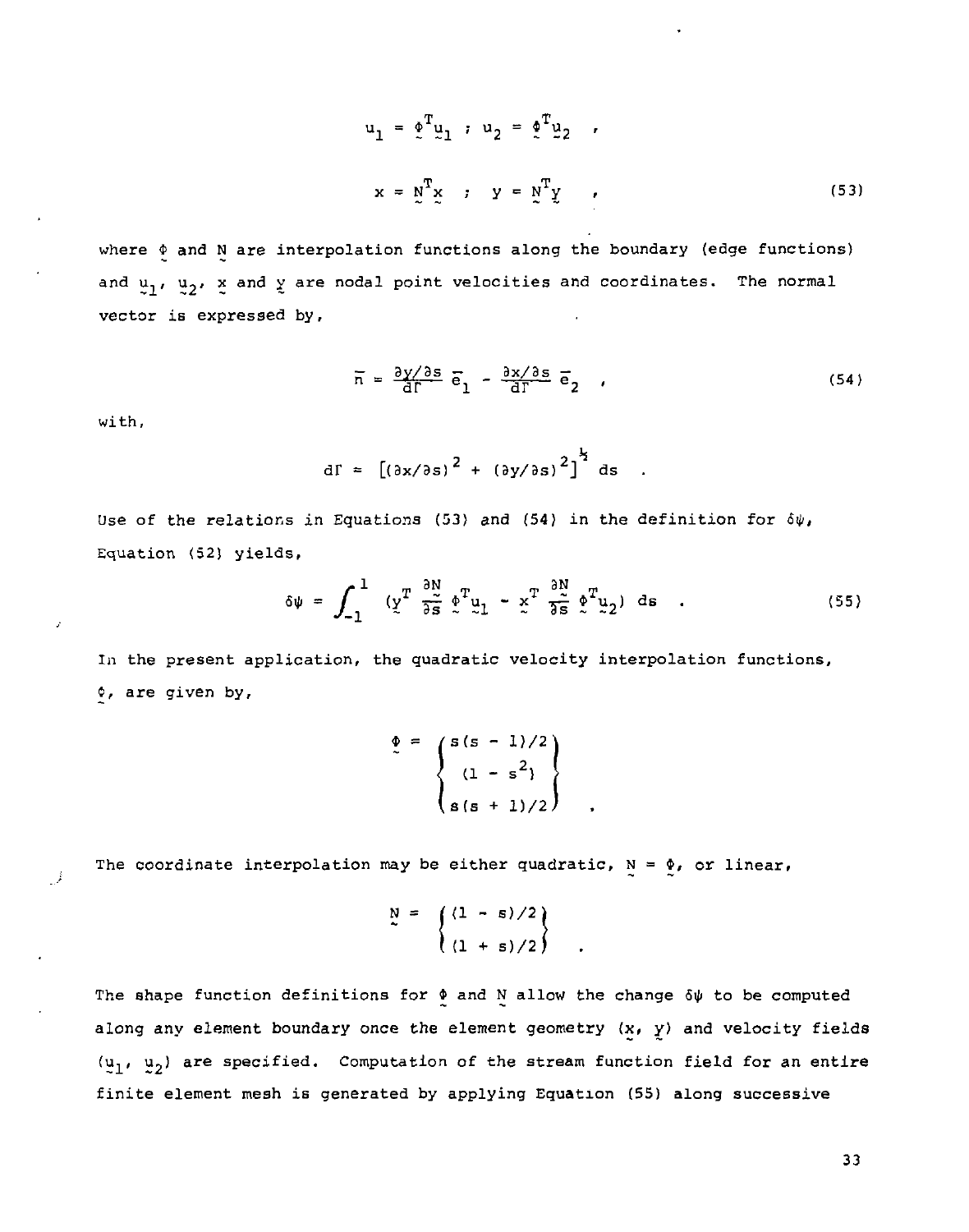$$u_1 = \underset{\sim}{\Phi}^T \underset{\sim}{u}_1 \; ; \; u_2 = \underset{\sim}{\Phi}^T \underset{\sim}{u}_2 \quad ,$$

$$x = \underset{\sim}{N}^T \underset{\sim}{x} \quad ; \quad y = \underset{\sim}{N}^T \underset{\sim}{y} \quad , \tag{53}$$

where $\underset{\sim}{\Phi}$ and $\underset{\sim}{N}$ are interpolation functions along the boundary (edge functions) and $\underset{\sim}{u}_1$, $\underset{\sim}{u}_2$, $\underset{\sim}{x}$ and $\underset{\sim}{y}$ are nodal point velocities and coordinates. The normal vector is expressed by,

$$\bar{n} = \frac{\partial y/\partial s}{d\Gamma} \bar{e}_1 - \frac{\partial x/\partial s}{d\Gamma} \bar{e}_2 \quad , \tag{54}$$

with,

$$d\Gamma = \left[(\partial x/\partial s)^2 + (\partial y/\partial s)^2\right]^{\frac{1}{2}} ds \quad .$$

Use of the relations in Equations (53) and (54) in the definition for $\delta\psi$, Equation (52) yields,

$$\delta\psi = \int_{-1}^{1} \left(\underset{\sim}{y}^T \frac{\partial \underset{\sim}{N}}{\partial s} \underset{\sim}{\Phi}^T \underset{\sim}{u}_1 - \underset{\sim}{x}^T \frac{\partial \underset{\sim}{N}}{\partial s} \underset{\sim}{\Phi}^T \underset{\sim}{u}_2\right) ds \quad . \tag{55}$$

In the present application, the quadratic velocity interpolation functions, $\underset{\sim}{\Phi}$, are given by,

$$\underset{\sim}{\Phi} = \begin{Bmatrix} s(s-1)/2 \\ (1-s^2) \\ s(s+1)/2 \end{Bmatrix} \quad .$$

The coordinate interpolation may be either quadratic, $\underset{\sim}{N} = \underset{\sim}{\Phi}$, or linear,

$$\underset{\sim}{N} = \begin{Bmatrix} (1-s)/2 \\ (1+s)/2 \end{Bmatrix} \quad .$$

The shape function definitions for $\underset{\sim}{\Phi}$ and $\underset{\sim}{N}$ allow the change $\delta\psi$ to be computed along any element boundary once the element geometry ($\underset{\sim}{x}$, $\underset{\sim}{y}$) and velocity fields ($\underset{\sim}{u}_1$, $\underset{\sim}{u}_2$) are specified. Computation of the stream function field for an entire finite element mesh is generated by applying Equation (55) along successive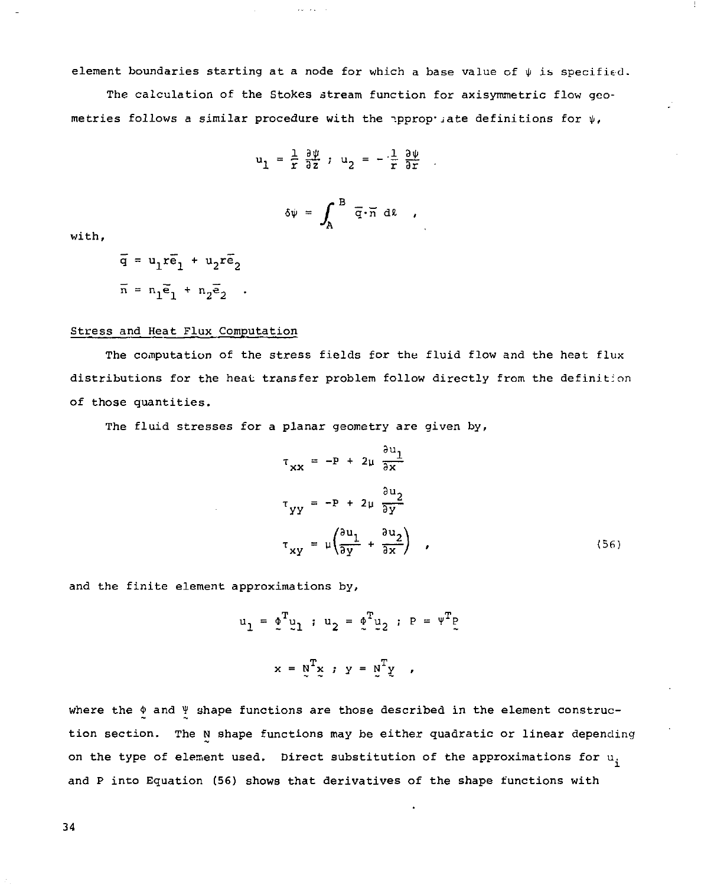element boundaries starting at a node for which a base value of $\psi$ is specified.

The calculation of the Stokes stream function for axisymmetric flow geometries follows a similar procedure with the appropriate definitions for $\psi$,

$$u_1 = \frac{1}{r}\frac{\partial \psi}{\partial z} \; ; \; u_2 = -\frac{1}{r}\frac{\partial \psi}{\partial r}$$

$$\delta\psi = \int_A^B \bar{q}\cdot\bar{n}\, d\ell \quad ,$$

with,

$$\bar{q} = u_1 r\bar{e}_1 + u_2 r\bar{e}_2$$

$$\bar{n} = n_1\bar{e}_1 + n_2\bar{e}_2 \quad .$$

## Stress and Heat Flux Computation

The computation of the stress fields for the fluid flow and the heat flux distributions for the heat transfer problem follow directly from the definition of those quantities.

The fluid stresses for a planar geometry are given by,

$$\tau_{xx} = -P + 2\mu \frac{\partial u_1}{\partial x}$$

$$\tau_{yy} = -P + 2\mu \frac{\partial u_2}{\partial y}$$

$$\tau_{xy} = \mu\left(\frac{\partial u_1}{\partial y} + \frac{\partial u_2}{\partial x}\right) \quad , \tag{56}$$

and the finite element approximations by,

$$u_1 = \underset{\sim}{\phi}^T \underset{\sim}{u}_1 \; ; \; u_2 = \underset{\sim}{\phi}^T \underset{\sim}{u}_2 \; ; \; P = \Psi^T \underset{\sim}{P}$$

$$x = \underset{\sim}{N}^T \underset{\sim}{x} \; ; \; y = \underset{\sim}{N}^T \underset{\sim}{y} \quad ,$$

where the $\underset{\sim}{\phi}$ and $\underset{\sim}{\Psi}$ shape functions are those described in the element construction section. The $\underset{\sim}{N}$ shape functions may be either quadratic or linear depending on the type of element used. Direct substitution of the approximations for $u_i$ and $P$ into Equation (56) shows that derivatives of the shape functions with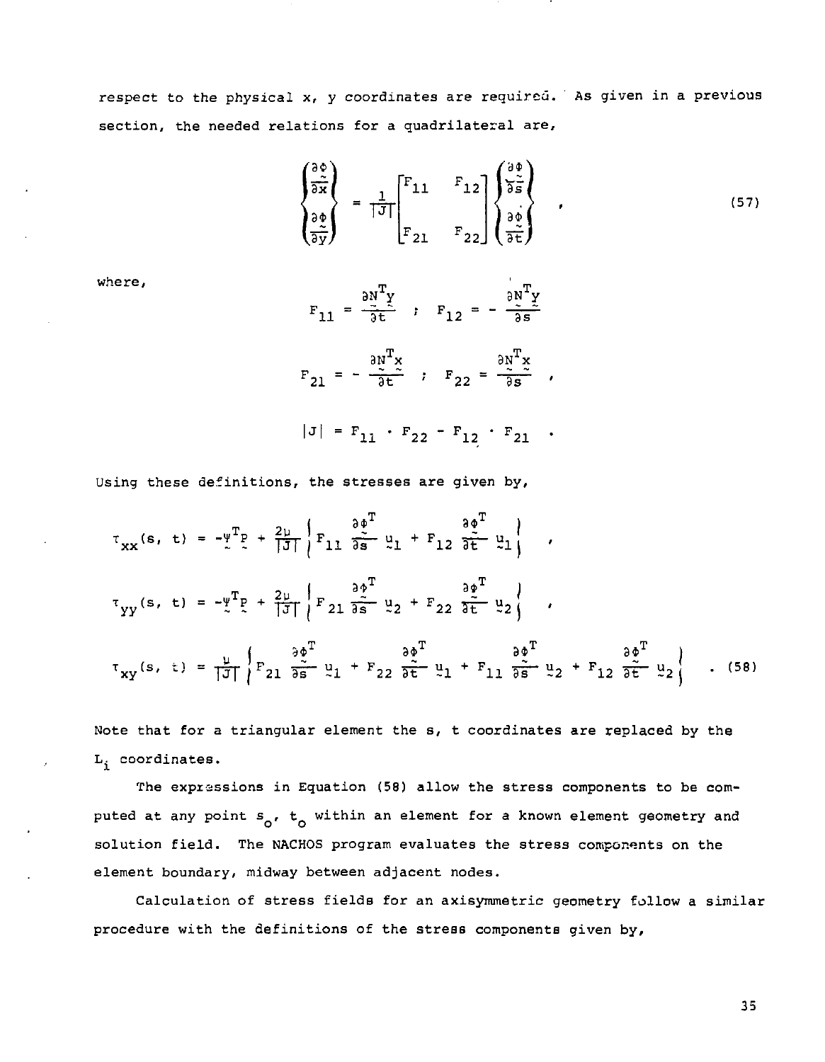respect to the physical x, y coordinates are required. As given in a previous section, the needed relations for a quadrilateral are,

$$\begin{Bmatrix} \dfrac{\partial \underset{\sim}{\phi}}{\partial x} \\ \dfrac{\partial \underset{\sim}{\phi}}{\partial y} \end{Bmatrix} = \frac{1}{|J|} \begin{bmatrix} F_{11} & F_{12} \\ F_{21} & F_{22} \end{bmatrix} \begin{Bmatrix} \dfrac{\partial \underset{\sim}{\phi}}{\partial s} \\ \dfrac{\partial \underset{\sim}{\phi}}{\partial t} \end{Bmatrix} , \tag{57}$$

where,

$$F_{11} = \frac{\partial \underset{\sim}{N}^T \underset{\sim}{y}}{\partial t} \quad ; \quad F_{12} = - \frac{\partial \underset{\sim}{N}^T \underset{\sim}{y}}{\partial s}$$

$$F_{21} = - \frac{\partial \underset{\sim}{N}^T \underset{\sim}{x}}{\partial t} \quad ; \quad F_{22} = \frac{\partial \underset{\sim}{N}^T \underset{\sim}{x}}{\partial s} ,$$

$$|J| = F_{11} \cdot F_{22} - F_{12} \cdot F_{21} .$$

Using these definitions, the stresses are given by,

$$\tau_{xx}(s, t) = -\underset{\sim}{\psi}^T \underset{\sim}{P} + \frac{2\mu}{|J|} \left\{ F_{11} \frac{\partial \underset{\sim}{\phi}^T}{\partial s} \underset{\sim}{u}_1 + F_{12} \frac{\partial \underset{\sim}{\phi}^T}{\partial t} \underset{\sim}{u}_1 \right\} ,$$

$$\tau_{yy}(s, t) = -\underset{\sim}{\psi}^T \underset{\sim}{P} + \frac{2\mu}{|J|} \left\{ F_{21} \frac{\partial \underset{\sim}{\phi}^T}{\partial s} \underset{\sim}{u}_2 + F_{22} \frac{\partial \underset{\sim}{\phi}^T}{\partial t} \underset{\sim}{u}_2 \right\} ,$$

$$\tau_{xy}(s, t) = \frac{\mu}{|J|} \left\{ F_{21} \frac{\partial \underset{\sim}{\phi}^T}{\partial s} \underset{\sim}{u}_1 + F_{22} \frac{\partial \underset{\sim}{\phi}^T}{\partial t} \underset{\sim}{u}_1 + F_{11} \frac{\partial \underset{\sim}{\phi}^T}{\partial s} \underset{\sim}{u}_2 + F_{12} \frac{\partial \underset{\sim}{\phi}^T}{\partial t} \underset{\sim}{u}_2 \right\} . \tag{58}$$

Note that for a triangular element the s, t coordinates are replaced by the $L_i$ coordinates.

The expressions in Equation (58) allow the stress components to be computed at any point $s_o$, $t_o$ within an element for a known element geometry and solution field. The NACHOS program evaluates the stress components on the element boundary, midway between adjacent nodes.

Calculation of stress fields for an axisymmetric geometry follow a similar procedure with the definitions of the stress components given by,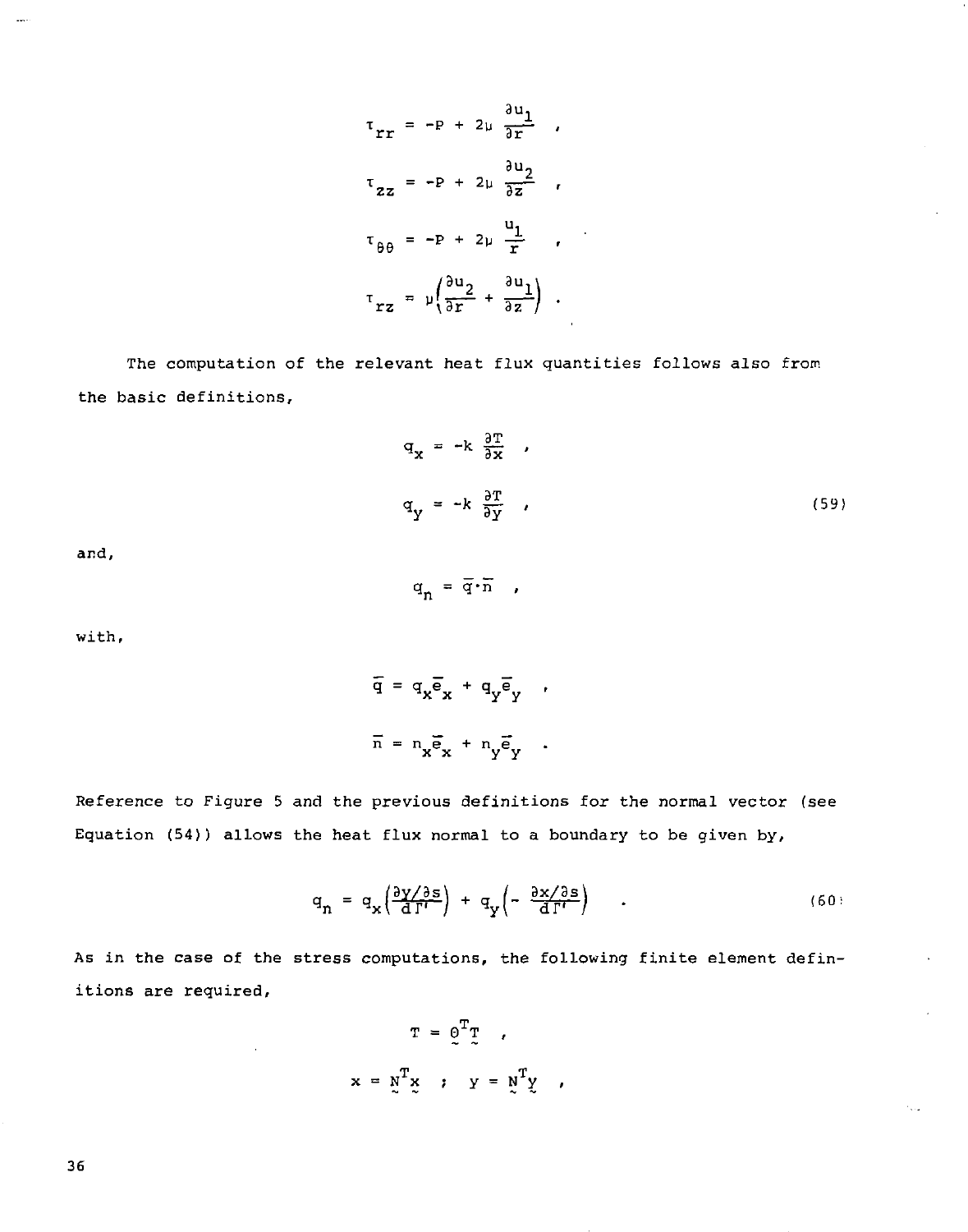$$\tau_{rr} = -P + 2\mu \frac{\partial u_1}{\partial r} \quad ,$$

$$\tau_{zz} = -P + 2\mu \frac{\partial u_2}{\partial z} \quad ,$$

$$\tau_{\theta\theta} = -P + 2\mu \frac{u_1}{r} \quad ,$$

$$\tau_{rz} = \mu\left(\frac{\partial u_2}{\partial r} + \frac{\partial u_1}{\partial z}\right) \quad .$$

The computation of the relevant heat flux quantities follows also from the basic definitions,

$$q_x = -k \frac{\partial T}{\partial x} \quad ,$$

$$q_y = -k \frac{\partial T}{\partial y} \quad , \tag{59}$$

and,

$$q_n = \bar{q}\cdot\bar{n} \quad ,$$

with,

$$\bar{q} = q_x\bar{e}_x + q_y\bar{e}_y \quad ,$$

$$\bar{n} = n_x\bar{e}_x + n_y\bar{e}_y \quad .$$

Reference to Figure 5 and the previous definitions for the normal vector (see Equation (54)) allows the heat flux normal to a boundary to be given by,

$$q_n = q_x\left(\frac{\partial y/\partial s}{d\Gamma'}\right) + q_y\left(-\frac{\partial x/\partial s}{d\Gamma'}\right) \quad . \tag{60}$$

As in the case of the stress computations, the following finite element definitions are required,

$$T = \underset{\sim}{\theta}^T \underset{\sim}{T} \quad ,$$

$$x = \underset{\sim}{N}^T \underset{\sim}{x} \quad ; \quad y = \underset{\sim}{N}^T \underset{\sim}{y} \quad ,$$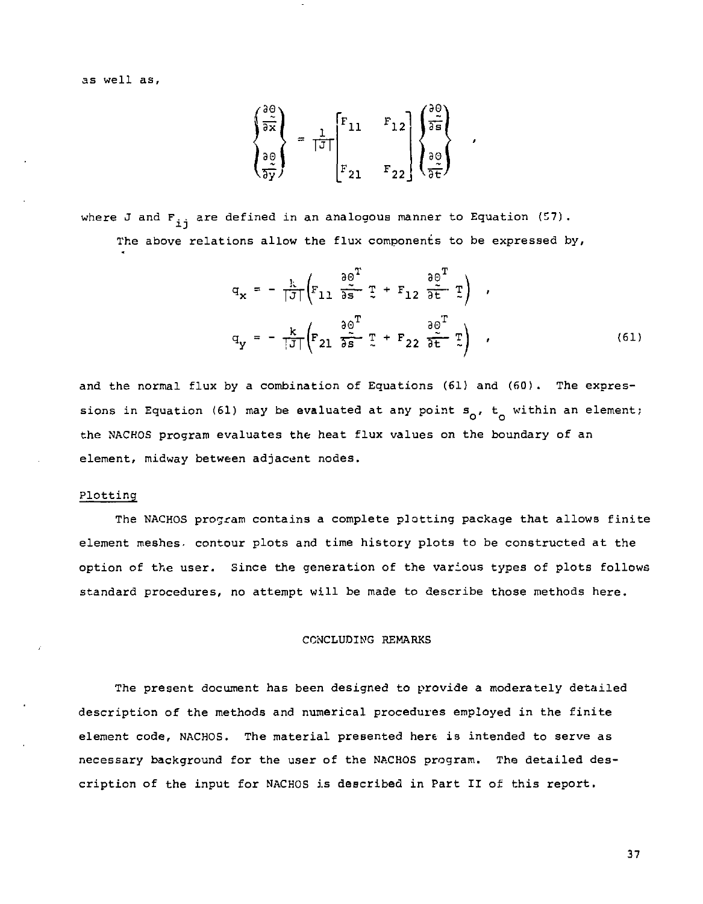as well as,

$$\begin{Bmatrix} \frac{\partial \Theta}{\partial x} \\ \frac{\partial \Theta}{\partial y} \end{Bmatrix} = \frac{1}{|J|} \begin{bmatrix} F_{11} & F_{12} \\ F_{21} & F_{22} \end{bmatrix} \begin{Bmatrix} \frac{\partial \Theta}{\partial s} \\ \frac{\partial \Theta}{\partial t} \end{Bmatrix} ,$$

where J and $F_{ij}$ are defined in an analogous manner to Equation (57).

The above relations allow the flux components to be expressed by,

$$q_x = - \frac{k}{|J|} \left( F_{11} \frac{\partial \Theta^T}{\partial s} \underset{\sim}{T} + F_{12} \frac{\partial \Theta^T}{\partial t} \underset{\sim}{T} \right) ,$$

$$q_y = - \frac{k}{|J|} \left( F_{21} \frac{\partial \Theta^T}{\partial s} \underset{\sim}{T} + F_{22} \frac{\partial \Theta^T}{\partial t} \underset{\sim}{T} \right) , \tag{61}$$

and the normal flux by a combination of Equations (61) and (60). The expressions in Equation (61) may be evaluated at any point $s_o$, $t_o$ within an element; the NACHOS program evaluates the heat flux values on the boundary of an element, midway between adjacent nodes.

## Plotting

The NACHOS program contains a complete plotting package that allows finite element meshes, contour plots and time history plots to be constructed at the option of the user. Since the generation of the various types of plots follows standard procedures, no attempt will be made to describe those methods here.

## CONCLUDING REMARKS

The present document has been designed to provide a moderately detailed description of the methods and numerical procedures employed in the finite element code, NACHOS. The material presented here is intended to serve as necessary background for the user of the NACHOS program. The detailed description of the input for NACHOS is described in Part II of this report.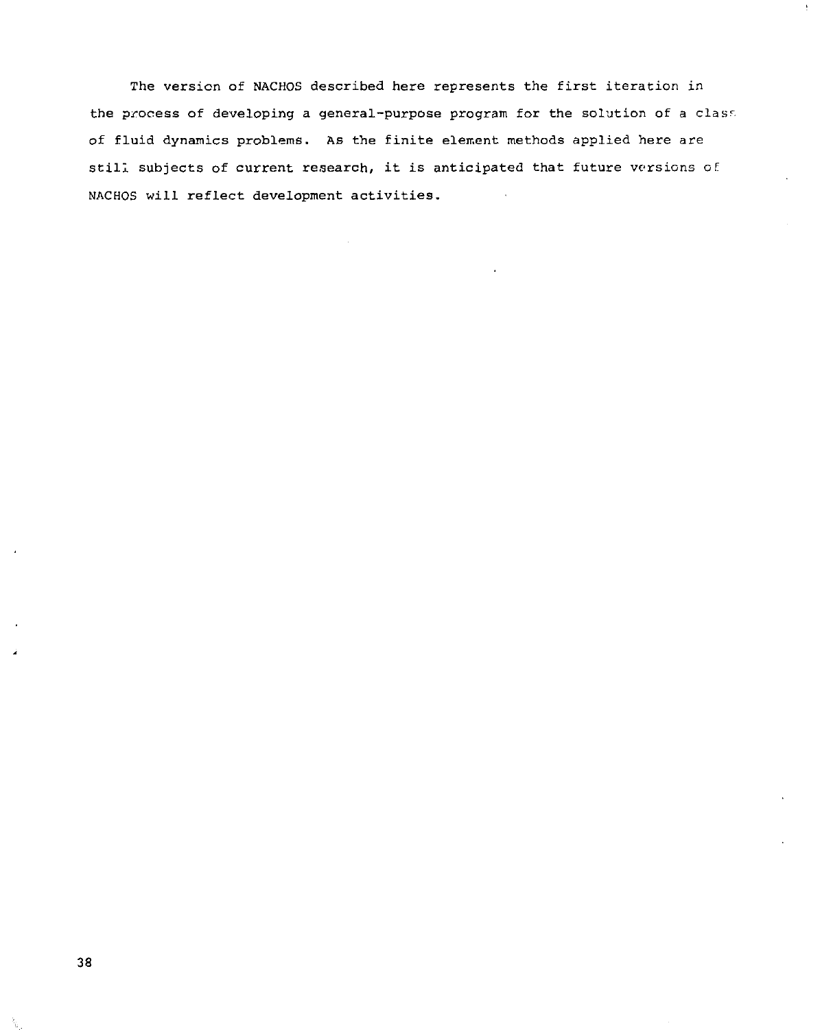The version of NACHOS described here represents the first iteration in the process of developing a general-purpose program for the solution of a class of fluid dynamics problems. As the finite element methods applied here are still subjects of current research, it is anticipated that future versions of NACHOS will reflect development activities.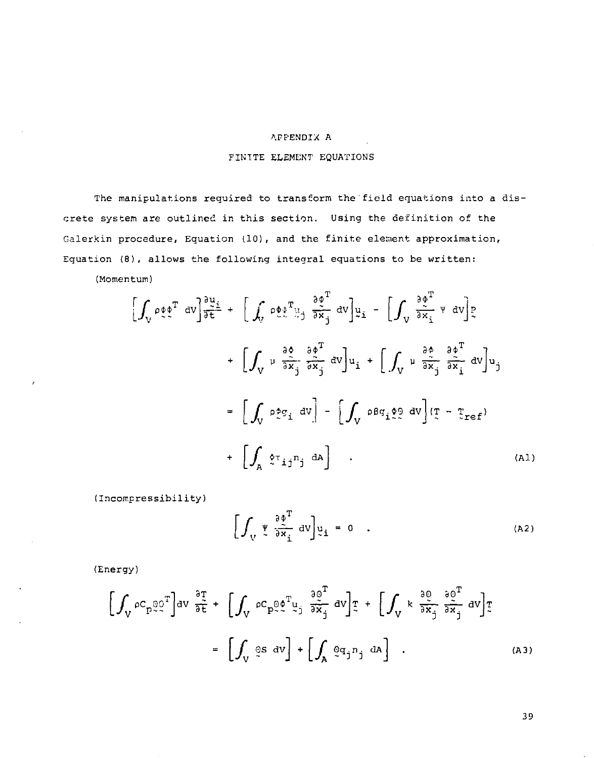# APPENDIX A

## FINITE ELEMENT EQUATIONS

The manipulations required to transform the field equations into a discrete system are outlined in this section. Using the definition of the Galerkin procedure, Equation (10), and the finite element approximation, Equation (8), allows the following integral equations to be written:

(Momentum)

$$
\left[\int_V \rho \tilde{\phi} \tilde{\phi}^T \, dV\right] \frac{\partial \tilde{u}_i}{\partial t} + \left[\int_V \rho \tilde{\phi} \tilde{\phi}^T \tilde{u}_j \frac{\partial \tilde{\phi}^T}{\partial x_j} \, dV\right] \tilde{u}_i - \left[\int_V \frac{\partial \tilde{\phi}^T}{\partial x_i} \tilde{\Psi} \, dV\right] \tilde{P}
$$

$$
+ \left[\int_V \mu \frac{\partial \tilde{\phi}}{\partial x_j} \frac{\partial \tilde{\phi}^T}{\partial x_j} \, dV\right] u_i + \left[\int_V \mu \frac{\partial \tilde{\phi}}{\partial x_j} \frac{\partial \tilde{\phi}^T}{\partial x_i} \, dV\right] u_j
$$

$$
= \left[\int_V \rho \tilde{\phi} g_i \, dV\right] - \left[\int_V \rho \beta g_i \tilde{\phi} \tilde{\Theta} \, dV\right] (\tilde{T} - \tilde{T}_{ref})
$$

$$
+ \left[\int_A \tilde{\phi} \tau_{ij} n_j \, dA\right] \quad . \tag{A1}
$$

(Incompressibility)

$$
\left[\int_V \tilde{\Psi} \frac{\partial \tilde{\phi}^T}{\partial x_i} \, dV\right] \tilde{u}_i = 0 \quad . \tag{A2}
$$

(Energy)

$$
\left[\int_V \rho C_p \tilde{\Theta} \tilde{\Theta}^T\right] dV \frac{\partial \tilde{T}}{\partial t} + \left[\int_V \rho C_p \tilde{\Theta} \tilde{\phi}^T \tilde{u}_j \frac{\partial \tilde{\Theta}^T}{\partial x_j} \, dV\right] \tilde{T} + \left[\int_V k \frac{\partial \tilde{\Theta}}{\partial x_j} \frac{\partial \tilde{\Theta}^T}{\partial x_j} \, dV\right] \tilde{T}
$$

$$
= \left[\int_V \tilde{\Theta} S \, dV\right] + \left[\int_A \tilde{\Theta} q_j n_j \, dA\right] \quad . \tag{A3}
$$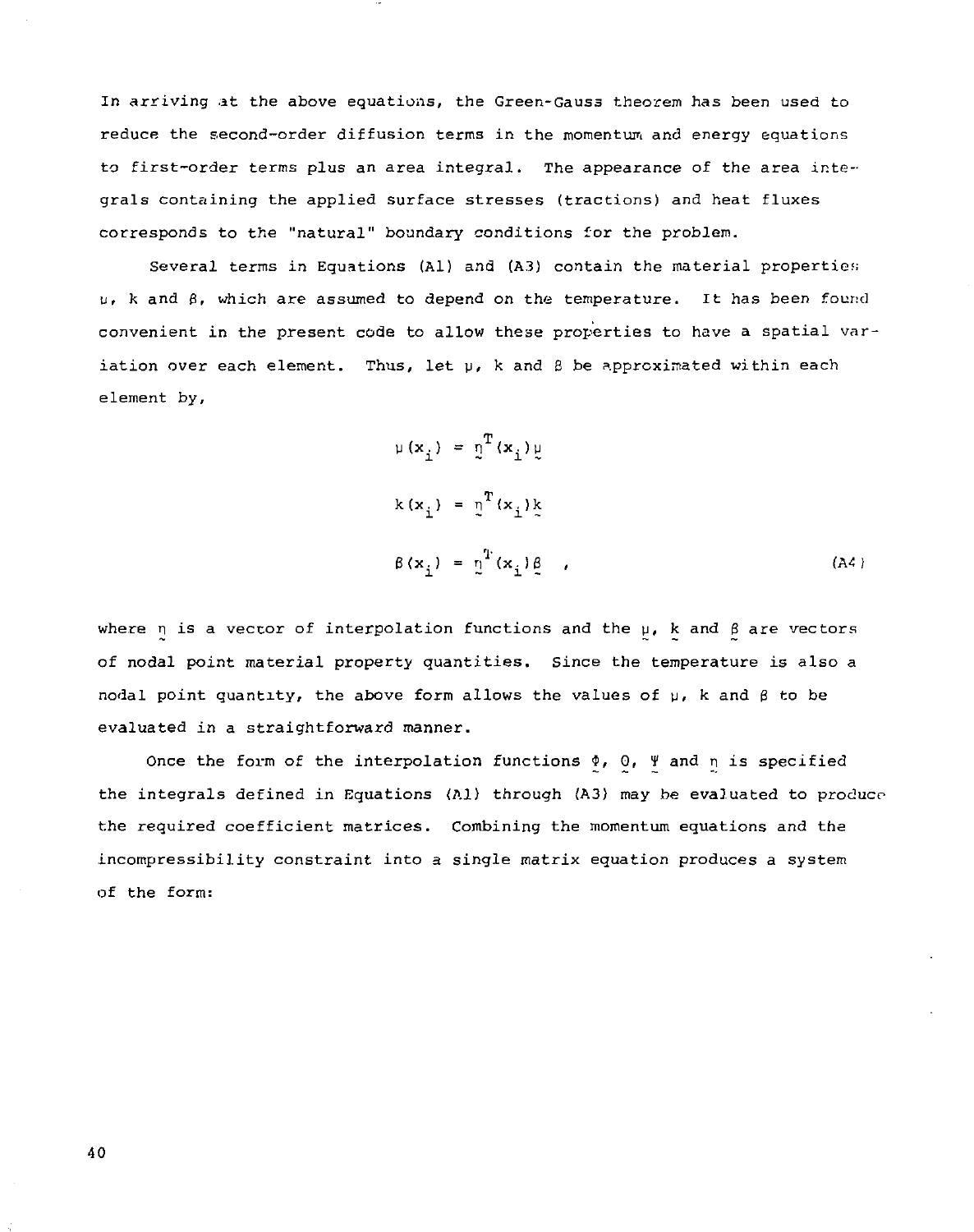In arriving at the above equations, the Green-Gauss theorem has been used to reduce the second-order diffusion terms in the momentum and energy equations to first-order terms plus an area integral. The appearance of the area integrals containing the applied surface stresses (tractions) and heat fluxes corresponds to the "natural" boundary conditions for the problem.

Several terms in Equations (A1) and (A3) contain the material properties $\mu$, $k$ and $\beta$, which are assumed to depend on the temperature. It has been found convenient in the present code to allow these properties to have a spatial variation over each element. Thus, let $\mu$, $k$ and $\beta$ be approximated within each element by,

$$\mu(x_i) = \underset{\sim}{\eta}^T(x_i)\underset{\sim}{\mu}$$

$$k(x_i) = \underset{\sim}{\eta}^T(x_i)\underset{\sim}{k}$$

$$\beta(x_i) = \underset{\sim}{\eta}^T(x_i)\underset{\sim}{\beta} \quad , \tag{A4}$$

where $\underset{\sim}{\eta}$ is a vector of interpolation functions and the $\underset{\sim}{\mu}$, $\underset{\sim}{k}$ and $\underset{\sim}{\beta}$ are vectors of nodal point material property quantities. Since the temperature is also a nodal point quantity, the above form allows the values of $\mu$, $k$ and $\beta$ to be evaluated in a straightforward manner.

Once the form of the interpolation functions $\underset{\sim}{\phi}$, $\underset{\sim}{\theta}$, $\underset{\sim}{\Psi}$ and $\underset{\sim}{\eta}$ is specified the integrals defined in Equations (A1) through (A3) may be evaluated to produce the required coefficient matrices. Combining the momentum equations and the incompressibility constraint into a single matrix equation produces a system of the form: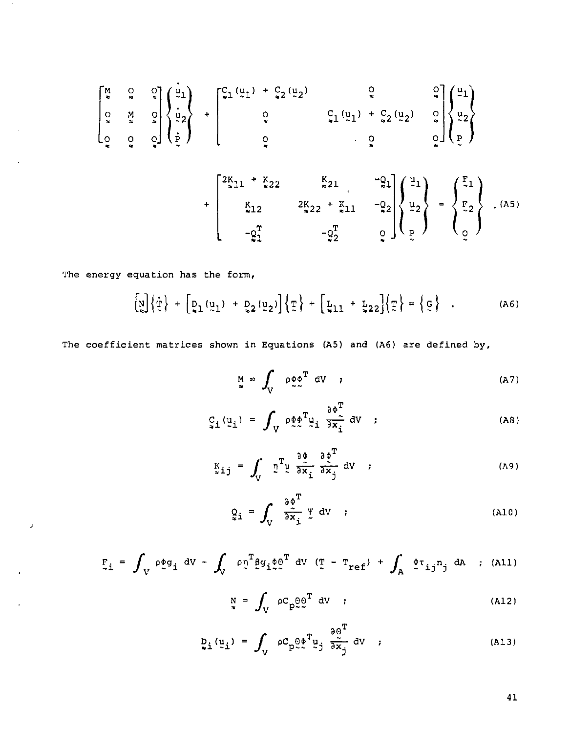$$
\begin{bmatrix} \underset{\approx}{M} & \underset{\approx}{O} & \underset{\approx}{O} \\ \underset{\approx}{O} & \underset{\approx}{M} & \underset{\approx}{O} \\ \underset{\approx}{O} & \underset{\approx}{O} & \underset{\approx}{O} \end{bmatrix} \begin{Bmatrix} \dot{\underset{\sim}{u}}_1 \\ \dot{\underset{\sim}{u}}_2 \\ \dot{\underset{\sim}{P}} \end{Bmatrix} + \begin{bmatrix} \underset{\approx}{C}_1(\underset{\sim}{u}_1) + \underset{\approx}{C}_2(\underset{\sim}{u}_2) & \underset{\approx}{O} & \underset{\approx}{O} \\ \underset{\approx}{O} & \underset{\approx}{C}_1(\underset{\sim}{u}_1) + \underset{\approx}{C}_2(\underset{\sim}{u}_2) & \underset{\approx}{O} \\ \underset{\approx}{O} & \underset{\approx}{O} & \underset{\approx}{O} \end{bmatrix} \begin{Bmatrix} \underset{\sim}{u}_1 \\ \underset{\sim}{u}_2 \\ \underset{\sim}{P} \end{Bmatrix}
$$

$$
+ \begin{bmatrix} 2\underset{\approx}{K}_{11} + \underset{\approx}{K}_{22} & \underset{\approx}{K}_{21} & -\underset{\approx}{Q}_1 \\ \underset{\approx}{K}_{12} & 2\underset{\approx}{K}_{22} + \underset{\approx}{K}_{11} & -\underset{\approx}{Q}_2 \\ -\underset{\approx}{Q}_1^T & -\underset{\approx}{Q}_2^T & \underset{\approx}{O} \end{bmatrix} \begin{Bmatrix} \underset{\sim}{u}_1 \\ \underset{\sim}{u}_2 \\ \underset{\sim}{P} \end{Bmatrix} = \begin{Bmatrix} \underset{\sim}{F}_1 \\ \underset{\sim}{F}_2 \\ \underset{\sim}{O} \end{Bmatrix} . \quad \text{(A5)}
$$

The energy equation has the form,

$$
\left[\underset{\approx}{N}\right]\left\{\dot{\underset{\sim}{T}}\right\} + \left[\underset{\approx}{D}_1(\underset{\sim}{u}_1) + \underset{\approx}{D}_2(\underset{\sim}{u}_2)\right]\left\{\underset{\sim}{T}\right\} + \left[\underset{\approx}{L}_{11} + \underset{\approx}{L}_{22}\right]\left\{\underset{\sim}{T}\right\} = \left\{\underset{\sim}{G}\right\} . \quad \text{(A6)}
$$

The coefficient matrices shown in Equations (A5) and (A6) are defined by,

$$
\underset{\approx}{M} = \int_V \rho \underset{\sim}{\phi}\underset{\sim}{\phi}^T \, dV \quad ; \quad \text{(A7)}
$$

$$
\underset{\approx}{C}_i(\underset{\sim}{u}_i) = \int_V \rho \underset{\sim}{\phi}\underset{\sim}{\phi}^T \underset{\sim}{u}_i \frac{\partial \underset{\sim}{\phi}^T}{\partial x_i} \, dV \quad ; \quad \text{(A8)}
$$

$$
\underset{\approx}{K}_{ij} = \int_V \underset{\sim}{\eta}^T \underset{\sim}{\mu} \frac{\partial \underset{\sim}{\phi}}{\partial x_i} \frac{\partial \underset{\sim}{\phi}^T}{\partial x_j} \, dV \quad ; \quad \text{(A9)}
$$

$$
\underset{\approx}{Q}_i = \int_V \frac{\partial \underset{\sim}{\phi}^T}{\partial x_i} \underset{\sim}{\Psi} \, dV \quad ; \quad \text{(A10)}
$$

$$
\underset{\sim}{F}_i = \int_V \rho \underset{\sim}{\phi} g_i \, dV - \int_V \rho \underset{\sim}{\eta}^T \underset{\sim}{\beta} g_i \underset{\sim}{\phi}\underset{\sim}{\Theta}^T \, dV \, (\underset{\sim}{T} - T_{ref}) + \int_A \underset{\sim}{\phi} \tau_{ij} n_j \, dA \quad ; \quad \text{(A11)}
$$

$$
\underset{\approx}{N} = \int_V \rho C_p \underset{\sim}{\Theta}\underset{\sim}{\Theta}^T \, dV \quad ; \quad \text{(A12)}
$$

$$
\underset{\approx}{D}_i(\underset{\sim}{u}_i) = \int_V \rho C_p \underset{\sim}{\Theta}\underset{\sim}{\phi}^T \underset{\sim}{u}_j \frac{\partial \underset{\sim}{\Theta}^T}{\partial x_j} \, dV \quad ; \quad \text{(A13)}
$$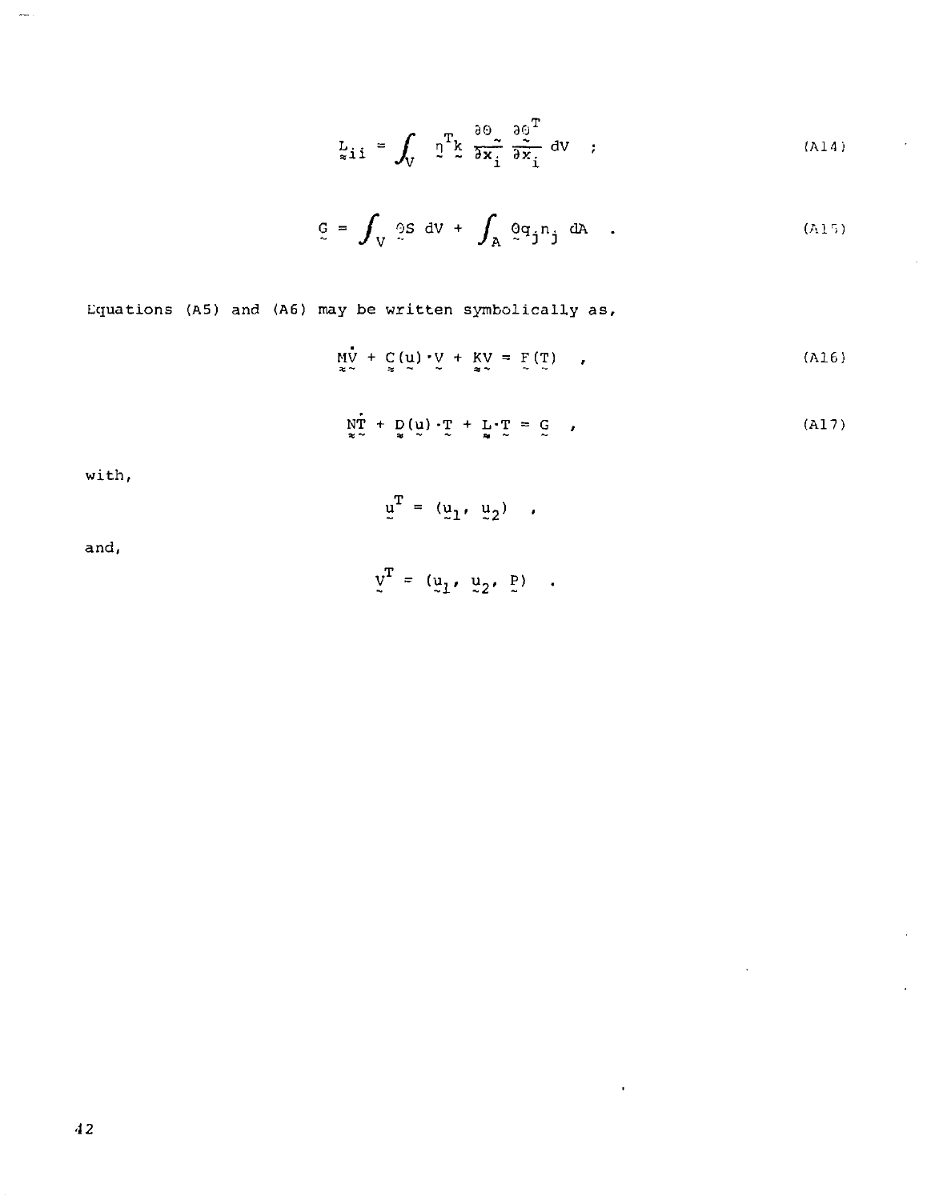$$L_{ii} = \int_V \eta^T k \frac{\partial \Theta}{\partial x_i} \frac{\partial \Theta^T}{\partial x_i} \, dV \quad ; \tag{A14}$$

$$G = \int_V \Theta S \, dV + \int_A \Theta q_j n_j \, dA \quad . \tag{A15}$$

Equations (A5) and (A6) may be written symbolically as,

$$M\dot{V} + C(u) \cdot V + KV = F(T) \quad , \tag{A16}$$

$$N\dot{T} + D(u) \cdot T + L \cdot T = G \quad , \tag{A17}$$

with,

$$u^T = (u_1, u_2) \quad ,$$

and,

$$V^T = (u_1, u_2, P) \quad .$$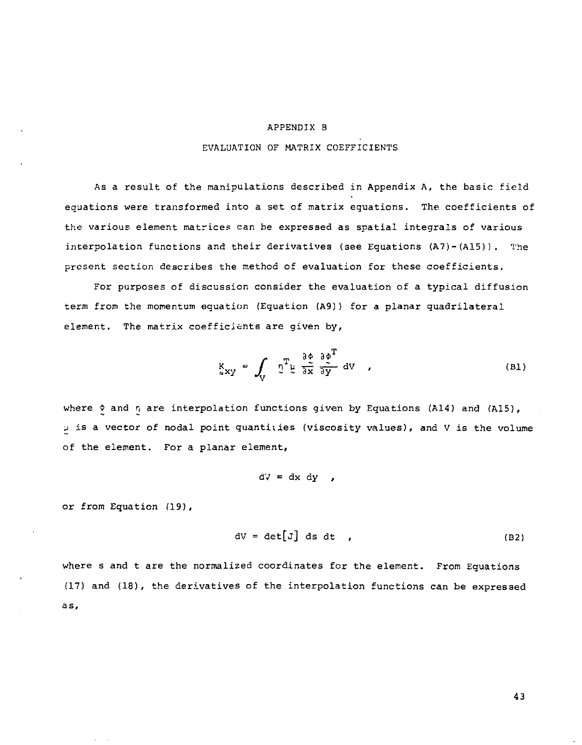# APPENDIX B

## EVALUATION OF MATRIX COEFFICIENTS

As a result of the manipulations described in Appendix A, the basic field equations were transformed into a set of matrix equations. The coefficients of the various element matrices can be expressed as spatial integrals of various interpolation functions and their derivatives (see Equations (A7)-(A15)). The present section describes the method of evaluation for these coefficients.

For purposes of discussion consider the evaluation of a typical diffusion term from the momentum equation (Equation (A9)) for a planar quadrilateral element. The matrix coefficients are given by,

$$\underset{\approx}{K}_{xy} = \int_V \underset{\sim}{\eta}^T \underset{\sim}{\mu} \frac{\partial \underset{\sim}{\phi}}{\partial x} \frac{\partial \underset{\sim}{\phi}^T}{\partial y} \, dV \quad , \tag{B1}$$

where $\underset{\sim}{\phi}$ and $\underset{\sim}{\eta}$ are interpolation functions given by Equations (A14) and (A15), $\underset{\sim}{\mu}$ is a vector of nodal point quantities (viscosity values), and V is the volume of the element. For a planar element,

$$dV = dx \; dy \quad ,$$

or from Equation (19),

$$dV = \det[J] \; ds \; dt \quad , \tag{B2}$$

where s and t are the normalized coordinates for the element. From Equations (17) and (18), the derivatives of the interpolation functions can be expressed as,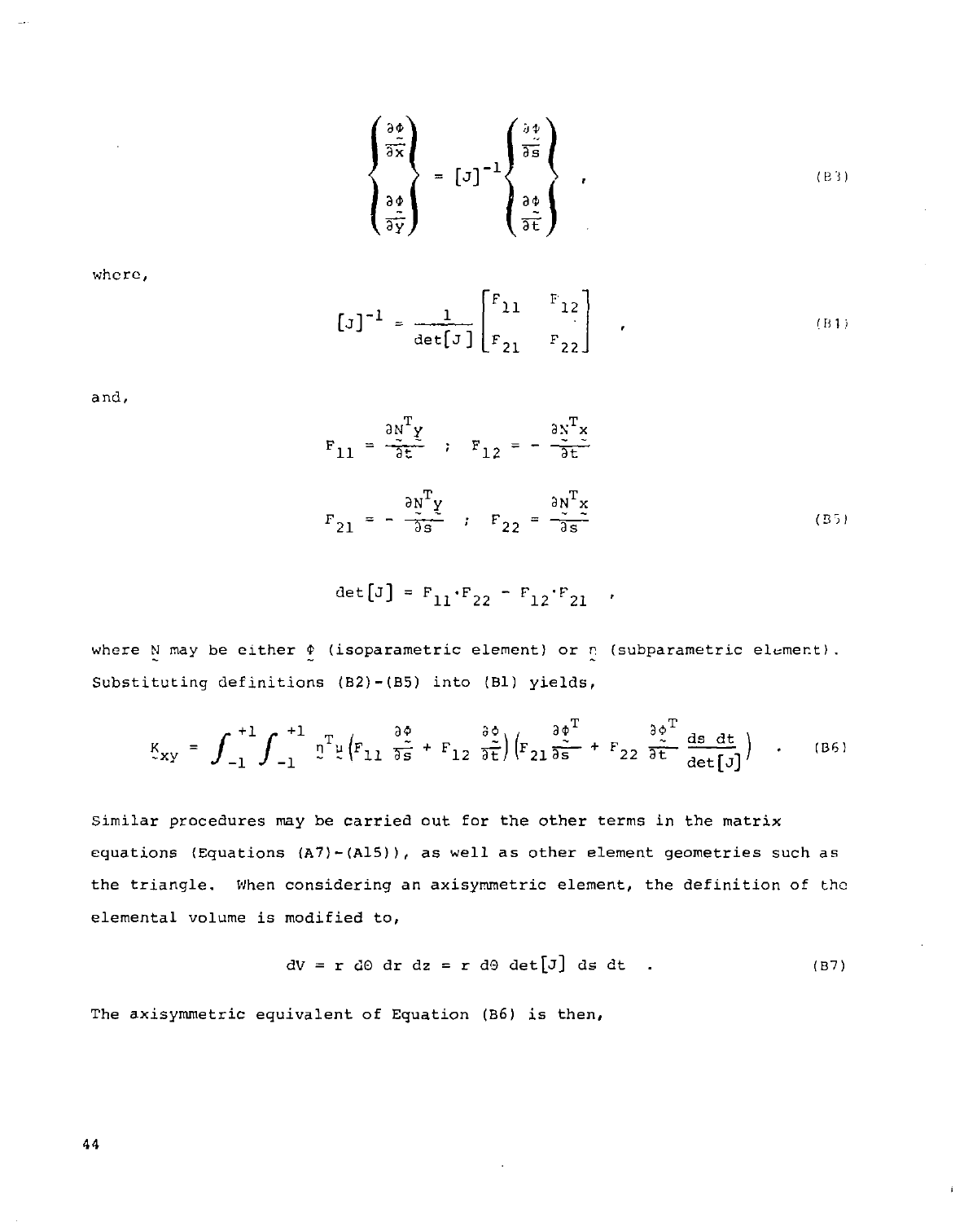$$\begin{Bmatrix} \frac{\partial \underset{\sim}{\phi}}{\partial x} \\ \frac{\partial \underset{\sim}{\phi}}{\partial y} \end{Bmatrix} = [J]^{-1} \begin{Bmatrix} \frac{\partial \underset{\sim}{\phi}}{\partial s} \\ \frac{\partial \underset{\sim}{\phi}}{\partial t} \end{Bmatrix} \quad , \tag{B3}$$

where,

$$[J]^{-1} = \frac{1}{\det[J]} \begin{bmatrix} F_{11} & F_{12} \\ F_{21} & F_{22} \end{bmatrix} \quad , \tag{B4}$$

and,

$$F_{11} = \frac{\partial \underset{\sim}{N}^T \underset{\sim}{y}}{\partial t} \quad ; \quad F_{12} = - \frac{\partial \underset{\sim}{N}^T \underset{\sim}{x}}{\partial t}$$

$$F_{21} = - \frac{\partial \underset{\sim}{N}^T \underset{\sim}{y}}{\partial s} \quad ; \quad F_{22} = \frac{\partial \underset{\sim}{N}^T \underset{\sim}{x}}{\partial s} \tag{B5}$$

$$\det[J] = F_{11} \cdot F_{22} - F_{12} \cdot F_{21} \quad ,$$

where $\underset{\sim}{N}$ may be either $\underset{\sim}{\phi}$ (isoparametric element) or $\underset{\sim}{\eta}$ (subparametric element). Substituting definitions (B2)-(B5) into (B1) yields,

$$\underset{\sim}{K}_{xy} = \int_{-1}^{+1} \int_{-1}^{+1} \underset{\sim}{\eta}^T \underset{\sim}{\mu} \left( F_{11} \frac{\partial \underset{\sim}{\phi}}{\partial s} + F_{12} \frac{\partial \underset{\sim}{\phi}}{\partial t} \right) \left( F_{21} \frac{\partial \underset{\sim}{\phi}^T}{\partial s} + F_{22} \frac{\partial \underset{\sim}{\phi}^T}{\partial t} \frac{ds\ dt}{\det[J]} \right) \quad . \tag{B6}$$

Similar procedures may be carried out for the other terms in the matrix equations (Equations (A7)-(A15)), as well as other element geometries such as the triangle. When considering an axisymmetric element, the definition of the elemental volume is modified to,

$$dV = r\ d\Theta\ dr\ dz = r\ d\Theta\ \det[J]\ ds\ dt \quad . \tag{B7}$$

The axisymmetric equivalent of Equation (B6) is then,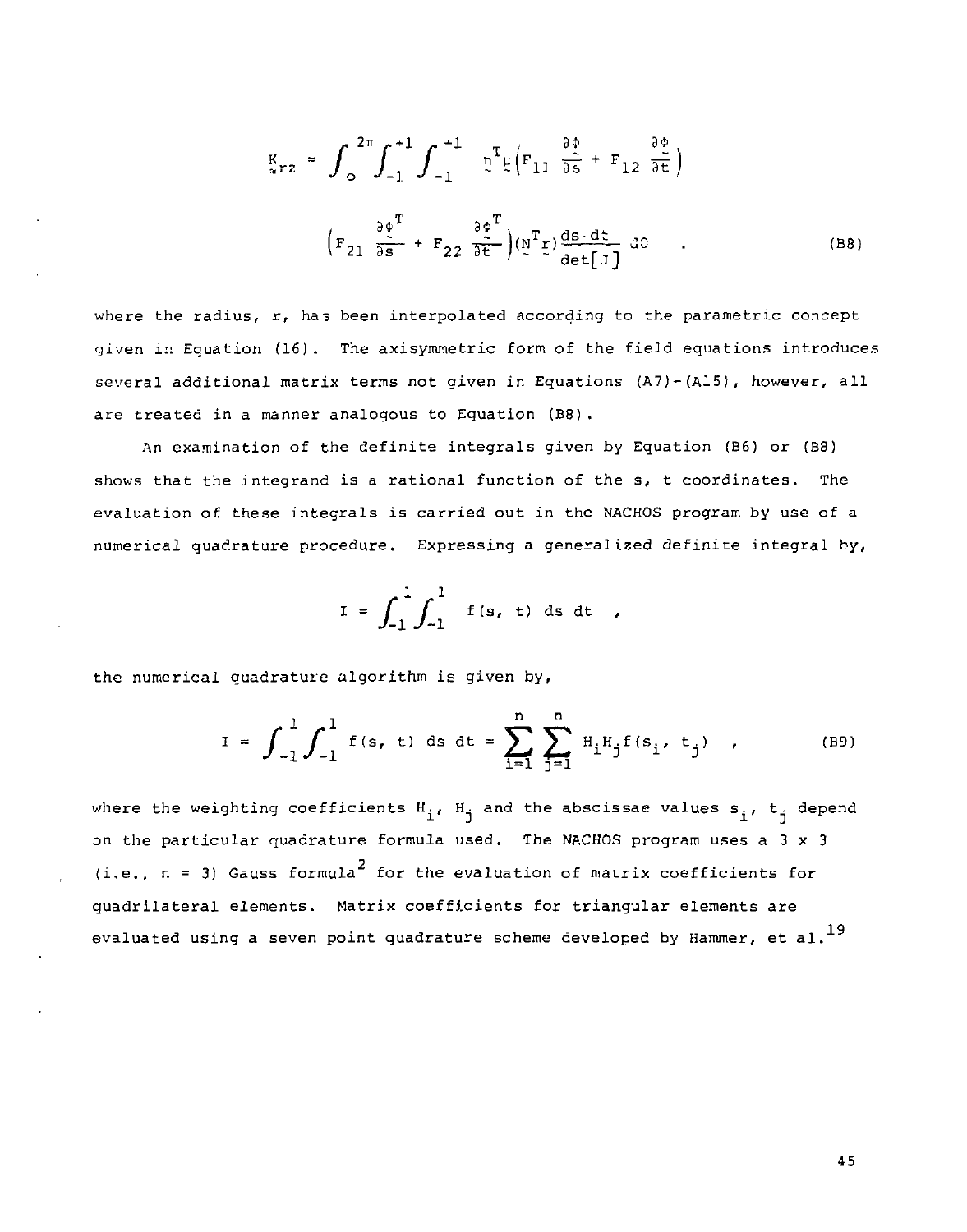$$
\underset{\approx}{K}_{rz} = \int_0^{2\pi} \int_{-1}^{+1} \int_{-1}^{+1} \underset{\sim}{N}^T \underset{\sim}{r} \left( F_{11} \frac{\partial \underset{\sim}{\phi}}{\partial s} + F_{12} \frac{\partial \underset{\sim}{\phi}}{\partial t} \right)
$$

$$
\left( F_{21} \frac{\partial \underset{\sim}{\phi}^T}{\partial s} + F_{22} \frac{\partial \underset{\sim}{\phi}^T}{\partial t} \right) (\underset{\sim}{N}^T \underset{\sim}{r}) \frac{ds\, dt}{\det[J]}\, d\theta \quad . \tag{B8}
$$

where the radius, $r$, has been interpolated according to the parametric concept given in Equation (16). The axisymmetric form of the field equations introduces several additional matrix terms not given in Equations (A7)-(A15), however, all are treated in a manner analogous to Equation (B8).

An examination of the definite integrals given by Equation (B6) or (B8) shows that the integrand is a rational function of the s, t coordinates. The evaluation of these integrals is carried out in the NACHOS program by use of a numerical quadrature procedure. Expressing a generalized definite integral by,

$$
I = \int_{-1}^{1} \int_{-1}^{1} f(s, t)\, ds\, dt \quad ,
$$

the numerical quadrature algorithm is given by,

$$
I = \int_{-1}^{1} \int_{-1}^{1} f(s, t)\, ds\, dt = \sum_{i=1}^{n} \sum_{j=1}^{n} H_i H_j f(s_i, t_j) \quad , \tag{B9}
$$

where the weighting coefficients $H_i$, $H_j$ and the abscissae values $s_i$, $t_j$ depend on the particular quadrature formula used. The NACHOS program uses a 3 x 3 (i.e., $n = 3$) Gauss formula[2] for the evaluation of matrix coefficients for quadrilateral elements. Matrix coefficients for triangular elements are evaluated using a seven point quadrature scheme developed by Hammer, et al.[19]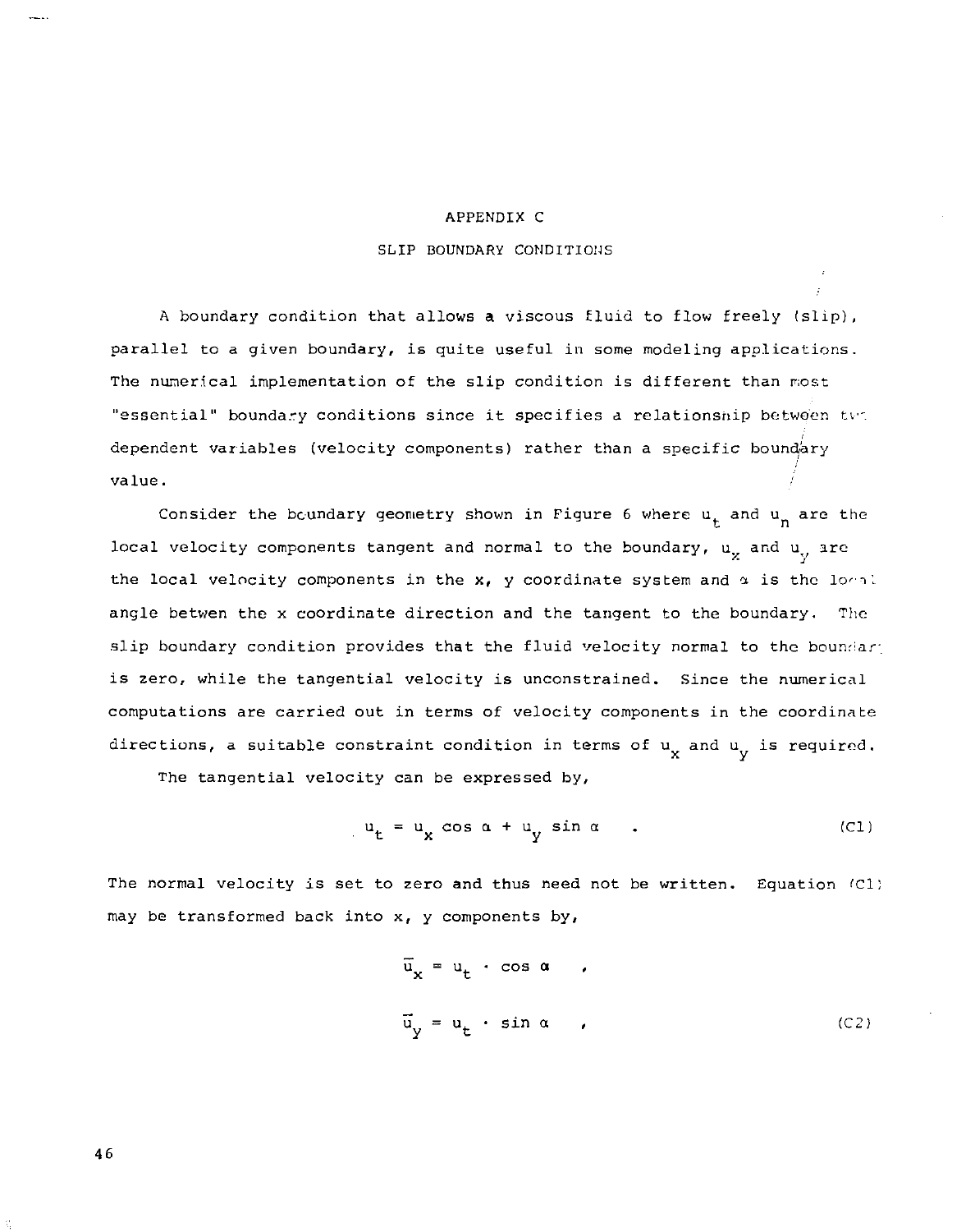# APPENDIX C

## SLIP BOUNDARY CONDITIONS

A boundary condition that allows a viscous fluid to flow freely (slip), parallel to a given boundary, is quite useful in some modeling applications. The numerical implementation of the slip condition is different than most "essential" boundary conditions since it specifies a relationship between two dependent variables (velocity components) rather than a specific boundary value.

Consider the boundary geometry shown in Figure 6 where $u_t$ and $u_n$ are the local velocity components tangent and normal to the boundary, $u_x$ and $u_y$ are the local velocity components in the x, y coordinate system and $\alpha$ is the local angle betwen the x coordinate direction and the tangent to the boundary. The slip boundary condition provides that the fluid velocity normal to the boundary is zero, while the tangential velocity is unconstrained. Since the numerical computations are carried out in terms of velocity components in the coordinate directions, a suitable constraint condition in terms of $u_x$ and $u_y$ is required.

The tangential velocity can be expressed by,

$$u_t = u_x \cos \alpha + u_y \sin \alpha \quad . \tag{C1}$$

The normal velocity is set to zero and thus need not be written. Equation (C1) may be transformed back into x, y components by,

$$\bar{u}_x = u_t \cdot \cos \alpha \quad ,$$

$$\bar{u}_y = u_t \cdot \sin \alpha \quad , \tag{C2}$$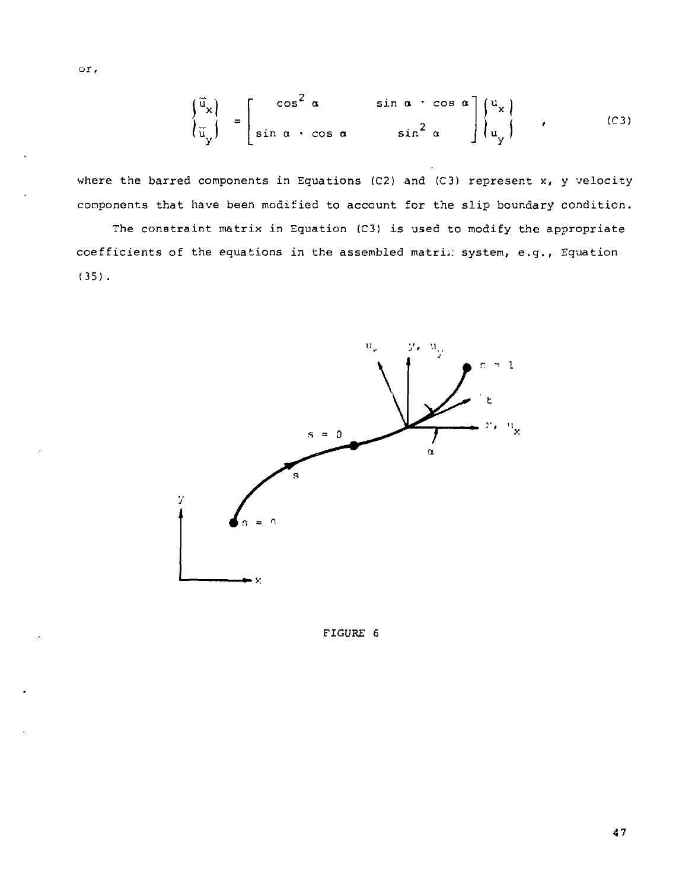or,

$$
\begin{Bmatrix} \bar{u}_x \\ \bar{u}_y \end{Bmatrix} = \begin{bmatrix} \cos^2 \alpha & \sin \alpha \cdot \cos \alpha \\ \sin \alpha \cdot \cos \alpha & \sin^2 \alpha \end{bmatrix} \begin{Bmatrix} u_x \\ u_y \end{Bmatrix} \quad , \tag{C3}
$$

where the barred components in Equations (C2) and (C3) represent x, y velocity components that have been modified to account for the slip boundary condition.

The constraint matrix in Equation (C3) is used to modify the appropriate coefficients of the equations in the assembled matrix system, e.g., Equation (35).

FIGURE 6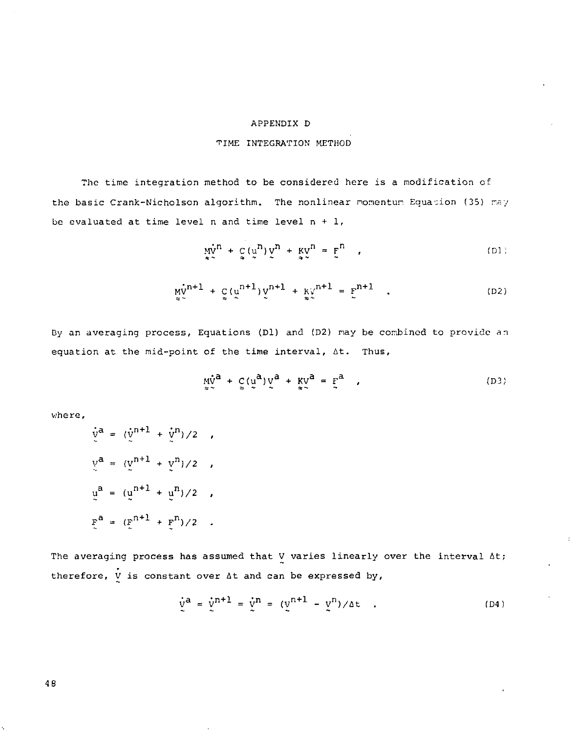# APPENDIX D

## TIME INTEGRATION METHOD

The time integration method to be considered here is a modification of the basic Crank-Nicholson algorithm. The nonlinear momentum Equation (35) may be evaluated at time level n and time level n + 1,

$$\underset{\approx}{M}\dot{\underset{\sim}{V}}^n + \underset{\approx}{C}(\underset{\sim}{u}^n)\underset{\sim}{V}^n + \underset{\approx}{K}\underset{\sim}{V}^n = \underset{\sim}{F}^n \quad , \tag{D1}$$

$$\underset{\approx}{M}\dot{\underset{\sim}{V}}^{n+1} + \underset{\approx}{C}(\underset{\sim}{u}^{n+1})\underset{\sim}{V}^{n+1} + \underset{\approx}{K}\underset{\sim}{V}^{n+1} = \underset{\sim}{F}^{n+1} \quad . \tag{D2}$$

By an averaging process, Equations (D1) and (D2) may be combined to provide an equation at the mid-point of the time interval, $\Delta t$. Thus,

$$\underset{\approx}{M}\dot{\underset{\sim}{V}}^a + \underset{\approx}{C}(\underset{\sim}{u}^a)\underset{\sim}{V}^a + \underset{\approx}{K}\underset{\sim}{V}^a = \underset{\sim}{F}^a \quad , \tag{D3}$$

where,

$$\dot{\underset{\sim}{V}}^a = (\dot{\underset{\sim}{V}}^{n+1} + \dot{\underset{\sim}{V}}^n)/2 \quad ,$$

$$\underset{\sim}{V}^a = (\underset{\sim}{V}^{n+1} + \underset{\sim}{V}^n)/2 \quad ,$$

$$\underset{\sim}{u}^a = (\underset{\sim}{u}^{n+1} + \underset{\sim}{u}^n)/2 \quad ,$$

$$\underset{\sim}{F}^a = (\underset{\sim}{F}^{n+1} + \underset{\sim}{F}^n)/2 \quad .$$

The averaging process has assumed that $\underset{\sim}{V}$ varies linearly over the interval $\Delta t$; therefore, $\dot{\underset{\sim}{V}}$ is constant over $\Delta t$ and can be expressed by,

$$\dot{\underset{\sim}{V}}^a = \dot{\underset{\sim}{V}}^{n+1} = \dot{\underset{\sim}{V}}^n = (\underset{\sim}{V}^{n+1} - \underset{\sim}{V}^n)/\Delta t \quad . \tag{D4}$$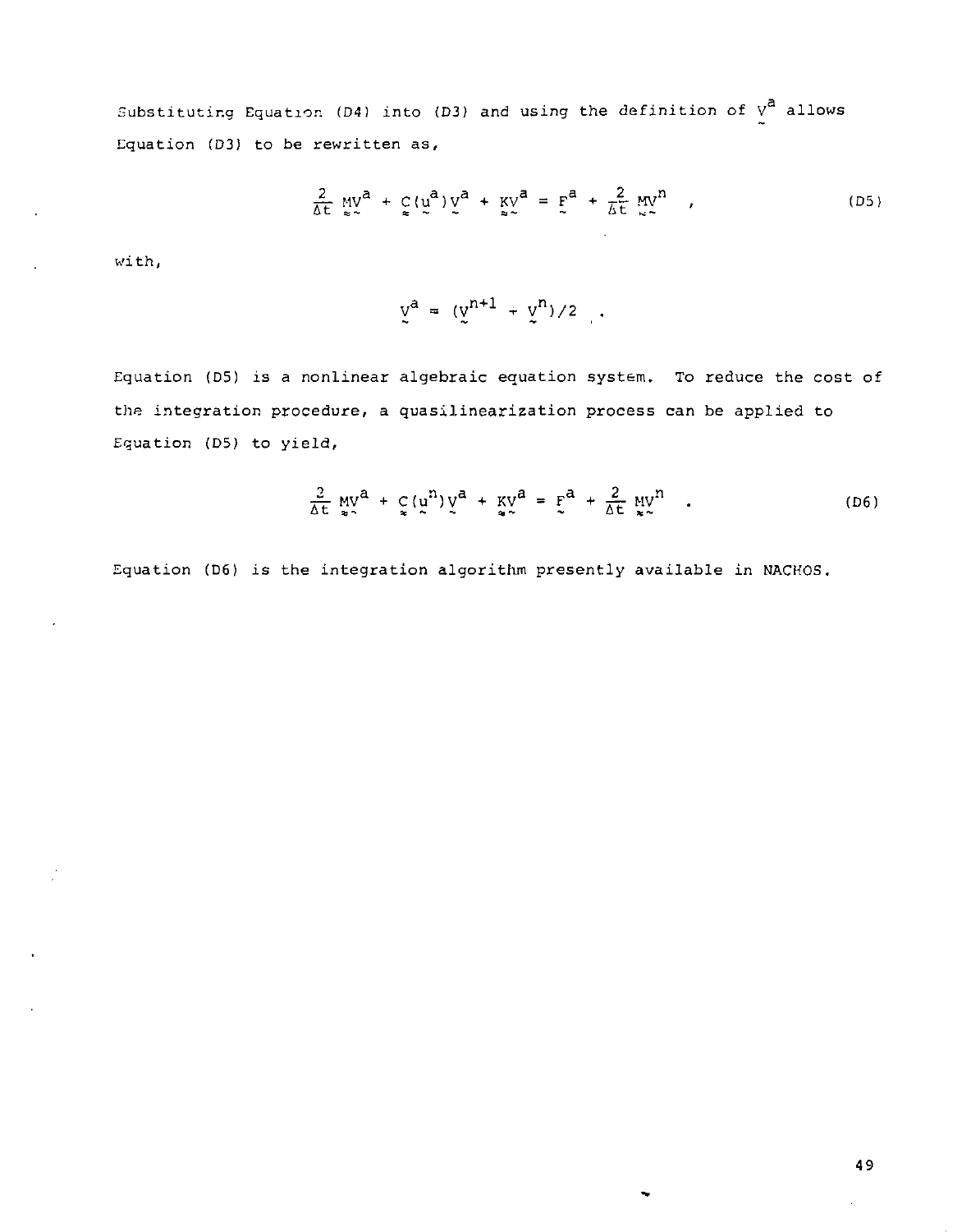Substituting Equation (D4) into (D3) and using the definition of $\underset{\sim}{V}^a$ allows Equation (D3) to be rewritten as,

$$\frac{2}{\Delta t} \underset{\approx}{M}\underset{\sim}{V}^a + \underset{\approx}{C}(\underset{\sim}{u}^a)\underset{\sim}{V}^a + \underset{\approx}{K}\underset{\sim}{V}^a = \underset{\sim}{F}^a + \frac{2}{\Delta t} \underset{\approx}{M}\underset{\sim}{V}^n \quad , \tag{D5}$$

with,

$$\underset{\sim}{V}^a = (\underset{\sim}{V}^{n+1} + \underset{\sim}{V}^n)/2 \quad .$$

Equation (D5) is a nonlinear algebraic equation system. To reduce the cost of the integration procedure, a quasilinearization process can be applied to Equation (D5) to yield,

$$\frac{2}{\Delta t} \underset{\approx}{M}\underset{\sim}{V}^a + \underset{\approx}{C}(\underset{\sim}{u}^n)\underset{\sim}{V}^a + \underset{\approx}{K}\underset{\sim}{V}^a = \underset{\sim}{F}^a + \frac{2}{\Delta t} \underset{\approx}{M}\underset{\sim}{V}^n \quad . \tag{D6}$$

Equation (D6) is the integration algorithm presently available in NACHOS.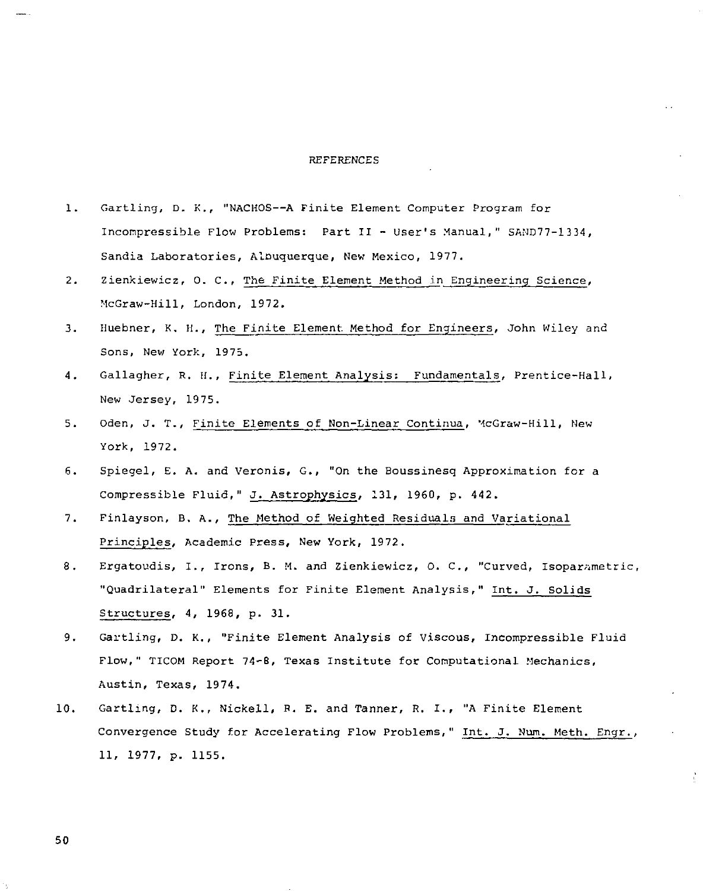# REFERENCES

1. Gartling, D. K., "NACHOS--A Finite Element Computer Program for Incompressible Flow Problems: Part II - User's Manual," SAND77-1334, Sandia Laboratories, Albuquerque, New Mexico, 1977.

2. Zienkiewicz, O. C., The Finite Element Method in Engineering Science, McGraw-Hill, London, 1972.

3. Huebner, K. H., The Finite Element Method for Engineers, John Wiley and Sons, New York, 1975.

4. Gallagher, R. H., Finite Element Analysis: Fundamentals, Prentice-Hall, New Jersey, 1975.

5. Oden, J. T., Finite Elements of Non-Linear Continua, McGraw-Hill, New York, 1972.

6. Spiegel, E. A. and Veronis, G., "On the Boussinesq Approximation for a Compressible Fluid," J. Astrophysics, 131, 1960, p. 442.

7. Finlayson, B. A., The Method of Weighted Residuals and Variational Principles, Academic Press, New York, 1972.

8. Ergatoudis, I., Irons, B. M. and Zienkiewicz, O. C., "Curved, Isoparametric, "Quadrilateral" Elements for Finite Element Analysis," Int. J. Solids Structures, 4, 1968, p. 31.

9. Gartling, D. K., "Finite Element Analysis of Viscous, Incompressible Fluid Flow," TICOM Report 74-8, Texas Institute for Computational Mechanics, Austin, Texas, 1974.

10. Gartling, D. K., Nickell, R. E. and Tanner, R. I., "A Finite Element Convergence Study for Accelerating Flow Problems," Int. J. Num. Meth. Engr., 11, 1977, p. 1155.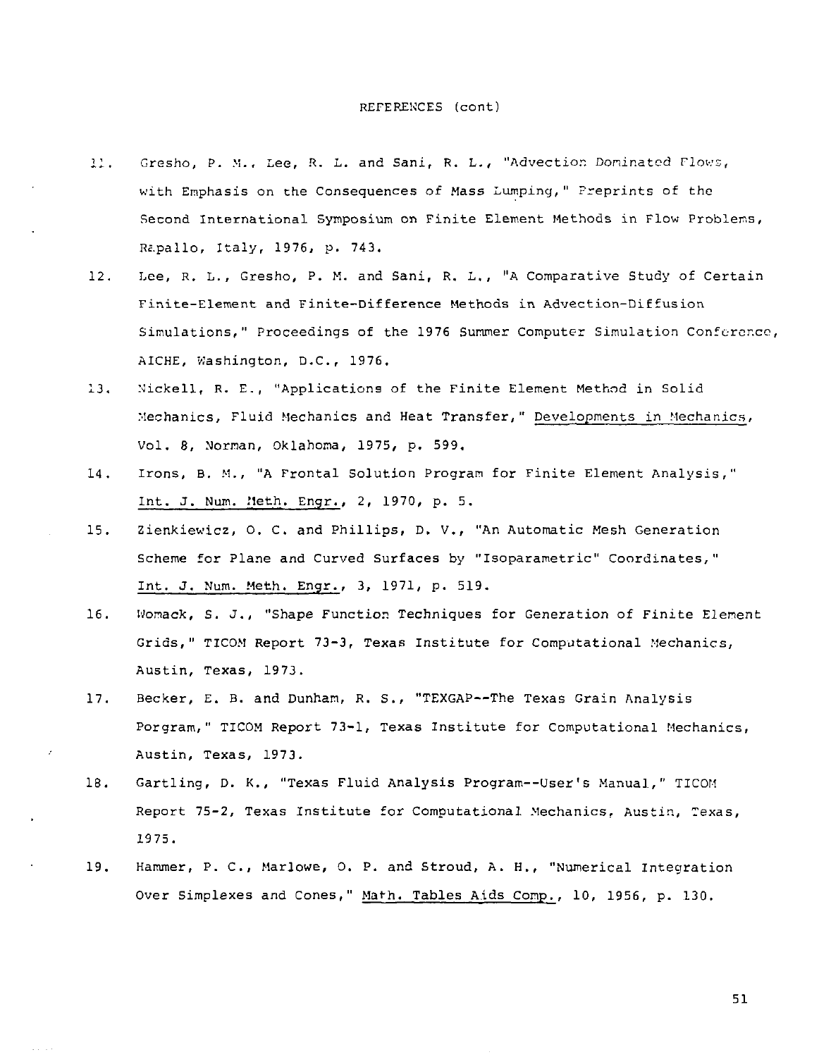REFERENCES (cont)

11. Gresho, P. M., Lee, R. L. and Sani, R. L., "Advection Dominated Flows, with Emphasis on the Consequences of Mass Lumping," Preprints of the Second International Symposium on Finite Element Methods in Flow Problems, Rapallo, Italy, 1976, p. 743.

12. Lee, R. L., Gresho, P. M. and Sani, R. L., "A Comparative Study of Certain Finite-Element and Finite-Difference Methods in Advection-Diffusion Simulations," Proceedings of the 1976 Summer Computer Simulation Conference, AICHE, Washington, D.C., 1976.

13. Nickell, R. E., "Applications of the Finite Element Method in Solid Mechanics, Fluid Mechanics and Heat Transfer," Developments in Mechanics, Vol. 8, Norman, Oklahoma, 1975, p. 599.

14. Irons, B. M., "A Frontal Solution Program for Finite Element Analysis," Int. J. Num. Meth. Engr., 2, 1970, p. 5.

15. Zienkiewicz, O. C. and Phillips, D. V., "An Automatic Mesh Generation Scheme for Plane and Curved Surfaces by "Isoparametric" Coordinates," Int. J. Num. Meth. Engr., 3, 1971, p. 519.

16. Womack, S. J., "Shape Function Techniques for Generation of Finite Element Grids," TICOM Report 73-3, Texas Institute for Computational Mechanics, Austin, Texas, 1973.

17. Becker, E. B. and Dunham, R. S., "TEXGAP--The Texas Grain Analysis Porgram," TICOM Report 73-1, Texas Institute for Computational Mechanics, Austin, Texas, 1973.

18. Gartling, D. K., "Texas Fluid Analysis Program--User's Manual," TICOM Report 75-2, Texas Institute for Computational Mechanics, Austin, Texas, 1975.

19. Hammer, P. C., Marlowe, O. P. and Stroud, A. H., "Numerical Integration Over Simplexes and Cones," Math. Tables Aids Comp., 10, 1956, p. 130.